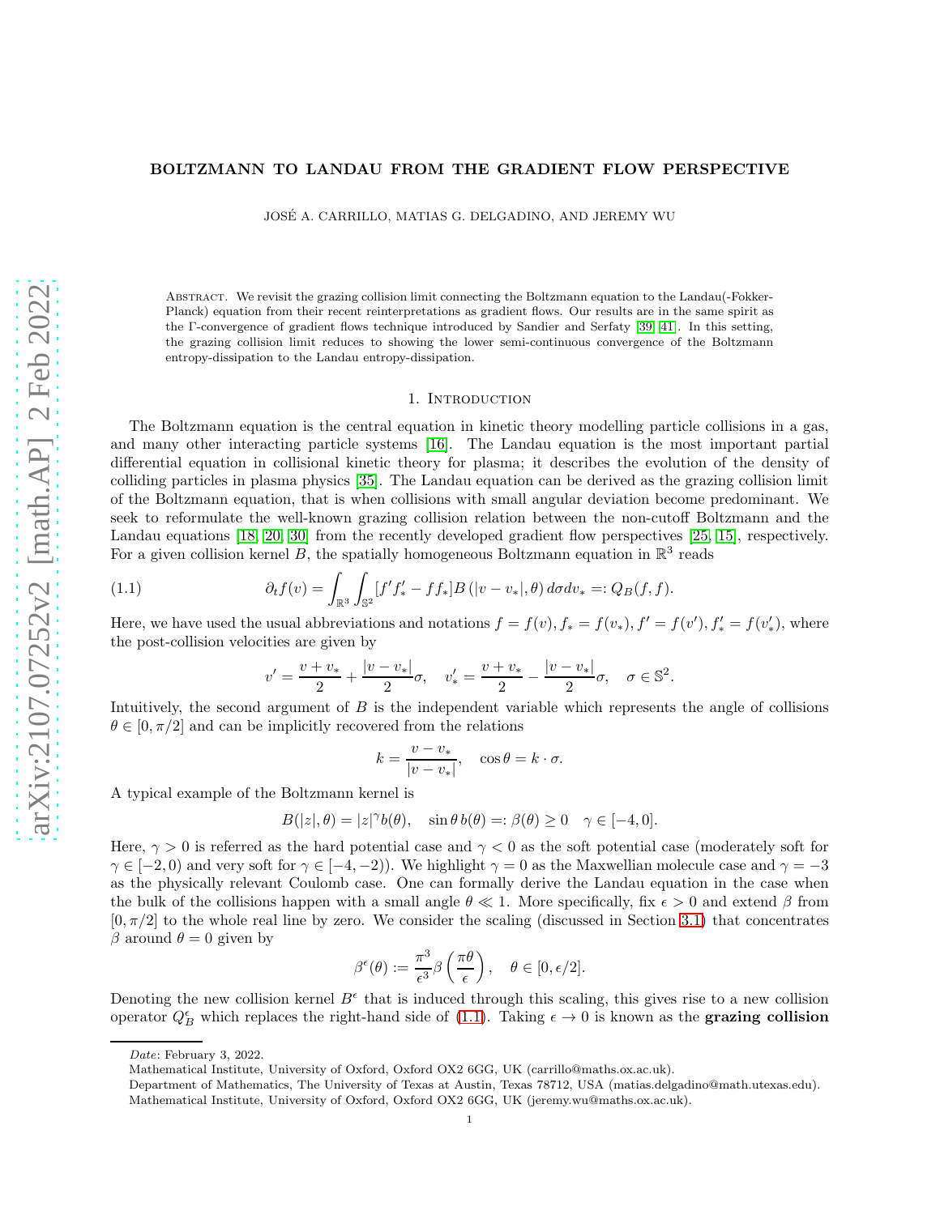# BOLTZMANN TO LANDAU FROM THE GRADIENT FLOW PERSPECTIVE

JOSÉ A. CARRILLO, MATIAS G. DELGADINO, AND JEREMY WU

Abstract. We revisit the grazing collision limit connecting the Boltzmann equation to the Landau(-Fokker-Planck) equation from their recent reinterpretations as gradient flows. Our results are in the same spirit as the Γ-convergence of gradient flows technique introduced by Sandier and Serfaty [39, 41]. In this setting, the grazing collision limit reduces to showing the lower semi-continuous convergence of the Boltzmann entropy-dissipation to the Landau entropy-dissipation.

## 1. Introduction

The Boltzmann equation is the central equation in kinetic theory modelling particle collisions in a gas, and many other interacting particle systems [16]. The Landau equation is the most important partial differential equation in collisional kinetic theory for plasma; it describes the evolution of the density of colliding particles in plasma physics [35]. The Landau equation can be derived as the grazing collision limit of the Boltzmann equation, that is when collisions with small angular deviation become predominant. We seek to reformulate the well-known grazing collision relation between the non-cutoff Boltzmann and the Landau equations [18, 20, 30] from the recently developed gradient flow perspectives [25, 15], respectively. For a given collision kernel $B$, the spatially homogeneous Boltzmann equation in $\mathbb{R}^3$ reads

$$\partial_t f(v) = \int_{\mathbb{R}^3}\int_{\mathbb{S}^2} [f'f'_* - ff_*] B\left(|v-v_*|, \theta\right) d\sigma dv_* =: Q_B(f,f). \tag{1.1}$$

Here, we have used the usual abbreviations and notations $f = f(v), f_* = f(v_*), f' = f(v'), f'_* = f(v'_*)$, where the post-collision velocities are given by

$$v' = \frac{v+v_*}{2} + \frac{|v-v_*|}{2}\sigma, \quad v'_* = \frac{v+v_*}{2} - \frac{|v-v_*|}{2}\sigma, \quad \sigma \in \mathbb{S}^2.$$

Intuitively, the second argument of $B$ is the independent variable which represents the angle of collisions $\theta \in [0, \pi/2]$ and can be implicitly recovered from the relations

$$k = \frac{v-v_*}{|v-v_*|}, \quad \cos\theta = k\cdot\sigma.$$

A typical example of the Boltzmann kernel is

$$B(|z|,\theta) = |z|^\gamma b(\theta), \quad \sin\theta\, b(\theta) =: \beta(\theta) \geq 0 \quad \gamma \in [-4, 0].$$

Here, $\gamma > 0$ is referred as the hard potential case and $\gamma < 0$ as the soft potential case (moderately soft for $\gamma \in [-2, 0)$ and very soft for $\gamma \in [-4, -2)$). We highlight $\gamma = 0$ as the Maxwellian molecule case and $\gamma = -3$ as the physically relevant Coulomb case. One can formally derive the Landau equation in the case when the bulk of the collisions happen with a small angle $\theta \ll 1$. More specifically, fix $\epsilon > 0$ and extend $\beta$ from $[0, \pi/2]$ to the whole real line by zero. We consider the scaling (discussed in Section 3.1) that concentrates $\beta$ around $\theta = 0$ given by

$$\beta^\epsilon(\theta) := \frac{\pi^3}{\epsilon^3}\beta\left(\frac{\pi\theta}{\epsilon}\right), \quad \theta \in [0, \epsilon/2].$$

Denoting the new collision kernel $B^\epsilon$ that is induced through this scaling, this gives rise to a new collision operator $Q^\epsilon_B$ which replaces the right-hand side of (1.1). Taking $\epsilon \to 0$ is known as the **grazing collision**

Date: February 3, 2022.

Mathematical Institute, University of Oxford, Oxford OX2 6GG, UK (carrillo@maths.ox.ac.uk).

Department of Mathematics, The University of Texas at Austin, Texas 78712, USA (matias.delgadino@math.utexas.edu).

Mathematical Institute, University of Oxford, Oxford OX2 6GG, UK (jeremy.wu@maths.ox.ac.uk).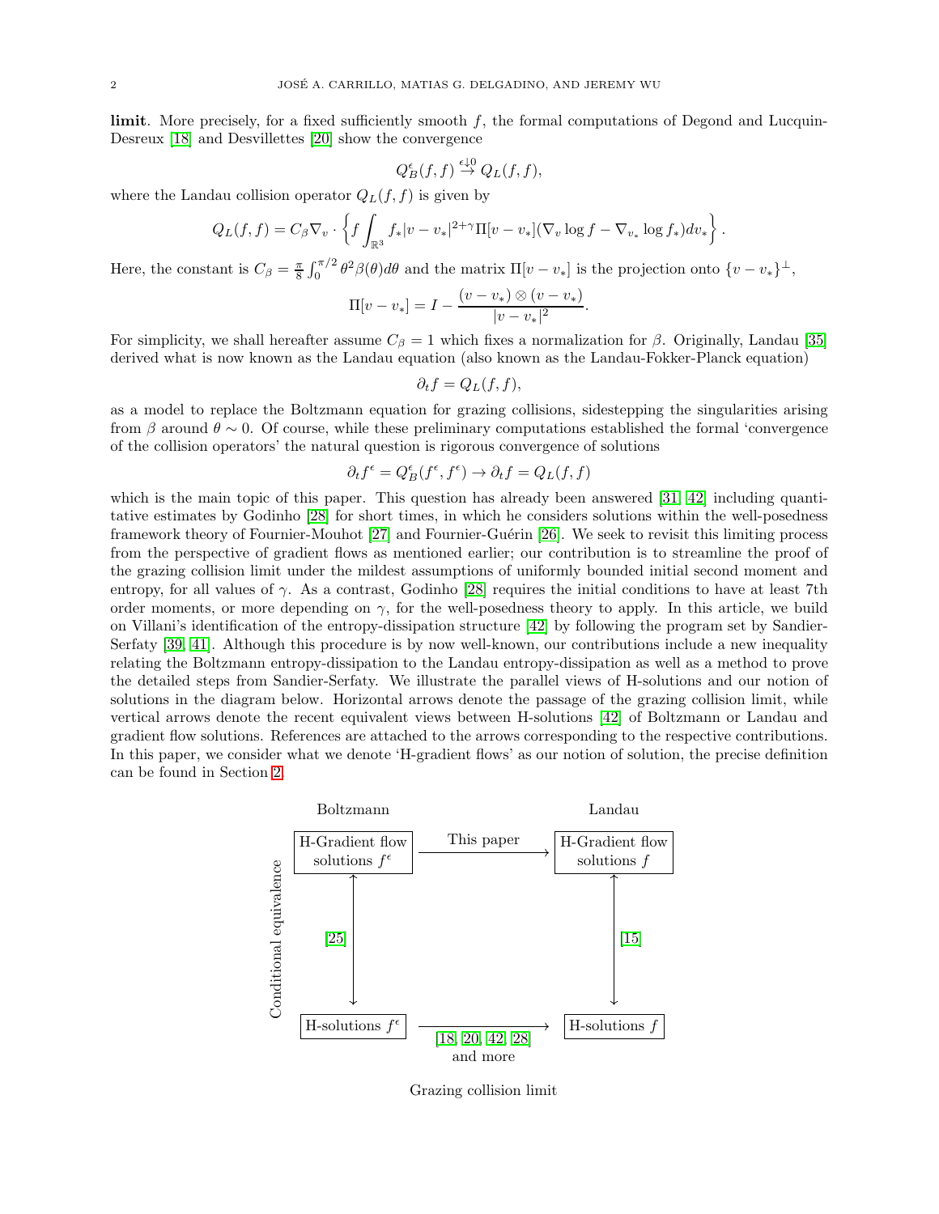**limit**. More precisely, for a fixed sufficiently smooth $f$, the formal computations of Degond and Lucquin-Desreux [18] and Desvillettes [20] show the convergence

$$Q_B^\epsilon(f,f) \overset{\epsilon\downarrow 0}{\to} Q_L(f,f),$$

where the Landau collision operator $Q_L(f,f)$ is given by

$$Q_L(f,f) = C_\beta \nabla_v \cdot \left\{ f \int_{\mathbb{R}^3} f_* |v-v_*|^{2+\gamma} \Pi[v-v_*](\nabla_v \log f - \nabla_{v_*} \log f_*) dv_* \right\}.$$

Here, the constant is $C_\beta = \frac{\pi}{8}\int_0^{\pi/2} \theta^2 \beta(\theta) d\theta$ and the matrix $\Pi[v-v_*]$ is the projection onto $\{v-v_*\}^\perp$,

$$\Pi[v-v_*] = I - \frac{(v-v_*)\otimes(v-v_*)}{|v-v_*|^2}.$$

For simplicity, we shall hereafter assume $C_\beta = 1$ which fixes a normalization for $\beta$. Originally, Landau [35] derived what is now known as the Landau equation (also known as the Landau-Fokker-Planck equation)

$$\partial_t f = Q_L(f,f),$$

as a model to replace the Boltzmann equation for grazing collisions, sidestepping the singularities arising from $\beta$ around $\theta \sim 0$. Of course, while these preliminary computations established the formal 'convergence of the collision operators' the natural question is rigorous convergence of solutions

$$\partial_t f^\epsilon = Q_B^\epsilon(f^\epsilon, f^\epsilon) \to \partial_t f = Q_L(f,f)$$

which is the main topic of this paper. This question has already been answered [31, 42] including quantitative estimates by Godinho [28] for short times, in which he considers solutions within the well-posedness framework theory of Fournier-Mouhot [27] and Fournier-Guérin [26]. We seek to revisit this limiting process from the perspective of gradient flows as mentioned earlier; our contribution is to streamline the proof of the grazing collision limit under the mildest assumptions of uniformly bounded initial second moment and entropy, for all values of $\gamma$. As a contrast, Godinho [28] requires the initial conditions to have at least 7th order moments, or more depending on $\gamma$, for the well-posedness theory to apply. In this article, we build on Villani's identification of the entropy-dissipation structure [42] by following the program set by Sandier-Serfaty [39, 41]. Although this procedure is by now well-known, our contributions include a new inequality relating the Boltzmann entropy-dissipation to the Landau entropy-dissipation as well as a method to prove the detailed steps from Sandier-Serfaty. We illustrate the parallel views of H-solutions and our notion of solutions in the diagram below. Horizontal arrows denote the passage of the grazing collision limit, while vertical arrows denote the recent equivalent views between H-solutions [42] of Boltzmann or Landau and gradient flow solutions. References are attached to the arrows corresponding to the respective contributions. In this paper, we consider what we denote 'H-gradient flows' as our notion of solution, the precise definition can be found in Section 2.

| | Boltzmann | | Landau |
|---|---|---|---|
| | H-Gradient flow solutions $f^\epsilon$ | —— This paper ——→ | H-Gradient flow solutions $f$ |
| Conditional equivalence | ↕ [25] | | ↕ [15] |
| | H-solutions $f^\epsilon$ | —— [18, 20, 42, 28] and more ——→ | H-solutions $f$ |

Grazing collision limit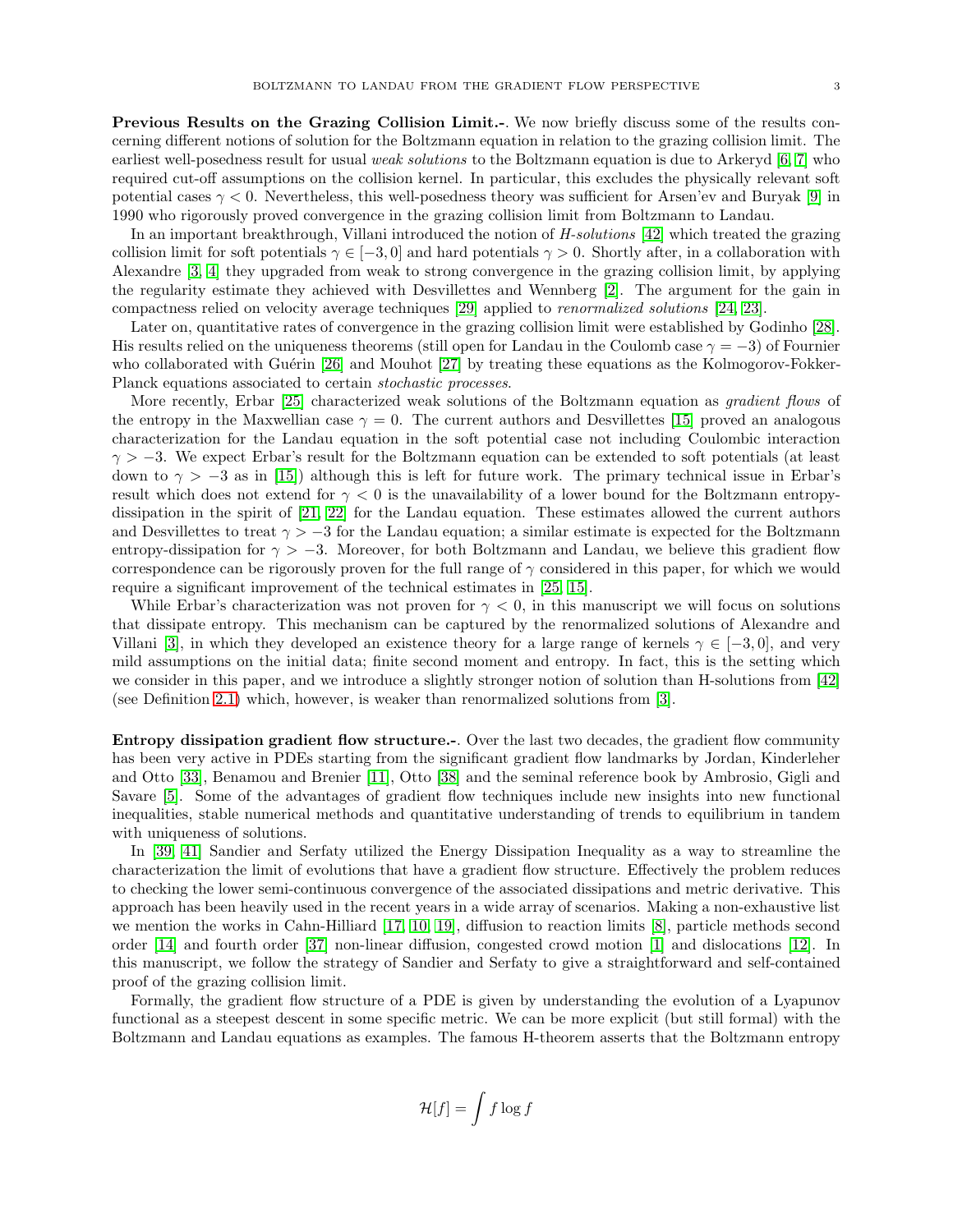**Previous Results on the Grazing Collision Limit.-**. We now briefly discuss some of the results concerning different notions of solution for the Boltzmann equation in relation to the grazing collision limit. The earliest well-posedness result for usual *weak solutions* to the Boltzmann equation is due to Arkeryd [6, 7] who required cut-off assumptions on the collision kernel. In particular, this excludes the physically relevant soft potential cases $\gamma < 0$. Nevertheless, this well-posedness theory was sufficient for Arsen'ev and Buryak [9] in 1990 who rigorously proved convergence in the grazing collision limit from Boltzmann to Landau.

In an important breakthrough, Villani introduced the notion of *H-solutions* [42] which treated the grazing collision limit for soft potentials $\gamma \in [-3, 0]$ and hard potentials $\gamma > 0$. Shortly after, in a collaboration with Alexandre [3, 4] they upgraded from weak to strong convergence in the grazing collision limit, by applying the regularity estimate they achieved with Desvillettes and Wennberg [2]. The argument for the gain in compactness relied on velocity average techniques [29] applied to *renormalized solutions* [24, 23].

Later on, quantitative rates of convergence in the grazing collision limit were established by Godinho [28]. His results relied on the uniqueness theorems (still open for Landau in the Coulomb case $\gamma = -3$) of Fournier who collaborated with Guérin [26] and Mouhot [27] by treating these equations as the Kolmogorov-Fokker-Planck equations associated to certain *stochastic processes*.

More recently, Erbar [25] characterized weak solutions of the Boltzmann equation as *gradient flows* of the entropy in the Maxwellian case $\gamma = 0$. The current authors and Desvillettes [15] proved an analogous characterization for the Landau equation in the soft potential case not including Coulombic interaction $\gamma > -3$. We expect Erbar's result for the Boltzmann equation can be extended to soft potentials (at least down to $\gamma > -3$ as in [15]) although this is left for future work. The primary technical issue in Erbar's result which does not extend for $\gamma < 0$ is the unavailability of a lower bound for the Boltzmann entropy-dissipation in the spirit of [21, 22] for the Landau equation. These estimates allowed the current authors and Desvillettes to treat $\gamma > -3$ for the Landau equation; a similar estimate is expected for the Boltzmann entropy-dissipation for $\gamma > -3$. Moreover, for both Boltzmann and Landau, we believe this gradient flow correspondence can be rigorously proven for the full range of $\gamma$ considered in this paper, for which we would require a significant improvement of the technical estimates in [25, 15].

While Erbar's characterization was not proven for $\gamma < 0$, in this manuscript we will focus on solutions that dissipate entropy. This mechanism can be captured by the renormalized solutions of Alexandre and Villani [3], in which they developed an existence theory for a large range of kernels $\gamma \in [-3, 0]$, and very mild assumptions on the initial data; finite second moment and entropy. In fact, this is the setting which we consider in this paper, and we introduce a slightly stronger notion of solution than H-solutions from [42] (see Definition 2.1) which, however, is weaker than renormalized solutions from [3].

**Entropy dissipation gradient flow structure.-**. Over the last two decades, the gradient flow community has been very active in PDEs starting from the significant gradient flow landmarks by Jordan, Kinderleher and Otto [33], Benamou and Brenier [11], Otto [38] and the seminal reference book by Ambrosio, Gigli and Savare [5]. Some of the advantages of gradient flow techniques include new insights into new functional inequalities, stable numerical methods and quantitative understanding of trends to equilibrium in tandem with uniqueness of solutions.

In [39, 41] Sandier and Serfaty utilized the Energy Dissipation Inequality as a way to streamline the characterization the limit of evolutions that have a gradient flow structure. Effectively the problem reduces to checking the lower semi-continuous convergence of the associated dissipations and metric derivative. This approach has been heavily used in the recent years in a wide array of scenarios. Making a non-exhaustive list we mention the works in Cahn-Hilliard [17, 10, 19], diffusion to reaction limits [8], particle methods second order [14] and fourth order [37] non-linear diffusion, congested crowd motion [1] and dislocations [12]. In this manuscript, we follow the strategy of Sandier and Serfaty to give a straightforward and self-contained proof of the grazing collision limit.

Formally, the gradient flow structure of a PDE is given by understanding the evolution of a Lyapunov functional as a steepest descent in some specific metric. We can be more explicit (but still formal) with the Boltzmann and Landau equations as examples. The famous H-theorem asserts that the Boltzmann entropy

$$\mathcal{H}[f] = \int f \log f$$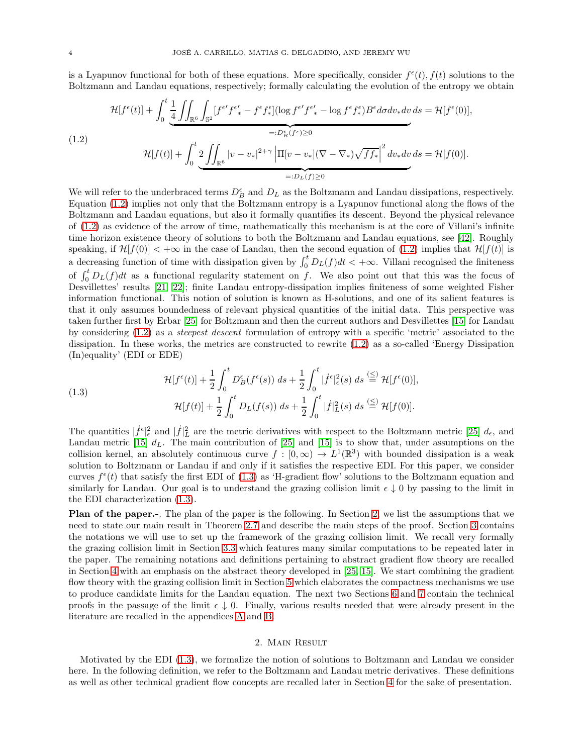is a Lyapunov functional for both of these equations. More specifically, consider $f^\epsilon(t), f(t)$ solutions to the Boltzmann and Landau equations, respectively; formally calculating the evolution of the entropy we obtain

$$
\begin{aligned}
&\mathcal{H}[f^\epsilon(t)] + \int_0^t \underbrace{\frac{1}{4}\iint_{\mathbb{R}^6}\int_{\mathbb{S}^2}[f^{\epsilon\prime} f^{\epsilon\prime}_* - f^\epsilon f^\epsilon_*](\log f^{\epsilon\prime} f^{\epsilon\prime}_* - \log f^\epsilon f^\epsilon_*)B^\epsilon d\sigma dv_* dv}_{=:D_B^\epsilon(f^\epsilon)\geq 0} ds = \mathcal{H}[f^\epsilon(0)], \\
&\mathcal{H}[f(t)] + \int_0^t \underbrace{2\iint_{\mathbb{R}^6}|v-v_*|^{2+\gamma}\left|\Pi[v-v_*](\nabla - \nabla_*)\sqrt{ff_*}\right|^2 dv_* dv}_{=:D_L(f)\geq 0} ds = \mathcal{H}[f(0)].
\end{aligned}
\tag{1.2}
$$

We will refer to the underbraced terms $D_B^\epsilon$ and $D_L$ as the Boltzmann and Landau dissipations, respectively. Equation (1.2) implies not only that the Boltzmann entropy is a Lyapunov functional along the flows of the Boltzmann and Landau equations, but also it formally quantifies its descent. Beyond the physical relevance of (1.2) as evidence of the arrow of time, mathematically this mechanism is at the core of Villani's infinite time horizon existence theory of solutions to both the Boltzmann and Landau equations, see [42]. Roughly speaking, if $\mathcal{H}[f(0)] < +\infty$ in the case of Landau, then the second equation of (1.2) implies that $\mathcal{H}[f(t)]$ is a decreasing function of time with dissipation given by $\int_0^t D_L(f)dt < +\infty$. Villani recognised the finiteness of $\int_0^t D_L(f)dt$ as a functional regularity statement on $f$. We also point out that this was the focus of Desvillettes' results [21, 22]; finite Landau entropy-dissipation implies finiteness of some weighted Fisher information functional. This notion of solution is known as H-solutions, and one of its salient features is that it only assumes boundedness of relevant physical quantities of the initial data. This perspective was taken further first by Erbar [25] for Boltzmann and then the current authors and Desvillettes [15] for Landau by considering (1.2) as a *steepest descent* formulation of entropy with a specific 'metric' associated to the dissipation. In these works, the metrics are constructed to rewrite (1.2) as a so-called 'Energy Dissipation (In)equality' (EDI or EDE)

$$
\begin{aligned}
&\mathcal{H}[f^\epsilon(t)] + \frac{1}{2}\int_0^t D_B^\epsilon(f^\epsilon(s))\, ds + \frac{1}{2}\int_0^t |\dot{f}^\epsilon|_\epsilon^2(s)\, ds \overset{(\leq)}{=} \mathcal{H}[f^\epsilon(0)], \\
&\mathcal{H}[f(t)] + \frac{1}{2}\int_0^t D_L(f(s))\, ds + \frac{1}{2}\int_0^t |\dot{f}|_L^2(s)\, ds \overset{(\leq)}{=} \mathcal{H}[f(0)].
\end{aligned}
\tag{1.3}
$$

The quantities $|\dot{f}^\epsilon|_\epsilon^2$ and $|\dot{f}|_L^2$ are the metric derivatives with respect to the Boltzmann metric [25] $d_\epsilon$, and Landau metric [15] $d_L$. The main contribution of [25] and [15] is to show that, under assumptions on the collision kernel, an absolutely continuous curve $f : [0,\infty) \to L^1(\mathbb{R}^3)$ with bounded dissipation is a weak solution to Boltzmann or Landau if and only if it satisfies the respective EDI. For this paper, we consider curves $f^\epsilon(t)$ that satisfy the first EDI of (1.3) as 'H-gradient flow' solutions to the Boltzmann equation and similarly for Landau. Our goal is to understand the grazing collision limit $\epsilon \downarrow 0$ by passing to the limit in the EDI characterization (1.3).

**Plan of the paper.-**. The plan of the paper is the following. In Section 2, we list the assumptions that we need to state our main result in Theorem 2.7 and describe the main steps of the proof. Section 3 contains the notations we will use to set up the framework of the grazing collision limit. We recall very formally the grazing collision limit in Section 3.3 which features many similar computations to be repeated later in the paper. The remaining notations and definitions pertaining to abstract gradient flow theory are recalled in Section 4 with an emphasis on the abstract theory developed in [25, 15]. We start combining the gradient flow theory with the grazing collision limit in Section 5 which elaborates the compactness mechanisms we use to produce candidate limits for the Landau equation. The next two Sections 6 and 7 contain the technical proofs in the passage of the limit $\epsilon \downarrow 0$. Finally, various results needed that were already present in the literature are recalled in the appendices A and B.

## 2. Main Result

Motivated by the EDI (1.3), we formalize the notion of solutions to Boltzmann and Landau we consider here. In the following definition, we refer to the Boltzmann and Landau metric derivatives. These definitions as well as other technical gradient flow concepts are recalled later in Section 4 for the sake of presentation.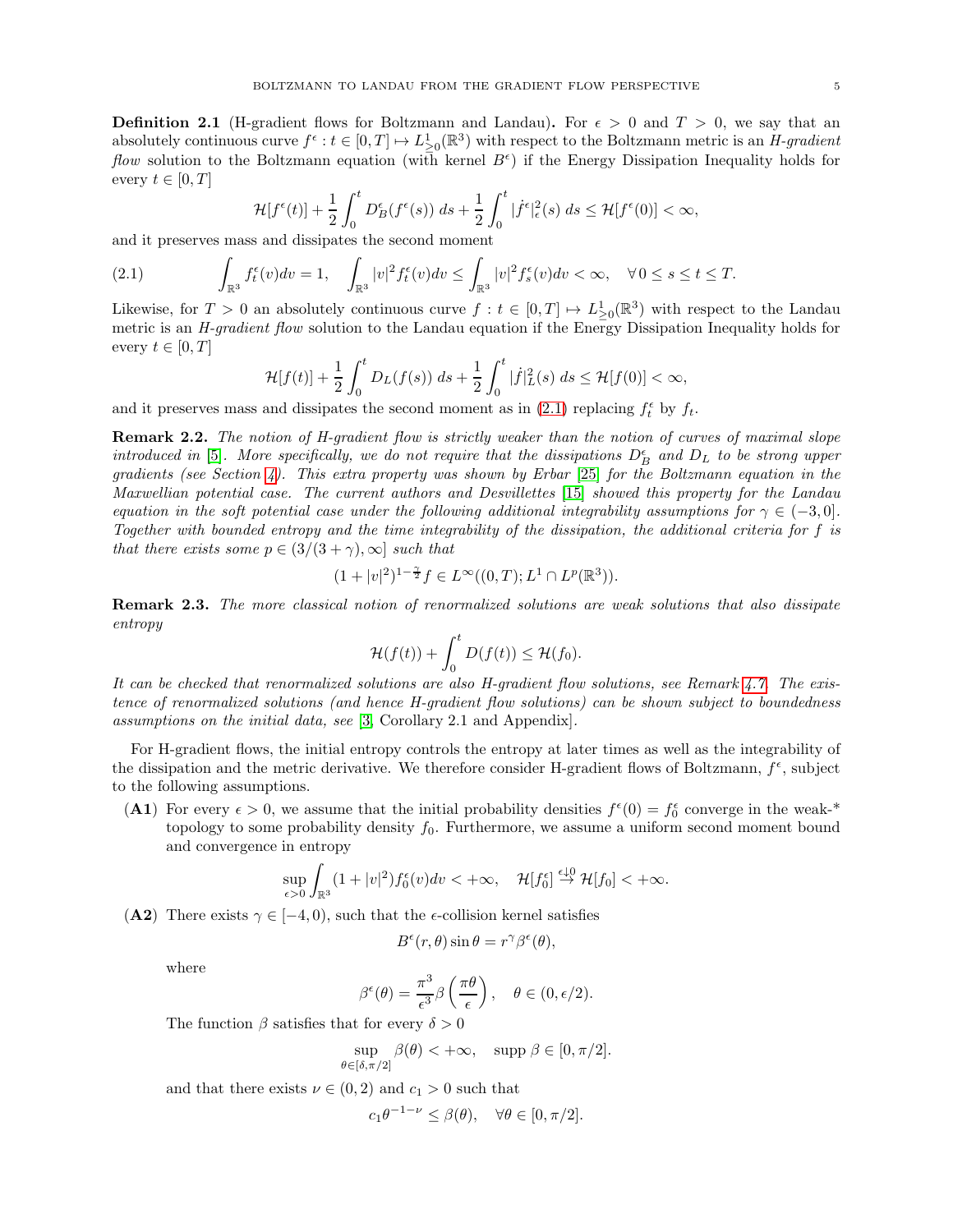**Definition 2.1** (H-gradient flows for Boltzmann and Landau)**.** For $\epsilon > 0$ and $T > 0$, we say that an absolutely continuous curve $f^\epsilon : t \in [0,T] \mapsto L^1_{\geq 0}(\mathbb{R}^3)$ with respect to the Boltzmann metric is an *H-gradient flow* solution to the Boltzmann equation (with kernel $B^\epsilon$) if the Energy Dissipation Inequality holds for every $t \in [0,T]$

$$\mathcal{H}[f^\epsilon(t)] + \frac{1}{2}\int_0^t D_B^\epsilon(f^\epsilon(s))\,ds + \frac{1}{2}\int_0^t |\dot{f}^\epsilon|^2_\epsilon(s)\,ds \leq \mathcal{H}[f^\epsilon(0)] < \infty,$$

and it preserves mass and dissipates the second moment

$$\int_{\mathbb{R}^3} f_t^\epsilon(v)dv = 1, \quad \int_{\mathbb{R}^3} |v|^2 f_t^\epsilon(v)dv \leq \int_{\mathbb{R}^3} |v|^2 f_s^\epsilon(v)dv < \infty, \quad \forall\, 0 \leq s \leq t \leq T. \tag{2.1}$$

Likewise, for $T > 0$ an absolutely continuous curve $f : t \in [0,T] \mapsto L^1_{\geq 0}(\mathbb{R}^3)$ with respect to the Landau metric is an *H-gradient flow* solution to the Landau equation if the Energy Dissipation Inequality holds for every $t \in [0,T]$

$$\mathcal{H}[f(t)] + \frac{1}{2}\int_0^t D_L(f(s))\,ds + \frac{1}{2}\int_0^t |\dot{f}|^2_L(s)\,ds \leq \mathcal{H}[f(0)] < \infty,$$

and it preserves mass and dissipates the second moment as in (2.1) replacing $f_t^\epsilon$ by $f_t$.

**Remark 2.2.** *The notion of H-gradient flow is strictly weaker than the notion of curves of maximal slope introduced in [5]. More specifically, we do not require that the dissipations $D_B^\epsilon$ and $D_L$ to be strong upper gradients (see Section 4). This extra property was shown by Erbar [25] for the Boltzmann equation in the Maxwellian potential case. The current authors and Desvillettes [15] showed this property for the Landau equation in the soft potential case under the following additional integrability assumptions for $\gamma \in (-3, 0]$. Together with bounded entropy and the time integrability of the dissipation, the additional criteria for $f$ is that there exists some $p \in (3/(3+\gamma), \infty]$ such that*

$$(1 + |v|^2)^{1-\frac{\gamma}{2}} f \in L^\infty((0,T); L^1 \cap L^p(\mathbb{R}^3)).$$

**Remark 2.3.** *The more classical notion of renormalized solutions are weak solutions that also dissipate entropy*

$$\mathcal{H}(f(t)) + \int_0^t D(f(t)) \leq \mathcal{H}(f_0).$$

*It can be checked that renormalized solutions are also H-gradient flow solutions, see Remark 4.7. The existence of renormalized solutions (and hence H-gradient flow solutions) can be shown subject to boundedness assumptions on the initial data, see [3, Corollary 2.1 and Appendix].*

For H-gradient flows, the initial entropy controls the entropy at later times as well as the integrability of the dissipation and the metric derivative. We therefore consider H-gradient flows of Boltzmann, $f^\epsilon$, subject to the following assumptions.

**(A1)** For every $\epsilon > 0$, we assume that the initial probability densities $f^\epsilon(0) = f_0^\epsilon$ converge in the weak-* topology to some probability density $f_0$. Furthermore, we assume a uniform second moment bound and convergence in entropy

$$\sup_{\epsilon > 0} \int_{\mathbb{R}^3} (1 + |v|^2) f_0^\epsilon(v)dv < +\infty, \quad \mathcal{H}[f_0^\epsilon] \overset{\epsilon \downarrow 0}{\to} \mathcal{H}[f_0] < +\infty.$$

**(A2)** There exists $\gamma \in [-4, 0)$, such that the $\epsilon$-collision kernel satisfies

$$B^\epsilon(r,\theta)\sin\theta = r^\gamma \beta^\epsilon(\theta),$$

where

$$\beta^\epsilon(\theta) = \frac{\pi^3}{\epsilon^3}\beta\left(\frac{\pi\theta}{\epsilon}\right), \quad \theta \in (0, \epsilon/2).$$

The function $\beta$ satisfies that for every $\delta > 0$

$$\sup_{\theta \in [\delta, \pi/2]} \beta(\theta) < +\infty, \quad \operatorname{supp} \beta \in [0, \pi/2].$$

and that there exists $\nu \in (0,2)$ and $c_1 > 0$ such that

$$c_1 \theta^{-1-\nu} \leq \beta(\theta), \quad \forall \theta \in [0, \pi/2].$$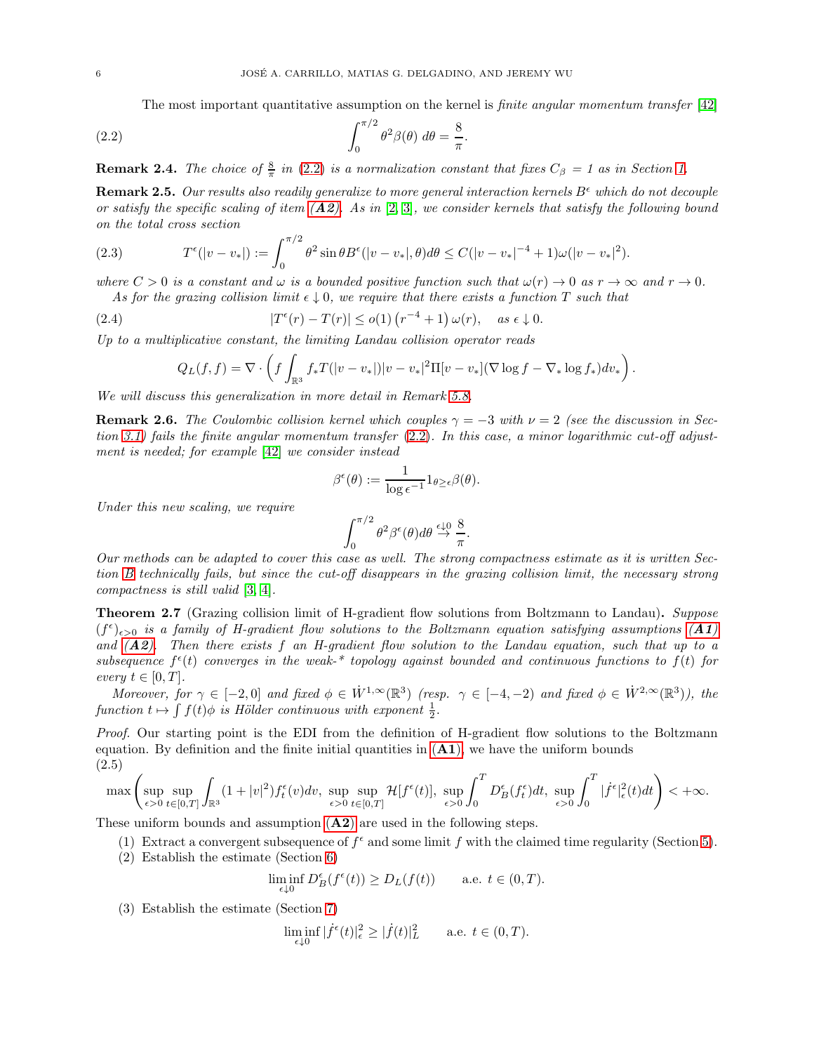The most important quantitative assumption on the kernel is *finite angular momentum transfer* [42]

$$\int_0^{\pi/2} \theta^2 \beta(\theta)\, d\theta = \frac{8}{\pi}. \tag{2.2}$$

**Remark 2.4.** *The choice of $\frac{8}{\pi}$ in (2.2) is a normalization constant that fixes $C_\beta = 1$ as in Section 1.*

**Remark 2.5.** *Our results also readily generalize to more general interaction kernels $B^\epsilon$ which do not decouple or satisfy the specific scaling of item **(A2)**. As in [2, 3], we consider kernels that satisfy the following bound on the total cross section*

$$T^\epsilon(|v-v_*|) := \int_0^{\pi/2} \theta^2 \sin\theta B^\epsilon(|v-v_*|,\theta) d\theta \le C(|v-v_*|^{-4}+1)\omega(|v-v_*|^2). \tag{2.3}$$

*where $C>0$ is a constant and $\omega$ is a bounded positive function such that $\omega(r)\to 0$ as $r\to\infty$ and $r\to 0$.*
*As for the grazing collision limit $\epsilon \downarrow 0$, we require that there exists a function $T$ such that*

$$|T^\epsilon(r) - T(r)| \le o(1)\left(r^{-4}+1\right)\omega(r), \quad \text{as } \epsilon\downarrow 0. \tag{2.4}$$

*Up to a multiplicative constant, the limiting Landau collision operator reads*

$$Q_L(f,f) = \nabla\cdot\left(f\int_{\mathbb{R}^3} f_* T(|v-v_*|)|v-v_*|^2\Pi[v-v_*](\nabla\log f - \nabla_*\log f_*)dv_*\right).$$

*We will discuss this generalization in more detail in Remark 5.8.*

**Remark 2.6.** *The Coulombic collision kernel which couples $\gamma=-3$ with $\nu=2$ (see the discussion in Section 3.1) fails the finite angular momentum transfer (2.2). In this case, a minor logarithmic cut-off adjustment is needed; for example [42] we consider instead*

$$\beta^\epsilon(\theta) := \frac{1}{\log\epsilon^{-1}} 1_{\theta\ge\epsilon}\beta(\theta).$$

*Under this new scaling, we require*

$$\int_0^{\pi/2}\theta^2\beta^\epsilon(\theta)d\theta \overset{\epsilon\downarrow 0}{\to} \frac{8}{\pi}.$$

*Our methods can be adapted to cover this case as well. The strong compactness estimate as it is written Section B technically fails, but since the cut-off disappears in the grazing collision limit, the necessary strong compactness is still valid [3, 4].*

**Theorem 2.7** (Grazing collision limit of H-gradient flow solutions from Boltzmann to Landau)**.** *Suppose $(f^\epsilon)_{\epsilon>0}$ is a family of H-gradient flow solutions to the Boltzmann equation satisfying assumptions **(A1)** and **(A2)**. Then there exists $f$ an H-gradient flow solution to the Landau equation, such that up to a subsequence $f^\epsilon(t)$ converges in the weak-\* topology against bounded and continuous functions to $f(t)$ for every $t\in[0,T]$.*

*Moreover, for $\gamma\in[-2,0]$ and fixed $\phi\in\dot{W}^{1,\infty}(\mathbb{R}^3)$ (resp. $\gamma\in[-4,-2)$ and fixed $\phi\in\dot{W}^{2,\infty}(\mathbb{R}^3)$), the function $t\mapsto\int f(t)\phi$ is Hölder continuous with exponent $\frac{1}{2}$.*

*Proof.* Our starting point is the EDI from the definition of H-gradient flow solutions to the Boltzmann equation. By definition and the finite initial quantities in **(A1)**, we have the uniform bounds

$$\max\left(\sup_{\epsilon>0}\sup_{t\in[0,T]}\int_{\mathbb{R}^3}(1+|v|^2)f_t^\epsilon(v)dv,\ \sup_{\epsilon>0}\sup_{t\in[0,T]}\mathcal{H}[f^\epsilon(t)],\ \sup_{\epsilon>0}\int_0^T D_B^\epsilon(f_t^\epsilon)dt,\ \sup_{\epsilon>0}\int_0^T|\dot{f}^\epsilon|_\epsilon^2(t)dt\right)<+\infty. \tag{2.5}$$

These uniform bounds and assumption **(A2)** are used in the following steps.

1. Extract a convergent subsequence of $f^\epsilon$ and some limit $f$ with the claimed time regularity (Section 5).
2. Establish the estimate (Section 6)
$$\liminf_{\epsilon\downarrow 0} D_B^\epsilon(f^\epsilon(t)) \ge D_L(f(t)) \qquad \text{a.e. } t\in(0,T).$$
3. Establish the estimate (Section 7)
$$\liminf_{\epsilon\downarrow 0}|\dot{f}^\epsilon(t)|_\epsilon^2 \ge |\dot{f}(t)|_L^2 \qquad \text{a.e. } t\in(0,T).$$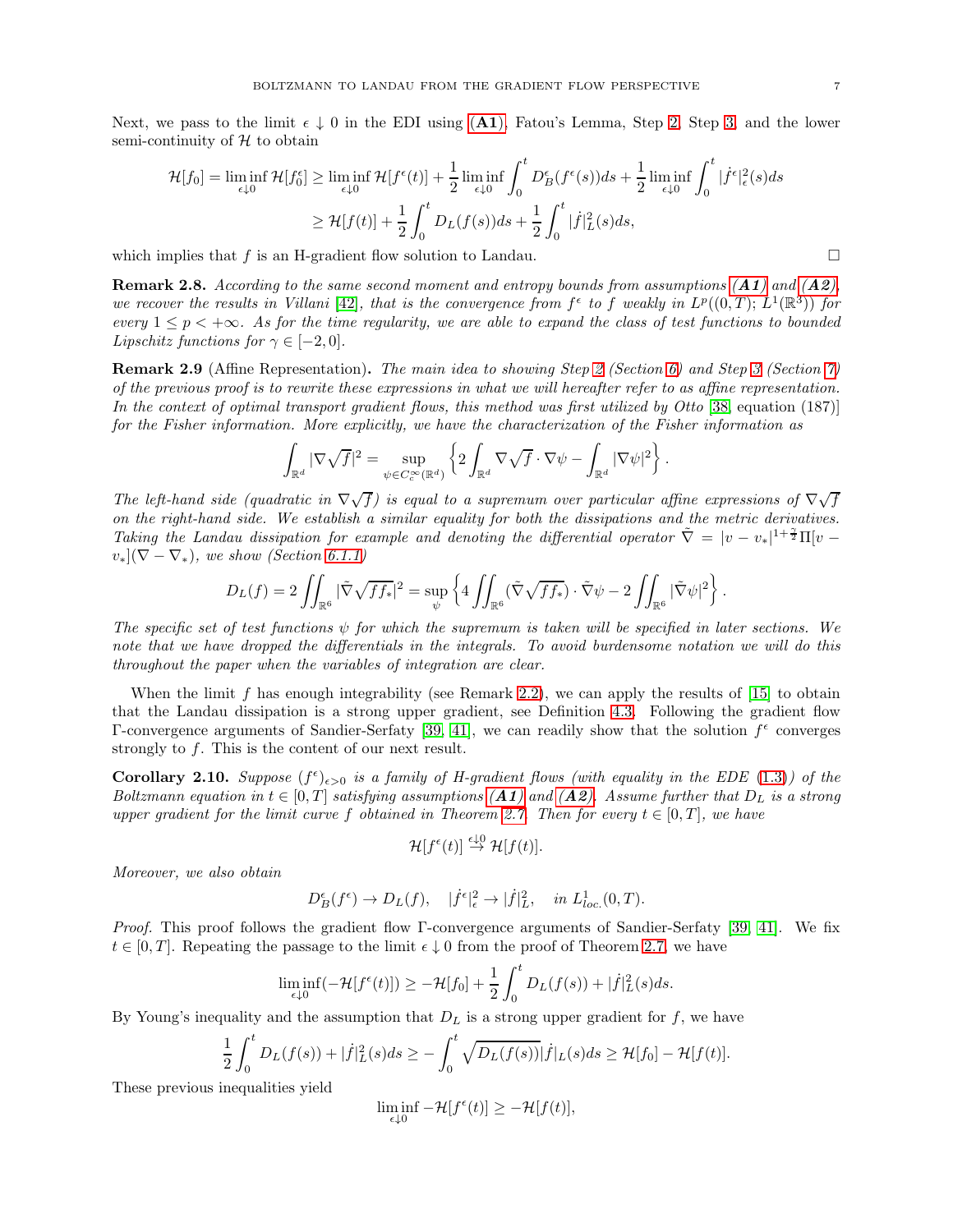Next, we pass to the limit $\epsilon \downarrow 0$ in the EDI using **(A1)**, Fatou's Lemma, Step 2, Step 3, and the lower semi-continuity of $\mathcal{H}$ to obtain

$$
\begin{aligned}
\mathcal{H}[f_0] = \liminf_{\epsilon\downarrow 0} \mathcal{H}[f_0^\epsilon] &\geq \liminf_{\epsilon\downarrow 0} \mathcal{H}[f^\epsilon(t)] + \frac{1}{2}\liminf_{\epsilon\downarrow 0}\int_0^t D_B^\epsilon(f^\epsilon(s))ds + \frac{1}{2}\liminf_{\epsilon\downarrow 0}\int_0^t |\dot{f}^\epsilon|_\epsilon^2(s)ds \\
&\geq \mathcal{H}[f(t)] + \frac{1}{2}\int_0^t D_L(f(s))ds + \frac{1}{2}\int_0^t |\dot{f}|_L^2(s)ds,
\end{aligned}
$$

which implies that $f$ is an H-gradient flow solution to Landau. $\square$

**Remark 2.8.** *According to the same second moment and entropy bounds from assumptions **(A1)** and **(A2)**, we recover the results in Villani [42], that is the convergence from $f^\epsilon$ to $f$ weakly in $L^p((0,T);L^1(\mathbb{R}^3))$ for every $1 \leq p < +\infty$. As for the time regularity, we are able to expand the class of test functions to bounded Lipschitz functions for $\gamma \in [-2,0]$.*

**Remark 2.9** (Affine Representation)**.** *The main idea to showing Step 2 (Section 6) and Step 3 (Section 7) of the previous proof is to rewrite these expressions in what we will hereafter refer to as affine representation. In the context of optimal transport gradient flows, this method was first utilized by Otto [38, equation (187)] for the Fisher information. More explicitly, we have the characterization of the Fisher information as*

$$
\int_{\mathbb{R}^d} |\nabla\sqrt{f}|^2 = \sup_{\psi\in C_c^\infty(\mathbb{R}^d)}\left\{2\int_{\mathbb{R}^d}\nabla\sqrt{f}\cdot\nabla\psi - \int_{\mathbb{R}^d}|\nabla\psi|^2\right\}.
$$

*The left-hand side (quadratic in $\nabla\sqrt{f}$) is equal to a supremum over particular affine expressions of $\nabla\sqrt{f}$ on the right-hand side. We establish a similar equality for both the dissipations and the metric derivatives. Taking the Landau dissipation for example and denoting the differential operator $\tilde{\nabla} = |v-v_*|^{1+\frac{\gamma}{2}}\Pi[v-v_*](\nabla - \nabla_*)$, we show (Section 6.1.1)*

$$
D_L(f) = 2\iint_{\mathbb{R}^6}|\tilde{\nabla}\sqrt{ff_*}|^2 = \sup_\psi\left\{4\iint_{\mathbb{R}^6}(\tilde{\nabla}\sqrt{ff_*})\cdot\tilde{\nabla}\psi - 2\iint_{\mathbb{R}^6}|\tilde{\nabla}\psi|^2\right\}.
$$

*The specific set of test functions $\psi$ for which the supremum is taken will be specified in later sections. We note that we have dropped the differentials in the integrals. To avoid burdensome notation we will do this throughout the paper when the variables of integration are clear.*

When the limit $f$ has enough integrability (see Remark 2.2), we can apply the results of [15] to obtain that the Landau dissipation is a strong upper gradient, see Definition 4.3. Following the gradient flow Γ-convergence arguments of Sandier-Serfaty [39, 41], we can readily show that the solution $f^\epsilon$ converges strongly to $f$. This is the content of our next result.

**Corollary 2.10.** *Suppose $(f^\epsilon)_{\epsilon>0}$ is a family of H-gradient flows (with equality in the EDE (1.3)) of the Boltzmann equation in $t \in [0,T]$ satisfying assumptions **(A1)** and **(A2)**. Assume further that $D_L$ is a strong upper gradient for the limit curve $f$ obtained in Theorem 2.7. Then for every $t \in [0,T]$, we have*

$$
\mathcal{H}[f^\epsilon(t)] \overset{\epsilon\downarrow 0}{\to} \mathcal{H}[f(t)].
$$

*Moreover, we also obtain*

$$
D_B^\epsilon(f^\epsilon) \to D_L(f), \quad |\dot{f}^\epsilon|_\epsilon^2 \to |\dot{f}|_L^2, \quad \text{in } L^1_{loc.}(0,T).
$$

*Proof.* This proof follows the gradient flow Γ-convergence arguments of Sandier-Serfaty [39, 41]. We fix $t \in [0,T]$. Repeating the passage to the limit $\epsilon \downarrow 0$ from the proof of Theorem 2.7, we have

$$
\liminf_{\epsilon\downarrow 0}(-\mathcal{H}[f^\epsilon(t)]) \geq -\mathcal{H}[f_0] + \frac{1}{2}\int_0^t D_L(f(s)) + |\dot{f}|_L^2(s)ds.
$$

By Young's inequality and the assumption that $D_L$ is a strong upper gradient for $f$, we have

$$
\frac{1}{2}\int_0^t D_L(f(s)) + |\dot{f}|_L^2(s)ds \geq -\int_0^t \sqrt{D_L(f(s))}|\dot{f}|_L(s)ds \geq \mathcal{H}[f_0] - \mathcal{H}[f(t)].
$$

These previous inequalities yield

$$
\liminf_{\epsilon\downarrow 0} -\mathcal{H}[f^\epsilon(t)] \geq -\mathcal{H}[f(t)],
$$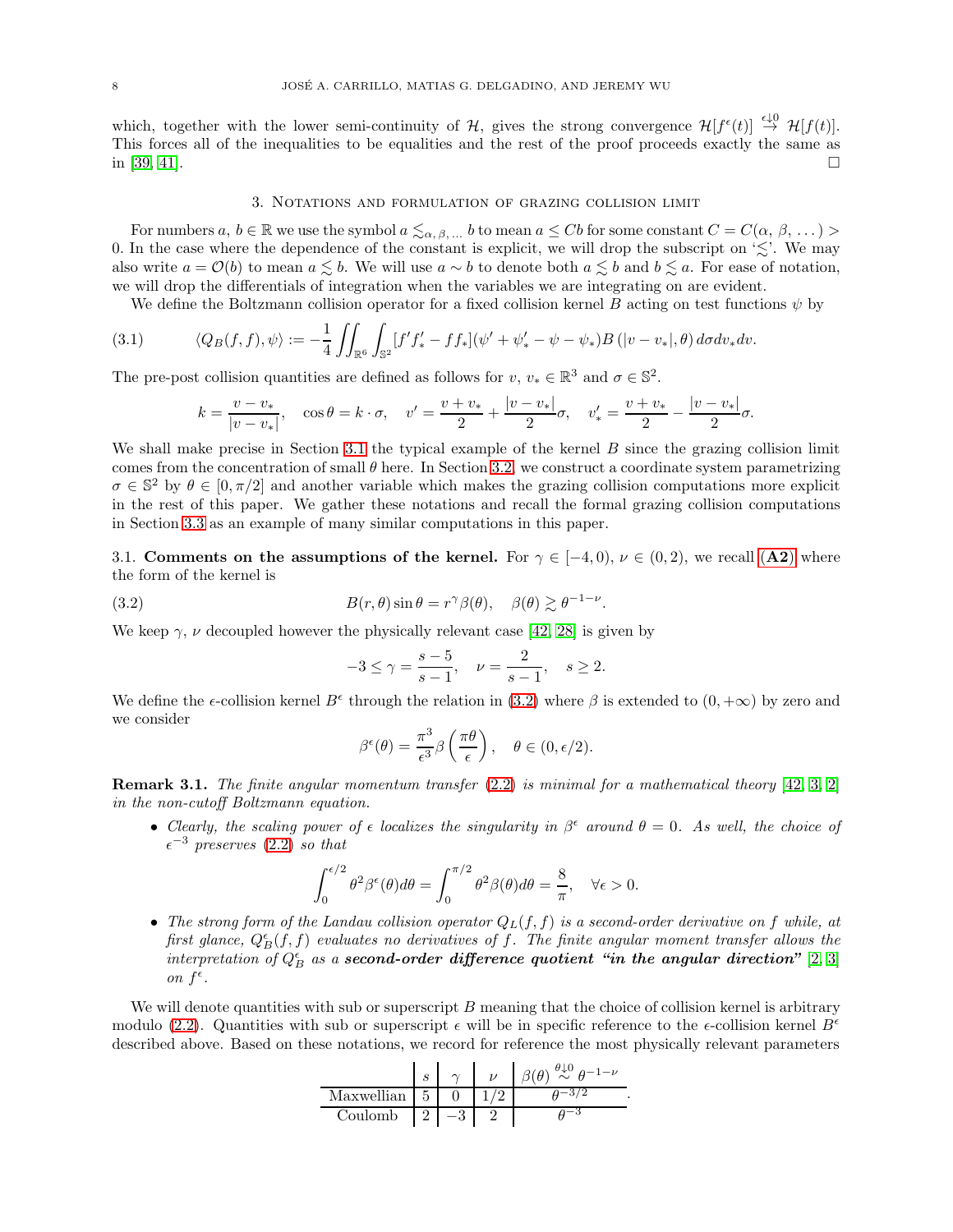which, together with the lower semi-continuity of $\mathcal{H}$, gives the strong convergence $\mathcal{H}[f^\epsilon(t)] \overset{\epsilon\downarrow 0}{\to} \mathcal{H}[f(t)]$. This forces all of the inequalities to be equalities and the rest of the proof proceeds exactly the same as in [39, 41]. □

## 3. Notations and formulation of grazing collision limit

For numbers $a, b \in \mathbb{R}$ we use the symbol $a \lesssim_{\alpha,\beta,\dots} b$ to mean $a \le Cb$ for some constant $C = C(\alpha, \beta, \dots) > 0$. In the case where the dependence of the constant is explicit, we will drop the subscript on '$\lesssim$'. We may also write $a = \mathcal{O}(b)$ to mean $a \lesssim b$. We will use $a \sim b$ to denote both $a \lesssim b$ and $b \lesssim a$. For ease of notation, we will drop the differentials of integration when the variables we are integrating on are evident.

We define the Boltzmann collision operator for a fixed collision kernel $B$ acting on test functions $\psi$ by

$$\langle Q_B(f,f), \psi\rangle := -\frac{1}{4}\iint_{\mathbb{R}^6}\int_{\mathbb{S}^2}[f'f'_* - ff_*](\psi' + \psi'_* - \psi - \psi_*)B\left(|v-v_*|, \theta\right)d\sigma dv_* dv. \tag{3.1}$$

The pre-post collision quantities are defined as follows for $v$, $v_* \in \mathbb{R}^3$ and $\sigma \in \mathbb{S}^2$.

$$k = \frac{v - v_*}{|v-v_*|}, \quad \cos\theta = k\cdot\sigma, \quad v' = \frac{v+v_*}{2} + \frac{|v-v_*|}{2}\sigma, \quad v'_* = \frac{v+v_*}{2} - \frac{|v-v_*|}{2}\sigma.$$

We shall make precise in Section 3.1 the typical example of the kernel $B$ since the grazing collision limit comes from the concentration of small $\theta$ here. In Section 3.2, we construct a coordinate system parametrizing $\sigma \in \mathbb{S}^2$ by $\theta \in [0, \pi/2]$ and another variable which makes the grazing collision computations more explicit in the rest of this paper. We gather these notations and recall the formal grazing collision computations in Section 3.3 as an example of many similar computations in this paper.

### 3.1. Comments on the assumptions of the kernel.

For $\gamma \in [-4, 0)$, $\nu \in (0, 2)$, we recall **(A2)** where the form of the kernel is

$$B(r,\theta)\sin\theta = r^\gamma\beta(\theta), \quad \beta(\theta) \gtrsim \theta^{-1-\nu}. \tag{3.2}$$

We keep $\gamma$, $\nu$ decoupled however the physically relevant case [42, 28] is given by

$$-3 \le \gamma = \frac{s-5}{s-1}, \quad \nu = \frac{2}{s-1}, \quad s \ge 2.$$

We define the $\epsilon$-collision kernel $B^\epsilon$ through the relation in (3.2) where $\beta$ is extended to $(0, +\infty)$ by zero and we consider

$$\beta^\epsilon(\theta) = \frac{\pi^3}{\epsilon^3}\beta\left(\frac{\pi\theta}{\epsilon}\right), \quad \theta \in (0, \epsilon/2).$$

**Remark 3.1.** *The finite angular momentum transfer (2.2) is minimal for a mathematical theory [42, 3, 2] in the non-cutoff Boltzmann equation.*

- *Clearly, the scaling power of $\epsilon$ localizes the singularity in $\beta^\epsilon$ around $\theta = 0$. As well, the choice of $\epsilon^{-3}$ preserves (2.2) so that*
$$\int_0^{\epsilon/2}\theta^2\beta^\epsilon(\theta)d\theta = \int_0^{\pi/2}\theta^2\beta(\theta)d\theta = \frac{8}{\pi}, \quad \forall\epsilon > 0.$$
- *The strong form of the Landau collision operator $Q_L(f,f)$ is a second-order derivative on $f$ while, at first glance, $Q^\epsilon_B(f,f)$ evaluates no derivatives of $f$. The finite angular moment transfer allows the interpretation of $Q^\epsilon_B$ as a **second-order difference quotient "in the angular direction"** [2, 3] on $f^\epsilon$.*

We will denote quantities with sub or superscript $B$ meaning that the choice of collision kernel is arbitrary modulo (2.2). Quantities with sub or superscript $\epsilon$ will be in specific reference to the $\epsilon$-collision kernel $B^\epsilon$ described above. Based on these notations, we record for reference the most physically relevant parameters

| | $s$ | $\gamma$ | $\nu$ | $\beta(\theta) \overset{\theta\downarrow 0}{\sim} \theta^{-1-\nu}$ |
|---|---|---|---|---|
| Maxwellian | 5 | 0 | 1/2 | $\theta^{-3/2}$ |
| Coulomb | 2 | $-3$ | 2 | $\theta^{-3}$ |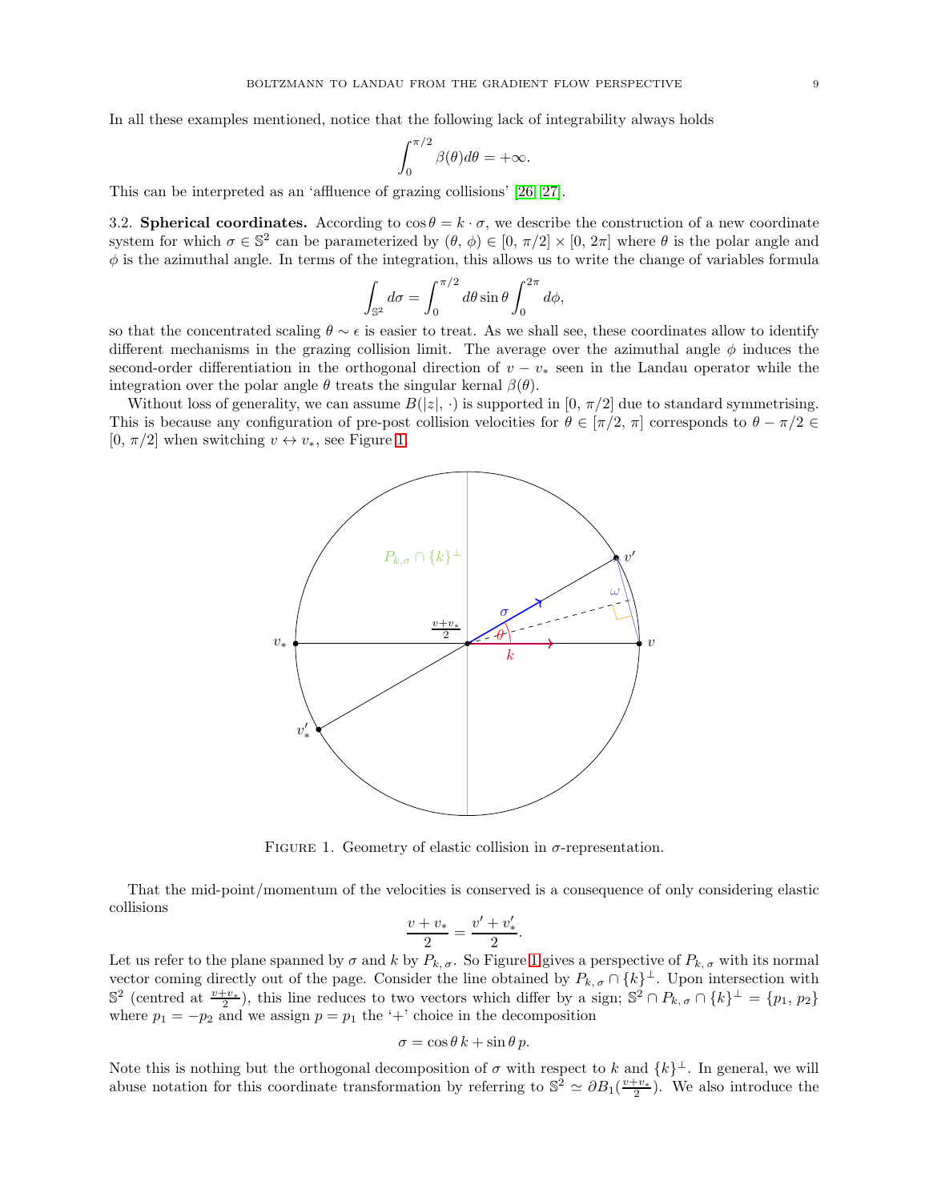In all these examples mentioned, notice that the following lack of integrability always holds

$$\int_0^{\pi/2} \beta(\theta) d\theta = +\infty.$$

This can be interpreted as an 'affluence of grazing collisions' [26, 27].

3.2. **Spherical coordinates.** According to $\cos\theta = k \cdot \sigma$, we describe the construction of a new coordinate system for which $\sigma \in \mathbb{S}^2$ can be parameterized by $(\theta,\, \phi) \in [0,\, \pi/2] \times [0,\, 2\pi]$ where $\theta$ is the polar angle and $\phi$ is the azimuthal angle. In terms of the integration, this allows us to write the change of variables formula

$$\int_{\mathbb{S}^2} d\sigma = \int_0^{\pi/2} d\theta \sin\theta \int_0^{2\pi} d\phi,$$

so that the concentrated scaling $\theta \sim \epsilon$ is easier to treat. As we shall see, these coordinates allow to identify different mechanisms in the grazing collision limit. The average over the azimuthal angle $\phi$ induces the second-order differentiation in the orthogonal direction of $v - v_*$ seen in the Landau operator while the integration over the polar angle $\theta$ treats the singular kernal $\beta(\theta)$.

Without loss of generality, we can assume $B(|z|,\, \cdot)$ is supported in $[0,\, \pi/2]$ due to standard symmetrising. This is because any configuration of pre-post collision velocities for $\theta \in [\pi/2,\, \pi]$ corresponds to $\theta - \pi/2 \in [0,\, \pi/2]$ when switching $v \leftrightarrow v_*$, see Figure 1.

Figure 1. Geometry of elastic collision in $\sigma$-representation.

That the mid-point/momentum of the velocities is conserved is a consequence of only considering elastic collisions

$$\frac{v + v_*}{2} = \frac{v' + v_*'}{2}.$$

Let us refer to the plane spanned by $\sigma$ and $k$ by $P_{k,\,\sigma}$. So Figure 1 gives a perspective of $P_{k,\,\sigma}$ with its normal vector coming directly out of the page. Consider the line obtained by $P_{k,\,\sigma} \cap \{k\}^\perp$. Upon intersection with $\mathbb{S}^2$ (centred at $\frac{v+v_*}{2}$), this line reduces to two vectors which differ by a sign; $\mathbb{S}^2 \cap P_{k,\,\sigma} \cap \{k\}^\perp = \{p_1,\, p_2\}$ where $p_1 = -p_2$ and we assign $p = p_1$ the '+' choice in the decomposition

$$\sigma = \cos\theta\, k + \sin\theta\, p.$$

Note this is nothing but the orthogonal decomposition of $\sigma$ with respect to $k$ and $\{k\}^\perp$. In general, we will abuse notation for this coordinate transformation by referring to $\mathbb{S}^2 \simeq \partial B_1(\frac{v+v_*}{2})$. We also introduce the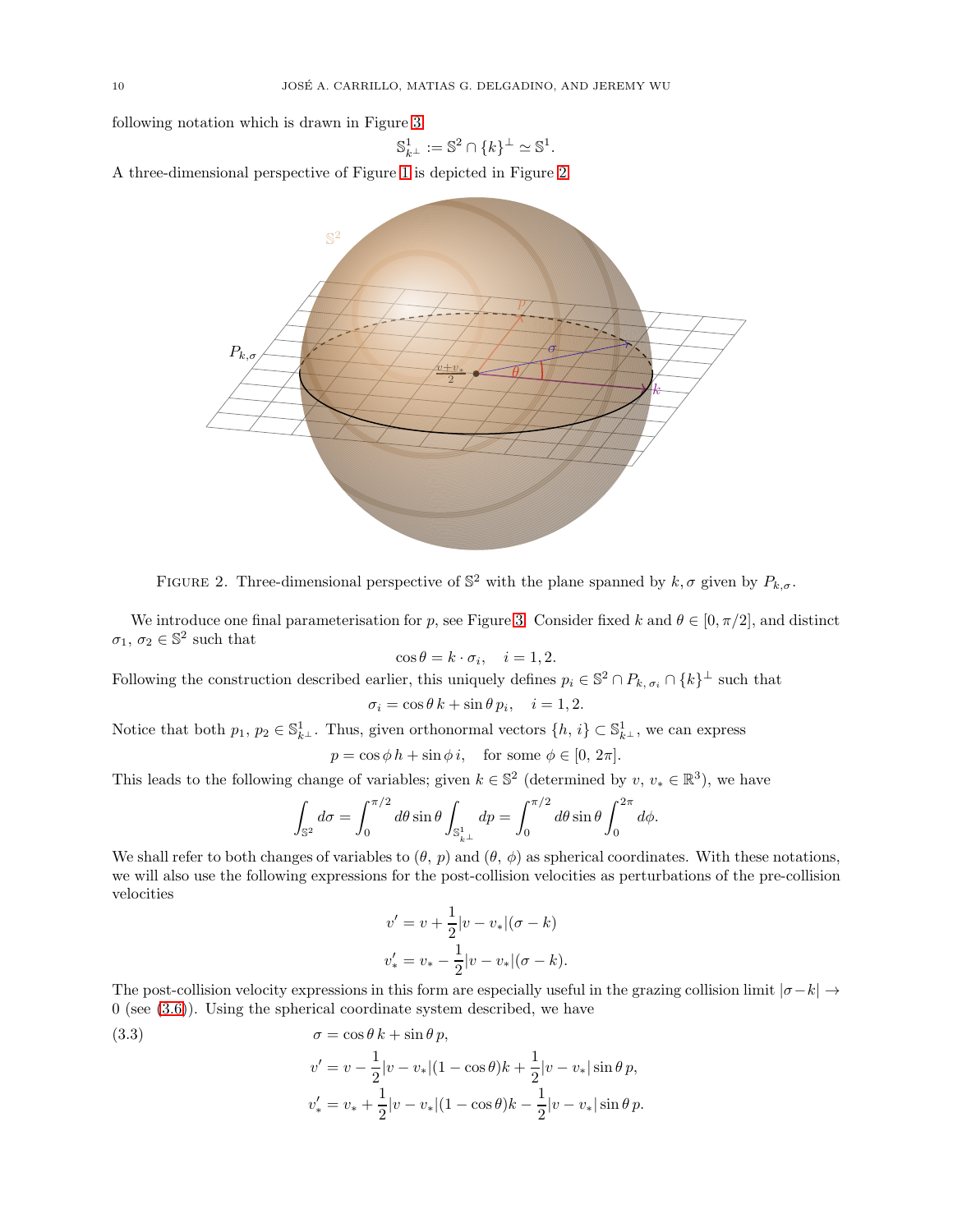following notation which is drawn in Figure 3

$$\mathbb{S}^1_{k^\perp} := \mathbb{S}^2 \cap \{k\}^\perp \simeq \mathbb{S}^1.$$

A three-dimensional perspective of Figure 1 is depicted in Figure 2.

FIGURE 2. Three-dimensional perspective of $\mathbb{S}^2$ with the plane spanned by $k, \sigma$ given by $P_{k,\sigma}$.

We introduce one final parameterisation for $p$, see Figure 3. Consider fixed $k$ and $\theta \in [0, \pi/2]$, and distinct $\sigma_1, \sigma_2 \in \mathbb{S}^2$ such that

$$\cos\theta = k \cdot \sigma_i, \quad i = 1, 2.$$

Following the construction described earlier, this uniquely defines $p_i \in \mathbb{S}^2 \cap P_{k,\sigma_i} \cap \{k\}^\perp$ such that

$$\sigma_i = \cos\theta\, k + \sin\theta\, p_i, \quad i = 1, 2.$$

Notice that both $p_1, p_2 \in \mathbb{S}^1_{k^\perp}$. Thus, given orthonormal vectors $\{h, i\} \subset \mathbb{S}^1_{k^\perp}$, we can express

$$p = \cos\phi\, h + \sin\phi\, i, \quad \text{for some } \phi \in [0, 2\pi].$$

This leads to the following change of variables; given $k \in \mathbb{S}^2$ (determined by $v, v_* \in \mathbb{R}^3$), we have

$$\int_{\mathbb{S}^2} d\sigma = \int_0^{\pi/2} d\theta \sin\theta \int_{\mathbb{S}^1_{k^\perp}} dp = \int_0^{\pi/2} d\theta \sin\theta \int_0^{2\pi} d\phi.$$

We shall refer to both changes of variables to $(\theta, p)$ and $(\theta, \phi)$ as spherical coordinates. With these notations, we will also use the following expressions for the post-collision velocities as perturbations of the pre-collision velocities

$$v' = v + \frac{1}{2}|v - v_*|(\sigma - k)$$
$$v'_* = v_* - \frac{1}{2}|v - v_*|(\sigma - k).$$

The post-collision velocity expressions in this form are especially useful in the grazing collision limit $|\sigma - k| \to 0$ (see (3.6)). Using the spherical coordinate system described, we have

$$\begin{aligned}
\sigma &= \cos\theta\, k + \sin\theta\, p, \\
v' &= v - \frac{1}{2}|v - v_*|(1 - \cos\theta)k + \frac{1}{2}|v - v_*|\sin\theta\, p, \\
v'_* &= v_* + \frac{1}{2}|v - v_*|(1 - \cos\theta)k - \frac{1}{2}|v - v_*|\sin\theta\, p.
\end{aligned} \tag{3.3}$$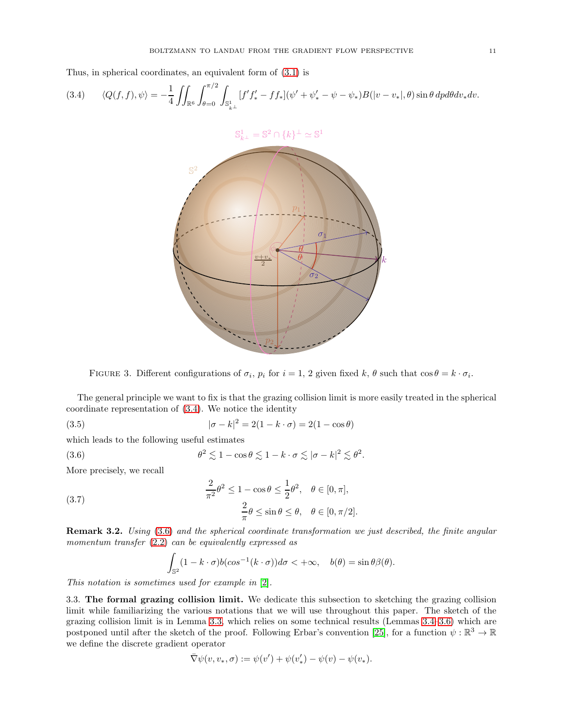Thus, in spherical coordinates, an equivalent form of (3.1) is

$$\langle Q(f,f),\psi\rangle = -\frac{1}{4}\iint_{\mathbb{R}^6}\int_{\theta=0}^{\pi/2}\int_{\mathbb{S}^1_{k^\perp}}[f'f'_* - ff_*](\psi'+\psi'_*-\psi-\psi_*)B(|v-v_*|,\theta)\sin\theta\, dp d\theta dv_* dv. \tag{3.4}$$

FIGURE 3. Different configurations of $\sigma_i$, $p_i$ for $i=1,2$ given fixed $k$, $\theta$ such that $\cos\theta = k\cdot\sigma_i$.

The general principle we want to fix is that the grazing collision limit is more easily treated in the spherical coordinate representation of (3.4). We notice the identity

$$|\sigma - k|^2 = 2(1-k\cdot\sigma) = 2(1-\cos\theta) \tag{3.5}$$

which leads to the following useful estimates

$$\theta^2 \lesssim 1-\cos\theta \lesssim 1-k\cdot\sigma \lesssim |\sigma-k|^2 \lesssim \theta^2. \tag{3.6}$$

More precisely, we recall

$$\begin{aligned} \frac{2}{\pi^2}\theta^2 \le 1-\cos\theta \le \frac{1}{2}\theta^2, &\quad \theta\in[0,\pi], \\ \frac{2}{\pi}\theta \le \sin\theta \le \theta, &\quad \theta\in[0,\pi/2]. \end{aligned} \tag{3.7}$$

**Remark 3.2.** *Using* (3.6) *and the spherical coordinate transformation we just described, the finite angular momentum transfer* (2.2) *can be equivalently expressed as*

$$\int_{\mathbb{S}^2}(1-k\cdot\sigma)b(cos^{-1}(k\cdot\sigma))d\sigma < +\infty, \quad b(\theta) = \sin\theta\beta(\theta).$$

*This notation is sometimes used for example in* [2].

3.3. **The formal grazing collision limit.** We dedicate this subsection to sketching the grazing collision limit while familiarizing the various notations that we will use throughout this paper. The sketch of the grazing collision limit is in Lemma 3.3, which relies on some technical results (Lemmas 3.4–3.6) which are postponed until after the sketch of the proof. Following Erbar's convention [25], for a function $\psi:\mathbb{R}^3\to\mathbb{R}$ we define the discrete gradient operator

$$\bar\nabla\psi(v,v_*,\sigma) := \psi(v') + \psi(v'_*) - \psi(v) - \psi(v_*).$$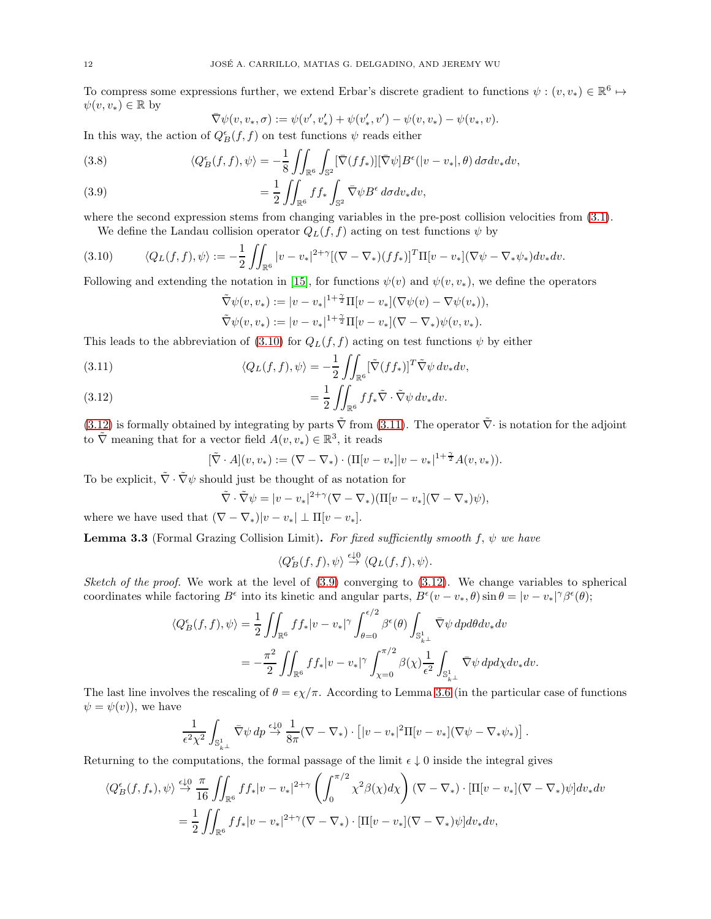To compress some expressions further, we extend Erbar's discrete gradient to functions $\psi : (v, v_*) \in \mathbb{R}^6 \mapsto \psi(v, v_*) \in \mathbb{R}$ by

$$\bar{\nabla}\psi(v, v_*, \sigma) := \psi(v', v'_*) + \psi(v'_*, v') - \psi(v, v_*) - \psi(v_*, v).$$

In this way, the action of $Q_B^\epsilon(f, f)$ on test functions $\psi$ reads either

$$\langle Q_B^\epsilon(f, f), \psi\rangle = -\frac{1}{8}\iint_{\mathbb{R}^6}\int_{\mathbb{S}^2}[\bar{\nabla}(ff_*)][\bar{\nabla}\psi]B^\epsilon(|v - v_*|, \theta)\, d\sigma dv_* dv, \tag{3.8}$$

$$= \frac{1}{2}\iint_{\mathbb{R}^6} ff_* \int_{\mathbb{S}^2}\bar{\nabla}\psi B^\epsilon\, d\sigma dv_* dv, \tag{3.9}$$

where the second expression stems from changing variables in the pre-post collision velocities from (3.1).

We define the Landau collision operator $Q_L(f, f)$ acting on test functions $\psi$ by

$$\langle Q_L(f, f), \psi\rangle := -\frac{1}{2}\iint_{\mathbb{R}^6}|v - v_*|^{2+\gamma}[(\nabla - \nabla_*)(ff_*)]^T\Pi[v - v_*](\nabla\psi - \nabla_*\psi_*)dv_* dv. \tag{3.10}$$

Following and extending the notation in [15], for functions $\psi(v)$ and $\psi(v, v_*)$, we define the operators

$$\tilde{\nabla}\psi(v, v_*) := |v - v_*|^{1+\frac{\gamma}{2}}\Pi[v - v_*](\nabla\psi(v) - \nabla\psi(v_*)),$$
$$\tilde{\nabla}\psi(v, v_*) := |v - v_*|^{1+\frac{\gamma}{2}}\Pi[v - v_*](\nabla - \nabla_*)\psi(v, v_*).$$

This leads to the abbreviation of (3.10) for $Q_L(f, f)$ acting on test functions $\psi$ by either

$$\langle Q_L(f, f), \psi\rangle = -\frac{1}{2}\iint_{\mathbb{R}^6}[\tilde{\nabla}(ff_*)]^T\tilde{\nabla}\psi\, dv_* dv, \tag{3.11}$$

$$= \frac{1}{2}\iint_{\mathbb{R}^6} ff_*\tilde{\nabla}\cdot\tilde{\nabla}\psi\, dv_* dv. \tag{3.12}$$

(3.12) is formally obtained by integrating by parts $\tilde{\nabla}$ from (3.11). The operator $\tilde{\nabla}\cdot$ is notation for the adjoint to $\tilde{\nabla}$ meaning that for a vector field $A(v, v_*) \in \mathbb{R}^3$, it reads

$$[\tilde{\nabla}\cdot A](v, v_*) := (\nabla - \nabla_*)\cdot(\Pi[v - v_*]|v - v_*|^{1+\frac{\gamma}{2}}A(v, v_*)).$$

To be explicit, $\tilde{\nabla}\cdot\tilde{\nabla}\psi$ should just be thought of as notation for

$$\tilde{\nabla}\cdot\tilde{\nabla}\psi = |v - v_*|^{2+\gamma}(\nabla - \nabla_*)(\Pi[v - v_*](\nabla - \nabla_*)\psi),$$

where we have used that $(\nabla - \nabla_*)|v - v_*| \perp \Pi[v - v_*]$.

**Lemma 3.3** (Formal Grazing Collision Limit)**.** *For fixed sufficiently smooth $f$, $\psi$ we have*

$$\langle Q_B^\epsilon(f, f), \psi\rangle \overset{\epsilon\downarrow 0}{\to} \langle Q_L(f, f), \psi\rangle.$$

*Sketch of the proof.* We work at the level of (3.9) converging to (3.12). We change variables to spherical coordinates while factoring $B^\epsilon$ into its kinetic and angular parts, $B^\epsilon(v - v_*, \theta)\sin\theta = |v - v_*|^\gamma\beta^\epsilon(\theta)$;

$$\begin{aligned}\langle Q_B^\epsilon(f, f), \psi\rangle &= \frac{1}{2}\iint_{\mathbb{R}^6} ff_*|v - v_*|^\gamma\int_{\theta=0}^{\epsilon/2}\beta^\epsilon(\theta)\int_{\mathbb{S}^1_{k^\perp}}\bar{\nabla}\psi\, dp d\theta dv_* dv\\ &= -\frac{\pi^2}{2}\iint_{\mathbb{R}^6} ff_*|v - v_*|^\gamma\int_{\chi=0}^{\pi/2}\beta(\chi)\frac{1}{\epsilon^2}\int_{\mathbb{S}^1_{k^\perp}}\bar{\nabla}\psi\, dp d\chi dv_* dv.\end{aligned}$$

The last line involves the rescaling of $\theta = \epsilon\chi/\pi$. According to Lemma 3.6 (in the particular case of functions $\psi = \psi(v)$), we have

$$\frac{1}{\epsilon^2\chi^2}\int_{\mathbb{S}^1_{k^\perp}}\bar{\nabla}\psi\, dp \overset{\epsilon\downarrow 0}{\to} \frac{1}{8\pi}(\nabla - \nabla_*)\cdot\left[|v - v_*|^2\Pi[v - v_*](\nabla\psi - \nabla_*\psi_*)\right].$$

Returning to the computations, the formal passage of the limit $\epsilon \downarrow 0$ inside the integral gives

$$\begin{aligned}\langle Q_B^\epsilon(f, f_*), \psi\rangle &\overset{\epsilon\downarrow 0}{\to} \frac{\pi}{16}\iint_{\mathbb{R}^6} ff_*|v - v_*|^{2+\gamma}\left(\int_0^{\pi/2}\chi^2\beta(\chi)d\chi\right)(\nabla - \nabla_*)\cdot[\Pi[v - v_*](\nabla - \nabla_*)\psi]dv_* dv\\ &= \frac{1}{2}\iint_{\mathbb{R}^6} ff_*|v - v_*|^{2+\gamma}(\nabla - \nabla_*)\cdot[\Pi[v - v_*](\nabla - \nabla_*)\psi]dv_* dv,\end{aligned}$$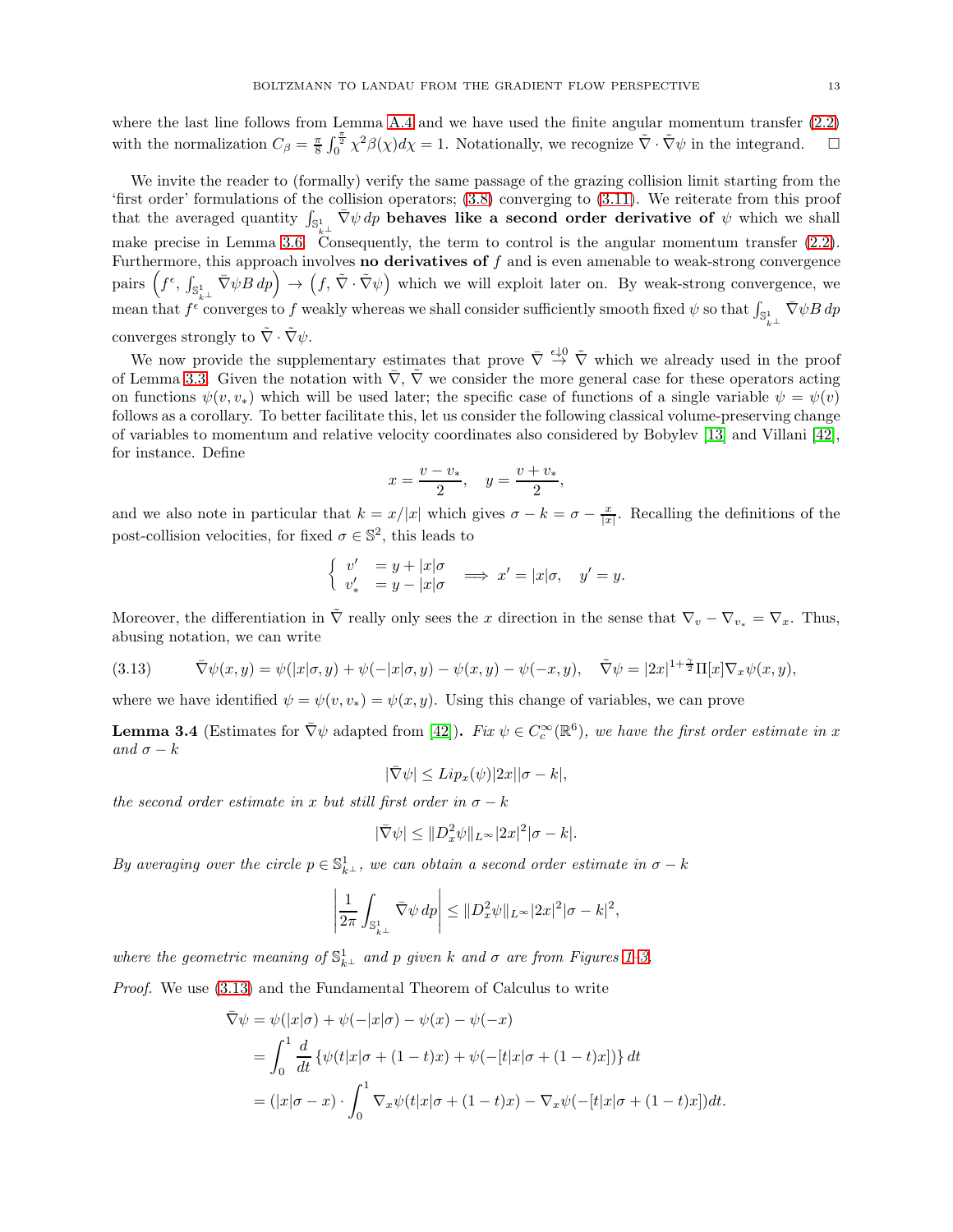where the last line follows from Lemma A.4 and we have used the finite angular momentum transfer (2.2) with the normalization $C_\beta = \frac{\pi}{8}\int_0^{\frac{\pi}{2}} \chi^2 \beta(\chi) d\chi = 1$. Notationally, we recognize $\tilde{\nabla}\cdot\tilde{\nabla}\psi$ in the integrand. $\square$

We invite the reader to (formally) verify the same passage of the grazing collision limit starting from the 'first order' formulations of the collision operators; (3.8) converging to (3.11). We reiterate from this proof that the averaged quantity $\int_{\mathbb{S}^1_{k^\perp}} \bar{\nabla}\psi\, dp$ **behaves like a second order derivative of** $\psi$ which we shall make precise in Lemma 3.6. Consequently, the term to control is the angular momentum transfer (2.2). Furthermore, this approach involves **no derivatives of** $f$ and is even amenable to weak-strong convergence pairs $\left(f^\epsilon, \int_{\mathbb{S}^1_{k^\perp}} \bar{\nabla}\psi B\, dp\right) \to \left(f, \tilde{\nabla}\cdot\tilde{\nabla}\psi\right)$ which we will exploit later on. By weak-strong convergence, we mean that $f^\epsilon$ converges to $f$ weakly whereas we shall consider sufficiently smooth fixed $\psi$ so that $\int_{\mathbb{S}^1_{k^\perp}} \bar{\nabla}\psi B\, dp$ converges strongly to $\tilde{\nabla}\cdot\tilde{\nabla}\psi$.

We now provide the supplementary estimates that prove $\bar{\nabla} \overset{\epsilon\downarrow 0}{\to} \tilde{\nabla}$ which we already used in the proof of Lemma 3.3. Given the notation with $\bar{\nabla}$, $\tilde{\nabla}$ we consider the more general case for these operators acting on functions $\psi(v, v_*)$ which will be used later; the specific case of functions of a single variable $\psi = \psi(v)$ follows as a corollary. To better facilitate this, let us consider the following classical volume-preserving change of variables to momentum and relative velocity coordinates also considered by Bobylev [13] and Villani [42], for instance. Define

$$x = \frac{v - v_*}{2}, \quad y = \frac{v + v_*}{2},$$

and we also note in particular that $k = x/|x|$ which gives $\sigma - k = \sigma - \frac{x}{|x|}$. Recalling the definitions of the post-collision velocities, for fixed $\sigma \in \mathbb{S}^2$, this leads to

$$\begin{cases} v' &= y + |x|\sigma \\ v'_* &= y - |x|\sigma \end{cases} \implies x' = |x|\sigma, \quad y' = y.$$

Moreover, the differentiation in $\tilde{\nabla}$ really only sees the $x$ direction in the sense that $\nabla_v - \nabla_{v_*} = \nabla_x$. Thus, abusing notation, we can write

$$\bar{\nabla}\psi(x,y) = \psi(|x|\sigma, y) + \psi(-|x|\sigma, y) - \psi(x,y) - \psi(-x,y), \quad \tilde{\nabla}\psi = |2x|^{1+\frac{\gamma}{2}}\Pi[x]\nabla_x\psi(x,y), \tag{3.13}$$

where we have identified $\psi = \psi(v, v_*) = \psi(x, y)$. Using this change of variables, we can prove

**Lemma 3.4** (Estimates for $\bar{\nabla}\psi$ adapted from [42])**.** *Fix $\psi \in C_c^\infty(\mathbb{R}^6)$, we have the first order estimate in $x$ and $\sigma - k$*

$$|\bar{\nabla}\psi| \le Lip_x(\psi)|2x||\sigma - k|,$$

*the second order estimate in $x$ but still first order in $\sigma - k$*

$$|\bar{\nabla}\psi| \le \|D_x^2\psi\|_{L^\infty}|2x|^2|\sigma - k|.$$

*By averaging over the circle $p \in \mathbb{S}^1_{k^\perp}$, we can obtain a second order estimate in $\sigma - k$*

$$\left|\frac{1}{2\pi}\int_{\mathbb{S}^1_{k^\perp}} \bar{\nabla}\psi\, dp\right| \le \|D_x^2\psi\|_{L^\infty}|2x|^2|\sigma - k|^2,$$

*where the geometric meaning of $\mathbb{S}^1_{k^\perp}$ and $p$ given $k$ and $\sigma$ are from Figures 1–3.*

*Proof.* We use (3.13) and the Fundamental Theorem of Calculus to write

$$\begin{aligned}
\bar{\nabla}\psi &= \psi(|x|\sigma) + \psi(-|x|\sigma) - \psi(x) - \psi(-x) \\
&= \int_0^1 \frac{d}{dt}\left\{\psi(t|x|\sigma + (1-t)x) + \psi(-[t|x|\sigma + (1-t)x])\right\} dt \\
&= (|x|\sigma - x)\cdot \int_0^1 \nabla_x\psi(t|x|\sigma + (1-t)x) - \nabla_x\psi(-[t|x|\sigma + (1-t)x])dt.
\end{aligned}$$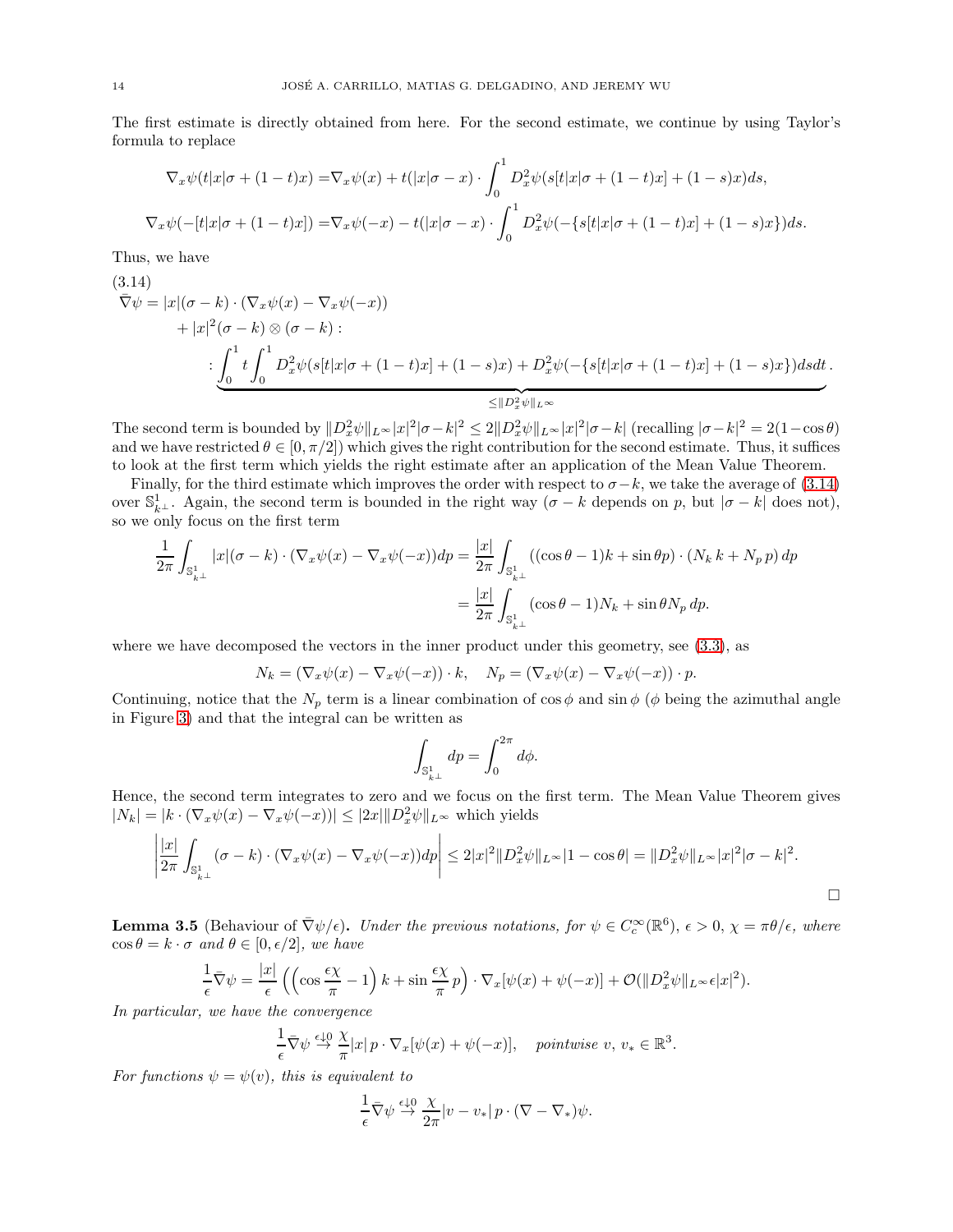The first estimate is directly obtained from here. For the second estimate, we continue by using Taylor's formula to replace

$$
\begin{aligned}
\nabla_x\psi(t|x|\sigma+(1-t)x) &= \nabla_x\psi(x) + t(|x|\sigma - x)\cdot\int_0^1 D_x^2\psi(s[t|x|\sigma+(1-t)x]+(1-s)x)ds,\\
\nabla_x\psi(-[t|x|\sigma+(1-t)x]) &= \nabla_x\psi(-x) - t(|x|\sigma - x)\cdot\int_0^1 D_x^2\psi(-\{s[t|x|\sigma+(1-t)x]+(1-s)x\})ds.
\end{aligned}
$$

Thus, we have

(3.14)
$$
\begin{aligned}
\bar{\nabla}\psi &= |x|(\sigma-k)\cdot(\nabla_x\psi(x)-\nabla_x\psi(-x))\\
&\quad + |x|^2(\sigma-k)\otimes(\sigma-k):\\
&\quad : \underbrace{\int_0^1 t\int_0^1 D_x^2\psi(s[t|x|\sigma+(1-t)x]+(1-s)x) + D_x^2\psi(-\{s[t|x|\sigma+(1-t)x]+(1-s)x\})dsdt}_{\leq \|D_x^2\psi\|_{L^\infty}}.
\end{aligned}
$$

The second term is bounded by $\|D_x^2\psi\|_{L^\infty}|x|^2|\sigma-k|^2 \leq 2\|D_x^2\psi\|_{L^\infty}|x|^2|\sigma-k|$ (recalling $|\sigma-k|^2 = 2(1-\cos\theta)$ and we have restricted $\theta\in[0,\pi/2]$) which gives the right contribution for the second estimate. Thus, it suffices to look at the first term which yields the right estimate after an application of the Mean Value Theorem.

Finally, for the third estimate which improves the order with respect to $\sigma-k$, we take the average of (3.14) over $\mathbb{S}^1_{k^\perp}$. Again, the second term is bounded in the right way ($\sigma-k$ depends on $p$, but $|\sigma-k|$ does not), so we only focus on the first term

$$
\begin{aligned}
\frac{1}{2\pi}\int_{\mathbb{S}^1_{k^\perp}}|x|(\sigma-k)\cdot(\nabla_x\psi(x)-\nabla_x\psi(-x))dp &= \frac{|x|}{2\pi}\int_{\mathbb{S}^1_{k^\perp}}((\cos\theta-1)k+\sin\theta p)\cdot(N_k\,k+N_p\,p)\,dp\\
&= \frac{|x|}{2\pi}\int_{\mathbb{S}^1_{k^\perp}}(\cos\theta-1)N_k + \sin\theta N_p\,dp.
\end{aligned}
$$

where we have decomposed the vectors in the inner product under this geometry, see (3.3), as

$$
N_k = (\nabla_x\psi(x)-\nabla_x\psi(-x))\cdot k,\quad N_p = (\nabla_x\psi(x)-\nabla_x\psi(-x))\cdot p.
$$

Continuing, notice that the $N_p$ term is a linear combination of $\cos\phi$ and $\sin\phi$ ($\phi$ being the azimuthal angle in Figure 3) and that the integral can be written as

$$
\int_{\mathbb{S}^1_{k^\perp}}dp = \int_0^{2\pi}d\phi.
$$

Hence, the second term integrates to zero and we focus on the first term. The Mean Value Theorem gives $|N_k| = |k\cdot(\nabla_x\psi(x)-\nabla_x\psi(-x))| \leq |2x|\|D_x^2\psi\|_{L^\infty}$ which yields

$$
\left|\frac{|x|}{2\pi}\int_{\mathbb{S}^1_{k^\perp}}(\sigma-k)\cdot(\nabla_x\psi(x)-\nabla_x\psi(-x))dp\right| \leq 2|x|^2\|D_x^2\psi\|_{L^\infty}|1-\cos\theta| = \|D_x^2\psi\|_{L^\infty}|x|^2|\sigma-k|^2.
$$

∎

**Lemma 3.5** (Behaviour of $\bar{\nabla}\psi/\epsilon$). *Under the previous notations, for $\psi\in C_c^\infty(\mathbb{R}^6)$, $\epsilon>0$, $\chi=\pi\theta/\epsilon$, where $\cos\theta = k\cdot\sigma$ and $\theta\in[0,\epsilon/2]$, we have*

$$
\frac{1}{\epsilon}\bar{\nabla}\psi = \frac{|x|}{\epsilon}\left(\left(\cos\frac{\epsilon\chi}{\pi}-1\right)k + \sin\frac{\epsilon\chi}{\pi}\,p\right)\cdot\nabla_x[\psi(x)+\psi(-x)] + \mathcal{O}(\|D_x^2\psi\|_{L^\infty}\epsilon|x|^2).
$$

*In particular, we have the convergence*

$$
\frac{1}{\epsilon}\bar{\nabla}\psi \overset{\epsilon\downarrow 0}{\to} \frac{\chi}{\pi}|x|\,p\cdot\nabla_x[\psi(x)+\psi(-x)],\quad \textit{pointwise } v,\, v_*\in\mathbb{R}^3.
$$

*For functions $\psi=\psi(v)$, this is equivalent to*

$$
\frac{1}{\epsilon}\bar{\nabla}\psi \overset{\epsilon\downarrow 0}{\to} \frac{\chi}{2\pi}|v-v_*|\,p\cdot(\nabla-\nabla_*)\psi.
$$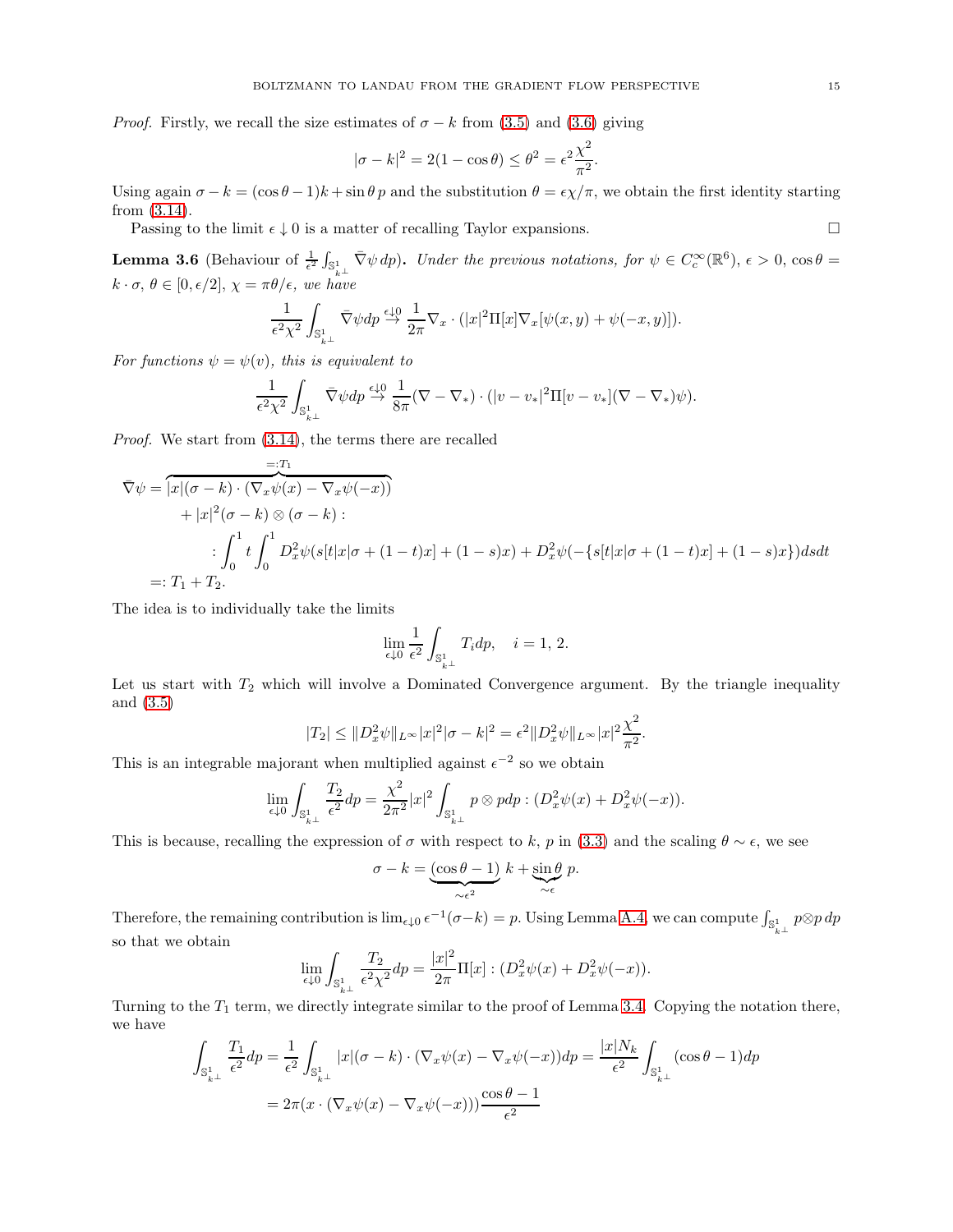*Proof.* Firstly, we recall the size estimates of $\sigma - k$ from (3.5) and (3.6) giving

$$|\sigma - k|^2 = 2(1-\cos\theta) \le \theta^2 = \epsilon^2 \frac{\chi^2}{\pi^2}.$$

Using again $\sigma - k = (\cos\theta - 1)k + \sin\theta\, p$ and the substitution $\theta = \epsilon\chi/\pi$, we obtain the first identity starting from (3.14).

Passing to the limit $\epsilon \downarrow 0$ is a matter of recalling Taylor expansions. $\square$

**Lemma 3.6** (Behaviour of $\frac{1}{\epsilon^2}\int_{\mathbb{S}^1_{k^\perp}} \bar\nabla\psi\, dp$)**.** *Under the previous notations, for $\psi \in C_c^\infty(\mathbb{R}^6)$, $\epsilon > 0$, $\cos\theta = k\cdot\sigma$, $\theta \in [0, \epsilon/2]$, $\chi = \pi\theta/\epsilon$, we have*

$$\frac{1}{\epsilon^2\chi^2}\int_{\mathbb{S}^1_{k^\perp}} \bar\nabla\psi dp \overset{\epsilon\downarrow 0}{\to} \frac{1}{2\pi}\nabla_x\cdot(|x|^2\Pi[x]\nabla_x[\psi(x,y)+\psi(-x,y)]).$$

*For functions $\psi = \psi(v)$, this is equivalent to*

$$\frac{1}{\epsilon^2\chi^2}\int_{\mathbb{S}^1_{k^\perp}} \bar\nabla\psi dp \overset{\epsilon\downarrow 0}{\to} \frac{1}{8\pi}(\nabla - \nabla_*)\cdot(|v-v_*|^2\Pi[v-v_*](\nabla-\nabla_*)\psi).$$

*Proof.* We start from (3.14), the terms there are recalled

$$\begin{aligned}
\bar\nabla\psi = &\overbrace{|x|(\sigma - k)\cdot(\nabla_x\psi(x) - \nabla_x\psi(-x))}^{=:T_1} \\
&+ |x|^2(\sigma-k)\otimes(\sigma-k) : \\
&\quad : \int_0^1 t\int_0^1 D_x^2\psi(s[t|x|\sigma + (1-t)x] + (1-s)x) + D_x^2\psi(-\{s[t|x|\sigma + (1-t)x] + (1-s)x\})dsdt \\
=:& \; T_1 + T_2.
\end{aligned}$$

The idea is to individually take the limits

$$\lim_{\epsilon\downarrow 0}\frac{1}{\epsilon^2}\int_{\mathbb{S}^1_{k^\perp}} T_i dp, \quad i = 1, 2.$$

Let us start with $T_2$ which will involve a Dominated Convergence argument. By the triangle inequality and (3.5)

$$|T_2| \le \|D_x^2\psi\|_{L^\infty}|x|^2|\sigma - k|^2 = \epsilon^2\|D_x^2\psi\|_{L^\infty}|x|^2\frac{\chi^2}{\pi^2}.$$

This is an integrable majorant when multiplied against $\epsilon^{-2}$ so we obtain

$$\lim_{\epsilon\downarrow 0}\int_{\mathbb{S}^1_{k^\perp}}\frac{T_2}{\epsilon^2}dp = \frac{\chi^2}{2\pi^2}|x|^2\int_{\mathbb{S}^1_{k^\perp}} p\otimes p dp : (D_x^2\psi(x) + D_x^2\psi(-x)).$$

This is because, recalling the expression of $\sigma$ with respect to $k$, $p$ in (3.3) and the scaling $\theta \sim \epsilon$, we see

$$\sigma - k = \underbrace{(\cos\theta - 1)}_{\sim\epsilon^2}\, k + \underbrace{\sin\theta}_{\sim\epsilon}\, p.$$

Therefore, the remaining contribution is $\lim_{\epsilon\downarrow 0}\epsilon^{-1}(\sigma - k) = p$. Using Lemma A.4, we can compute $\int_{\mathbb{S}^1_{k^\perp}} p\otimes p\, dp$ so that we obtain

$$\lim_{\epsilon\downarrow 0}\int_{\mathbb{S}^1_{k^\perp}}\frac{T_2}{\epsilon^2\chi^2}dp = \frac{|x|^2}{2\pi}\Pi[x] : (D_x^2\psi(x) + D_x^2\psi(-x)).$$

Turning to the $T_1$ term, we directly integrate similar to the proof of Lemma 3.4. Copying the notation there, we have

$$\begin{aligned}
\int_{\mathbb{S}^1_{k^\perp}}\frac{T_1}{\epsilon^2}dp &= \frac{1}{\epsilon^2}\int_{\mathbb{S}^1_{k^\perp}}|x|(\sigma - k)\cdot(\nabla_x\psi(x) - \nabla_x\psi(-x))dp = \frac{|x|N_k}{\epsilon^2}\int_{\mathbb{S}^1_{k^\perp}}(\cos\theta - 1)dp \\
&= 2\pi(x\cdot(\nabla_x\psi(x) - \nabla_x\psi(-x)))\frac{\cos\theta - 1}{\epsilon^2}
\end{aligned}$$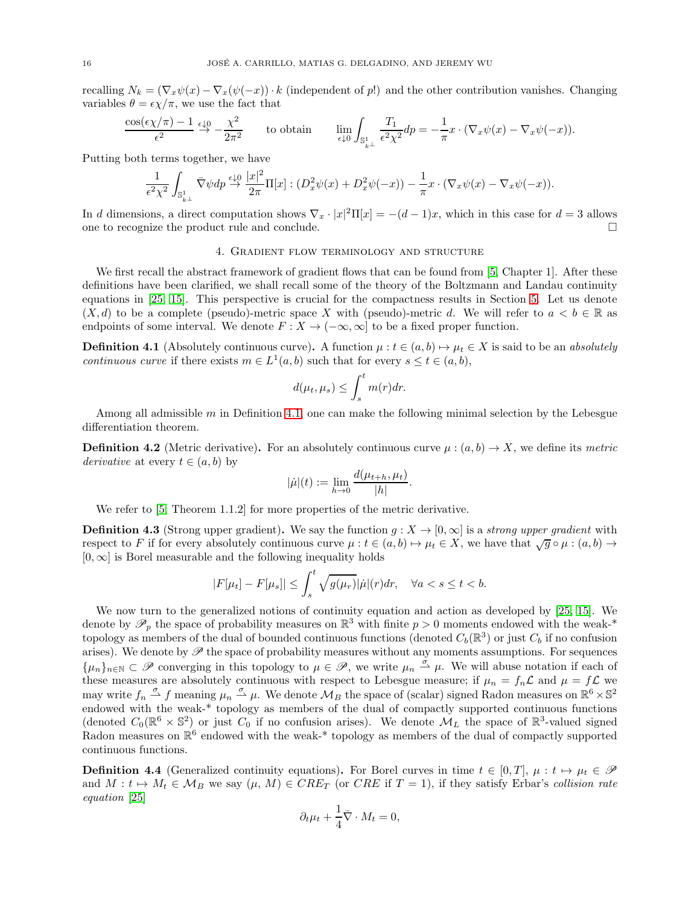recalling $N_k = (\nabla_x \psi(x) - \nabla_x(\psi(-x)) \cdot k$ (independent of $p$!) and the other contribution vanishes. Changing variables $\theta = \epsilon\chi/\pi$, we use the fact that

$$
\frac{\cos(\epsilon\chi/\pi) - 1}{\epsilon^2} \overset{\epsilon\downarrow 0}{\to} -\frac{\chi^2}{2\pi^2} \qquad \text{to obtain} \qquad \lim_{\epsilon\downarrow 0} \int_{\mathbb{S}^1_{k^\perp}} \frac{T_1}{\epsilon^2\chi^2} dp = -\frac{1}{\pi} x \cdot (\nabla_x \psi(x) - \nabla_x \psi(-x)).
$$

Putting both terms together, we have

$$
\frac{1}{\epsilon^2\chi^2} \int_{\mathbb{S}^1_{k^\perp}} \bar{\nabla}\psi dp \overset{\epsilon\downarrow 0}{\to} \frac{|x|^2}{2\pi} \Pi[x] : (D_x^2 \psi(x) + D_x^2 \psi(-x)) - \frac{1}{\pi} x \cdot (\nabla_x \psi(x) - \nabla_x \psi(-x)).
$$

In $d$ dimensions, a direct computation shows $\nabla_x \cdot |x|^2 \Pi[x] = -(d-1)x$, which in this case for $d = 3$ allows one to recognize the product rule and conclude. $\square$

## 4. Gradient flow terminology and structure

We first recall the abstract framework of gradient flows that can be found from [5, Chapter 1]. After these definitions have been clarified, we shall recall some of the theory of the Boltzmann and Landau continuity equations in [25, 15]. This perspective is crucial for the compactness results in Section 5. Let us denote $(X, d)$ to be a complete (pseudo)-metric space $X$ with (pseudo)-metric $d$. We will refer to $a < b \in \mathbb{R}$ as endpoints of some interval. We denote $F : X \to (-\infty, \infty]$ to be a fixed proper function.

**Definition 4.1** (Absolutely continuous curve)**.** A function $\mu : t \in (a, b) \mapsto \mu_t \in X$ is said to be an *absolutely continuous curve* if there exists $m \in L^1(a, b)$ such that for every $s \le t \in (a, b)$,

$$
d(\mu_t, \mu_s) \le \int_s^t m(r) dr.
$$

Among all admissible $m$ in Definition 4.1, one can make the following minimal selection by the Lebesgue differentiation theorem.

**Definition 4.2** (Metric derivative)**.** For an absolutely continuous curve $\mu : (a, b) \to X$, we define its *metric derivative* at every $t \in (a, b)$ by

$$
|\dot{\mu}|(t) := \lim_{h\to 0} \frac{d(\mu_{t+h}, \mu_t)}{|h|}.
$$

We refer to [5, Theorem 1.1.2] for more properties of the metric derivative.

**Definition 4.3** (Strong upper gradient)**.** We say the function $g : X \to [0, \infty]$ is a *strong upper gradient* with respect to $F$ if for every absolutely continuous curve $\mu : t \in (a, b) \mapsto \mu_t \in X$, we have that $\sqrt{g} \circ \mu : (a, b) \to [0, \infty]$ is Borel measurable and the following inequality holds

$$
|F[\mu_t] - F[\mu_s]| \le \int_s^t \sqrt{g(\mu_r)} |\dot{\mu}|(r) dr, \quad \forall a < s \le t < b.
$$

We now turn to the generalized notions of continuity equation and action as developed by [25, 15]. We denote by $\mathscr{P}_p$ the space of probability measures on $\mathbb{R}^3$ with finite $p > 0$ moments endowed with the weak-* topology as members of the dual of bounded continuous functions (denoted $C_b(\mathbb{R}^3)$ or just $C_b$ if no confusion arises). We denote by $\mathscr{P}$ the space of probability measures without any moments assumptions. For sequences $\{\mu_n\}_{n\in\mathbb{N}} \subset \mathscr{P}$ converging in this topology to $\mu \in \mathscr{P}$, we write $\mu_n \overset{\sigma}{\rightharpoonup} \mu$. We will abuse notation if each of these measures are absolutely continuous with respect to Lebesgue measure; if $\mu_n = f_n \mathcal{L}$ and $\mu = f\mathcal{L}$ we may write $f_n \overset{\sigma}{\rightharpoonup} f$ meaning $\mu_n \overset{\sigma}{\rightharpoonup} \mu$. We denote $\mathcal{M}_B$ the space of (scalar) signed Radon measures on $\mathbb{R}^6 \times \mathbb{S}^2$ endowed with the weak-* topology as members of the dual of compactly supported continuous functions (denoted $C_0(\mathbb{R}^6 \times \mathbb{S}^2)$ or just $C_0$ if no confusion arises). We denote $\mathcal{M}_L$ the space of $\mathbb{R}^3$-valued signed Radon measures on $\mathbb{R}^6$ endowed with the weak-* topology as members of the dual of compactly supported continuous functions.

**Definition 4.4** (Generalized continuity equations)**.** For Borel curves in time $t \in [0, T]$, $\mu : t \mapsto \mu_t \in \mathscr{P}$ and $M : t \mapsto M_t \in \mathcal{M}_B$ we say $(\mu, M) \in CRE_T$ (or $CRE$ if $T = 1$), if they satisfy Erbar's *collision rate equation* [25]

$$
\partial_t \mu_t + \frac{1}{4} \bar{\nabla} \cdot M_t = 0,
$$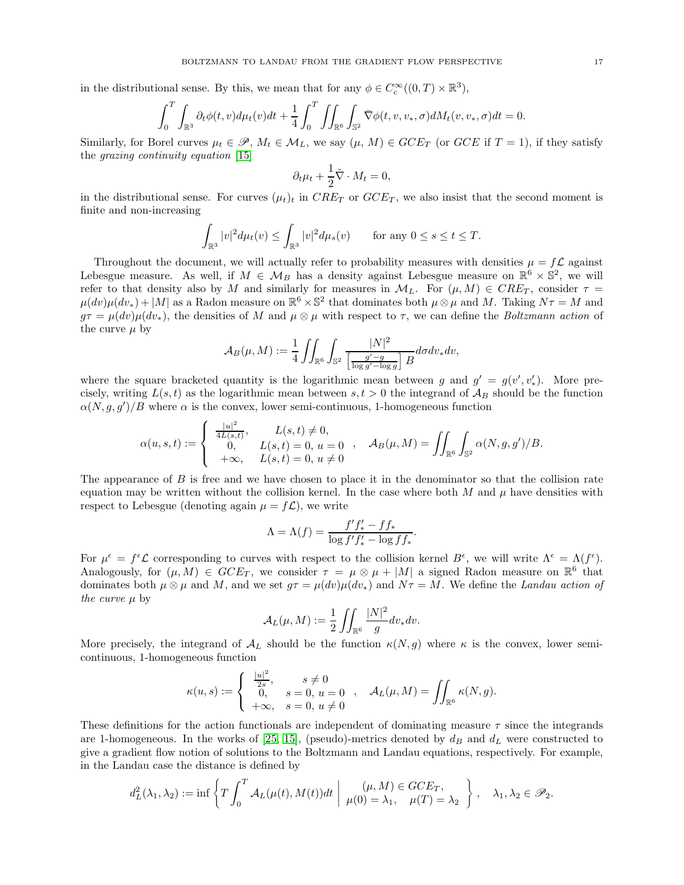in the distributional sense. By this, we mean that for any $\phi \in C_c^\infty((0,T)\times\mathbb{R}^3)$,

$$\int_0^T \int_{\mathbb{R}^3} \partial_t \phi(t,v) d\mu_t(v) dt + \frac{1}{4}\int_0^T \iint_{\mathbb{R}^6}\int_{\mathbb{S}^2} \bar{\nabla}\phi(t,v,v_*,\sigma) dM_t(v,v_*,\sigma) dt = 0.$$

Similarly, for Borel curves $\mu_t \in \mathscr{P}$, $M_t \in \mathcal{M}_L$, we say $(\mu, M) \in GCE_T$ (or $GCE$ if $T=1$), if they satisfy the *grazing continuity equation* [15]

$$\partial_t \mu_t + \frac{1}{2}\tilde{\nabla}\cdot M_t = 0,$$

in the distributional sense. For curves $(\mu_t)_t$ in $CRE_T$ or $GCE_T$, we also insist that the second moment is finite and non-increasing

$$\int_{\mathbb{R}^3} |v|^2 d\mu_t(v) \le \int_{\mathbb{R}^3} |v|^2 d\mu_s(v) \qquad \text{for any } 0 \le s \le t \le T.$$

Throughout the document, we will actually refer to probability measures with densities $\mu = f\mathcal{L}$ against Lebesgue measure. As well, if $M \in \mathcal{M}_B$ has a density against Lebesgue measure on $\mathbb{R}^6\times\mathbb{S}^2$, we will refer to that density also by $M$ and similarly for measures in $\mathcal{M}_L$. For $(\mu, M)\in CRE_T$, consider $\tau = \mu(dv)\mu(dv_*) + |M|$ as a Radon measure on $\mathbb{R}^6\times\mathbb{S}^2$ that dominates both $\mu\otimes\mu$ and $M$. Taking $N\tau = M$ and $g\tau = \mu(dv)\mu(dv_*)$, the densities of $M$ and $\mu\otimes\mu$ with respect to $\tau$, we can define the *Boltzmann action* of the curve $\mu$ by

$$\mathcal{A}_B(\mu, M) := \frac{1}{4}\iint_{\mathbb{R}^6}\int_{\mathbb{S}^2} \frac{|N|^2}{\left[\frac{g'-g}{\log g' - \log g}\right] B} d\sigma dv_* dv,$$

where the square bracketed quantity is the logarithmic mean between $g$ and $g' = g(v', v_*')$. More precisely, writing $L(s,t)$ as the logarithmic mean between $s,t>0$ the integrand of $\mathcal{A}_B$ should be the function $\alpha(N, g, g')/B$ where $\alpha$ is the convex, lower semi-continuous, 1-homogeneous function

$$\alpha(u,s,t) := \begin{cases} \frac{|u|^2}{4L(s,t)}, & L(s,t)\neq 0, \\ 0, & L(s,t) = 0,\ u = 0 \\ +\infty, & L(s,t) = 0,\ u\neq 0 \end{cases}, \quad \mathcal{A}_B(\mu, M) = \iint_{\mathbb{R}^6}\int_{\mathbb{S}^2}\alpha(N,g,g')/B.$$

The appearance of $B$ is free and we have chosen to place it in the denominator so that the collision rate equation may be written without the collision kernel. In the case where both $M$ and $\mu$ have densities with respect to Lebesgue (denoting again $\mu = f\mathcal{L}$), we write

$$\Lambda = \Lambda(f) = \frac{f'f_*' - ff_*}{\log f'f_*' - \log ff_*}.$$

For $\mu^\epsilon = f^\epsilon\mathcal{L}$ corresponding to curves with respect to the collision kernel $B^\epsilon$, we will write $\Lambda^\epsilon = \Lambda(f^\epsilon)$. Analogously, for $(\mu, M)\in GCE_T$, we consider $\tau = \mu\otimes\mu + |M|$ a signed Radon measure on $\mathbb{R}^6$ that dominates both $\mu\otimes\mu$ and $M$, and we set $g\tau = \mu(dv)\mu(dv_*)$ and $N\tau = M$. We define the *Landau action of the curve* $\mu$ by

$$\mathcal{A}_L(\mu, M) := \frac{1}{2}\iint_{\mathbb{R}^6}\frac{|N|^2}{g} dv_* dv.$$

More precisely, the integrand of $\mathcal{A}_L$ should be the function $\kappa(N, g)$ where $\kappa$ is the convex, lower semi-continuous, 1-homogeneous function

$$\kappa(u,s) := \begin{cases} \frac{|u|^2}{2s}, & s\neq 0 \\ 0, & s=0,\ u=0 \\ +\infty, & s = 0,\ u\neq 0 \end{cases}, \quad \mathcal{A}_L(\mu, M) = \iint_{\mathbb{R}^6}\kappa(N,g).$$

These definitions for the action functionals are independent of dominating measure $\tau$ since the integrands are 1-homogeneous. In the works of [25, 15], (pseudo)-metrics denoted by $d_B$ and $d_L$ were constructed to give a gradient flow notion of solutions to the Boltzmann and Landau equations, respectively. For example, in the Landau case the distance is defined by

$$d_L^2(\lambda_1, \lambda_2) := \inf\left\{ T\int_0^T \mathcal{A}_L(\mu(t), M(t)) dt \;\middle|\; \begin{array}{c} (\mu, M)\in GCE_T, \\ \mu(0) = \lambda_1, \quad \mu(T) = \lambda_2 \end{array} \right\}, \quad \lambda_1,\lambda_2\in\mathscr{P}_2.$$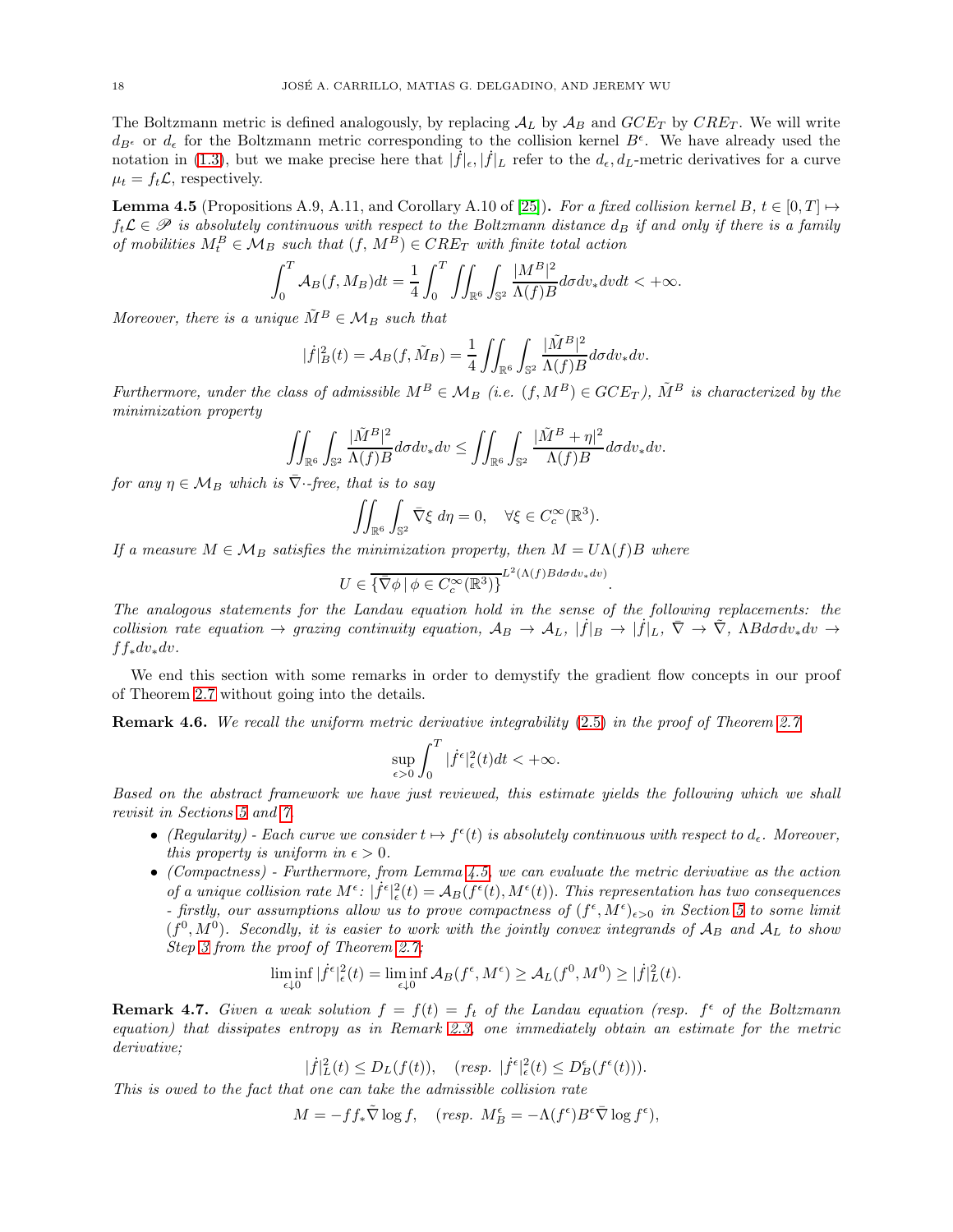The Boltzmann metric is defined analogously, by replacing $\mathcal{A}_L$ by $\mathcal{A}_B$ and $GCE_T$ by $CRE_T$. We will write $d_{B^\epsilon}$ or $d_\epsilon$ for the Boltzmann metric corresponding to the collision kernel $B^\epsilon$. We have already used the notation in (1.3), but we make precise here that $|\dot{f}|_\epsilon, |\dot{f}|_L$ refer to the $d_\epsilon, d_L$-metric derivatives for a curve $\mu_t = f_t\mathcal{L}$, respectively.

**Lemma 4.5** (Propositions A.9, A.11, and Corollary A.10 of [25])**.** *For a fixed collision kernel $B$, $t \in [0,T] \mapsto f_t\mathcal{L} \in \mathscr{P}$ is absolutely continuous with respect to the Boltzmann distance $d_B$ if and only if there is a family of mobilities $M_t^B \in \mathcal{M}_B$ such that $(f,\, M^B) \in CRE_T$ with finite total action*

$$\int_0^T \mathcal{A}_B(f, M_B)dt = \frac{1}{4}\int_0^T \iint_{\mathbb{R}^6}\int_{\mathbb{S}^2} \frac{|M^B|^2}{\Lambda(f)B} d\sigma dv_* dv dt < +\infty.$$

*Moreover, there is a unique $\tilde{M}^B \in \mathcal{M}_B$ such that*

$$|\dot{f}|_B^2(t) = \mathcal{A}_B(f, \tilde{M}_B) = \frac{1}{4}\iint_{\mathbb{R}^6}\int_{\mathbb{S}^2} \frac{|\tilde{M}^B|^2}{\Lambda(f)B} d\sigma dv_* dv.$$

*Furthermore, under the class of admissible $M^B \in \mathcal{M}_B$ (i.e. $(f, M^B) \in GCE_T$), $\tilde{M}^B$ is characterized by the minimization property*

$$\iint_{\mathbb{R}^6}\int_{\mathbb{S}^2} \frac{|\tilde{M}^B|^2}{\Lambda(f)B} d\sigma dv_* dv \le \iint_{\mathbb{R}^6}\int_{\mathbb{S}^2} \frac{|\tilde{M}^B + \eta|^2}{\Lambda(f)B} d\sigma dv_* dv.$$

*for any $\eta \in \mathcal{M}_B$ which is $\bar{\nabla}\cdot$-free, that is to say*

$$\iint_{\mathbb{R}^6}\int_{\mathbb{S}^2} \bar{\nabla}\xi \; d\eta = 0, \quad \forall \xi \in C_c^\infty(\mathbb{R}^3).$$

*If a measure $M \in \mathcal{M}_B$ satisfies the minimization property, then $M = U\Lambda(f)B$ where*

$$U \in \overline{\{\bar{\nabla}\phi \,|\, \phi \in C_c^\infty(\mathbb{R}^3)\}}^{L^2(\Lambda(f)Bd\sigma dv_* dv)}.$$

*The analogous statements for the Landau equation hold in the sense of the following replacements: the collision rate equation $\to$ grazing continuity equation, $\mathcal{A}_B \to \mathcal{A}_L$, $|\dot{f}|_B \to |\dot{f}|_L$, $\bar{\nabla} \to \tilde{\nabla}$, $\Lambda B d\sigma dv_* dv \to ff_* dv_* dv$.*

We end this section with some remarks in order to demystify the gradient flow concepts in our proof of Theorem 2.7 without going into the details.

**Remark 4.6.** *We recall the uniform metric derivative integrability (2.5) in the proof of Theorem 2.7*

$$\sup_{\epsilon>0}\int_0^T |\dot{f}^\epsilon|_\epsilon^2(t)dt < +\infty.$$

*Based on the abstract framework we have just reviewed, this estimate yields the following which we shall revisit in Sections 5 and 7.*

- *(Regularity) - Each curve we consider $t \mapsto f^\epsilon(t)$ is absolutely continuous with respect to $d_\epsilon$. Moreover, this property is uniform in $\epsilon > 0$.*
- *(Compactness) - Furthermore, from Lemma 4.5, we can evaluate the metric derivative as the action of a unique collision rate $M^\epsilon$: $|\dot{f}^\epsilon|_\epsilon^2(t) = \mathcal{A}_B(f^\epsilon(t), M^\epsilon(t))$. This representation has two consequences - firstly, our assumptions allow us to prove compactness of $(f^\epsilon, M^\epsilon)_{\epsilon>0}$ in Section 5 to some limit $(f^0, M^0)$. Secondly, it is easier to work with the jointly convex integrands of $\mathcal{A}_B$ and $\mathcal{A}_L$ to show Step 3 from the proof of Theorem 2.7:*

$$\liminf_{\epsilon\downarrow 0} |\dot{f}^\epsilon|_\epsilon^2(t) = \liminf_{\epsilon\downarrow 0} \mathcal{A}_B(f^\epsilon, M^\epsilon) \ge \mathcal{A}_L(f^0, M^0) \ge |\dot{f}|_L^2(t).$$

**Remark 4.7.** *Given a weak solution $f = f(t) = f_t$ of the Landau equation (resp. $f^\epsilon$ of the Boltzmann equation) that dissipates entropy as in Remark 2.3, one immediately obtain an estimate for the metric derivative;*

$$|\dot{f}|_L^2(t) \le D_L(f(t)), \quad (\textit{resp. } |\dot{f}^\epsilon|_\epsilon^2(t) \le D_B^\epsilon(f^\epsilon(t))).$$

*This is owed to the fact that one can take the admissible collision rate*

$$M = -ff_*\tilde{\nabla}\log f, \quad (\textit{resp. } M_B^\epsilon = -\Lambda(f^\epsilon)B^\epsilon\bar{\nabla}\log f^\epsilon),$$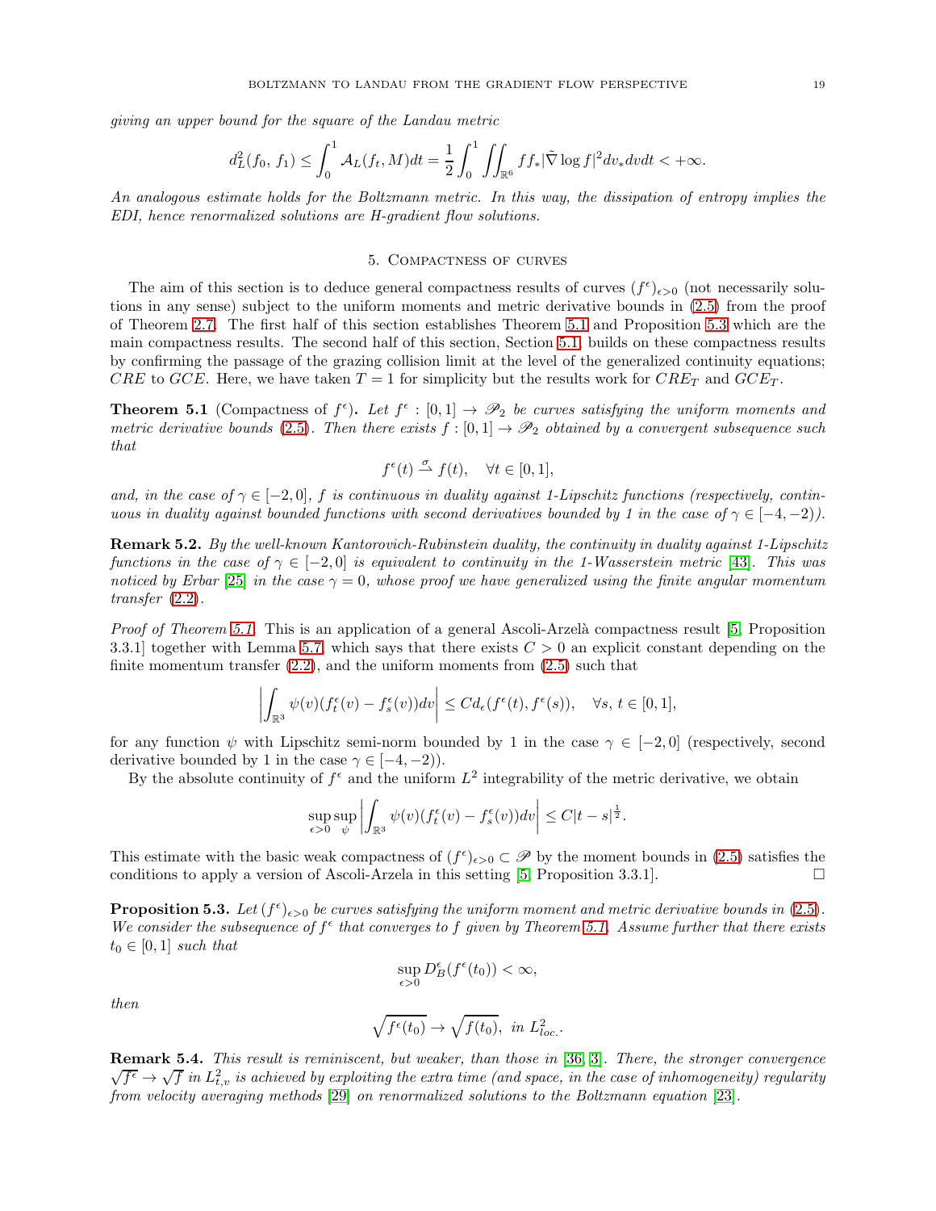*giving an upper bound for the square of the Landau metric*

$$d_L^2(f_0,\, f_1) \le \int_0^1 \mathcal{A}_L(f_t, M)dt = \frac{1}{2}\int_0^1 \iint_{\mathbb{R}^6} f f_* |\tilde{\nabla} \log f|^2 dv_* dv dt < +\infty.$$

*An analogous estimate holds for the Boltzmann metric. In this way, the dissipation of entropy implies the EDI, hence renormalized solutions are H-gradient flow solutions.*

## 5. Compactness of curves

The aim of this section is to deduce general compactness results of curves $(f^\epsilon)_{\epsilon>0}$ (not necessarily solutions in any sense) subject to the uniform moments and metric derivative bounds in (2.5) from the proof of Theorem 2.7. The first half of this section establishes Theorem 5.1 and Proposition 5.3 which are the main compactness results. The second half of this section, Section 5.1, builds on these compactness results by confirming the passage of the grazing collision limit at the level of the generalized continuity equations; $CRE$ to $GCE$. Here, we have taken $T = 1$ for simplicity but the results work for $CRE_T$ and $GCE_T$.

**Theorem 5.1** (Compactness of $f^\epsilon$)**.** *Let $f^\epsilon : [0,1] \to \mathscr{P}_2$ be curves satisfying the uniform moments and metric derivative bounds (2.5). Then there exists $f : [0,1] \to \mathscr{P}_2$ obtained by a convergent subsequence such that*

$$f^\epsilon(t) \overset{\sigma}{\rightharpoonup} f(t), \quad \forall t \in [0,1],$$

*and, in the case of $\gamma \in [-2, 0]$, $f$ is continuous in duality against 1-Lipschitz functions (respectively, continuous in duality against bounded functions with second derivatives bounded by 1 in the case of $\gamma \in [-4, -2)$).*

**Remark 5.2.** *By the well-known Kantorovich-Rubinstein duality, the continuity in duality against 1-Lipschitz functions in the case of $\gamma \in [-2, 0]$ is equivalent to continuity in the 1-Wasserstein metric [43]. This was noticed by Erbar [25] in the case $\gamma = 0$, whose proof we have generalized using the finite angular momentum transfer (2.2).*

*Proof of Theorem 5.1.* This is an application of a general Ascoli-Arzelà compactness result [5, Proposition 3.3.1] together with Lemma 5.7, which says that there exists $C > 0$ an explicit constant depending on the finite momentum transfer (2.2), and the uniform moments from (2.5) such that

$$\left| \int_{\mathbb{R}^3} \psi(v)(f_t^\epsilon(v) - f_s^\epsilon(v))dv \right| \le C d_\epsilon(f^\epsilon(t), f^\epsilon(s)), \quad \forall s,\, t \in [0,1],$$

for any function $\psi$ with Lipschitz semi-norm bounded by 1 in the case $\gamma \in [-2, 0]$ (respectively, second derivative bounded by 1 in the case $\gamma \in [-4, -2)$).

By the absolute continuity of $f^\epsilon$ and the uniform $L^2$ integrability of the metric derivative, we obtain

$$\sup_{\epsilon>0} \sup_{\psi} \left| \int_{\mathbb{R}^3} \psi(v)(f_t^\epsilon(v) - f_s^\epsilon(v))dv \right| \le C|t-s|^{\frac{1}{2}}.$$

This estimate with the basic weak compactness of $(f^\epsilon)_{\epsilon>0} \subset \mathscr{P}$ by the moment bounds in (2.5) satisfies the conditions to apply a version of Ascoli-Arzela in this setting [5, Proposition 3.3.1]. □

**Proposition 5.3.** *Let $(f^\epsilon)_{\epsilon>0}$ be curves satisfying the uniform moment and metric derivative bounds in (2.5). We consider the subsequence of $f^\epsilon$ that converges to $f$ given by Theorem 5.1. Assume further that there exists $t_0 \in [0,1]$ such that*

$$\sup_{\epsilon>0} D_B^\epsilon(f^\epsilon(t_0)) < \infty,$$

*then*

$$\sqrt{f^\epsilon(t_0)} \to \sqrt{f(t_0)}, \text{ in } L^2_{loc}.$$

**Remark 5.4.** *This result is reminiscent, but weaker, than those in [36, 3]. There, the stronger convergence $\sqrt{f^\epsilon} \to \sqrt{f}$ in $L^2_{t,v}$ is achieved by exploiting the extra time (and space, in the case of inhomogeneity) regularity from velocity averaging methods [29] on renormalized solutions to the Boltzmann equation [23].*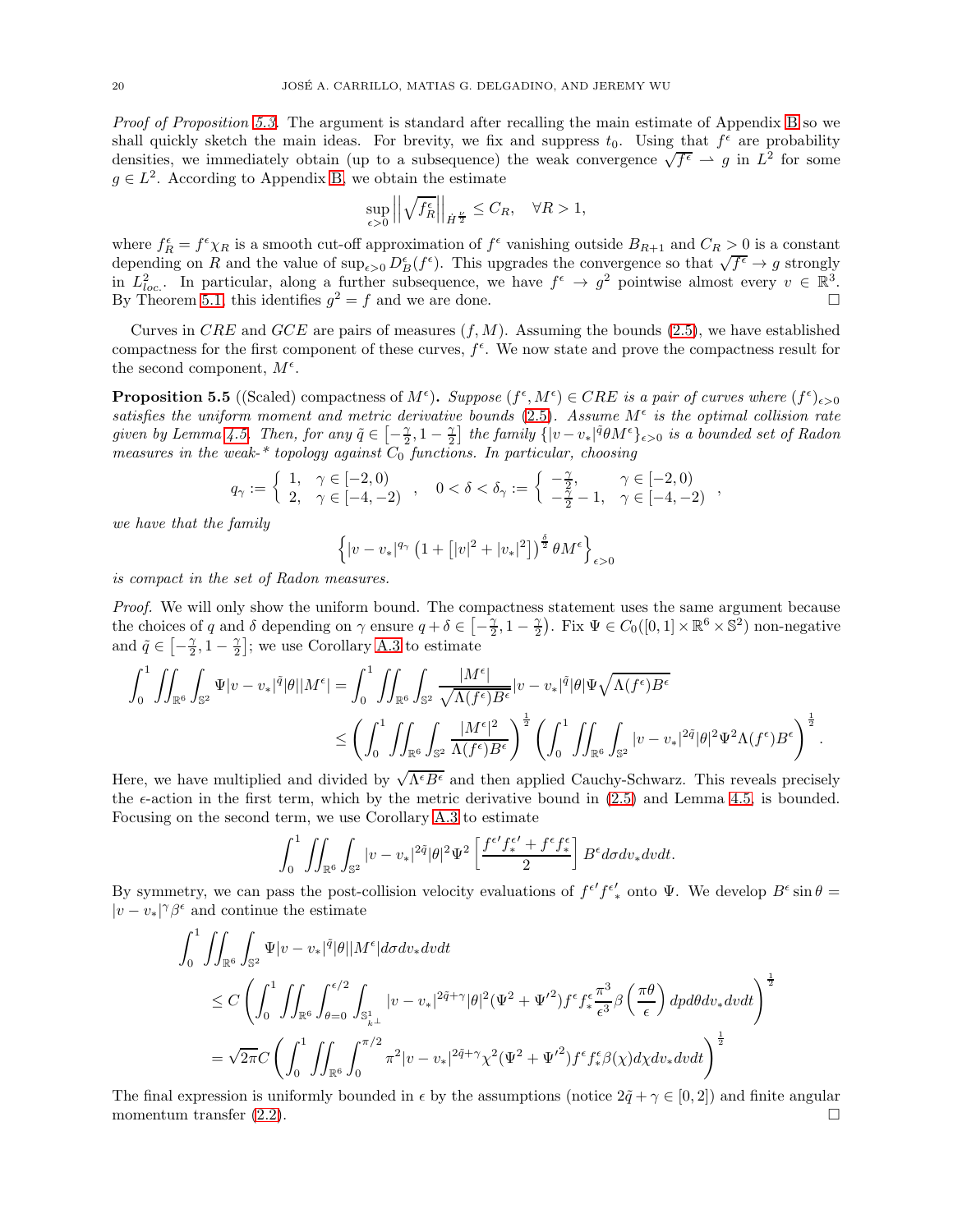*Proof of Proposition 5.3.* The argument is standard after recalling the main estimate of Appendix B so we shall quickly sketch the main ideas. For brevity, we fix and suppress $t_0$. Using that $f^\epsilon$ are probability densities, we immediately obtain (up to a subsequence) the weak convergence $\sqrt{f^\epsilon} \rightharpoonup g$ in $L^2$ for some $g \in L^2$. According to Appendix B, we obtain the estimate

$$\sup_{\epsilon>0} \left|\left| \sqrt{f_R^\epsilon} \right|\right|_{\dot{H}^{\frac{\nu}{2}}} \le C_R, \quad \forall R > 1,$$

where $f_R^\epsilon = f^\epsilon \chi_R$ is a smooth cut-off approximation of $f^\epsilon$ vanishing outside $B_{R+1}$ and $C_R > 0$ is a constant depending on $R$ and the value of $\sup_{\epsilon>0} D_B^\epsilon(f^\epsilon)$. This upgrades the convergence so that $\sqrt{f^\epsilon} \to g$ strongly in $L^2_{loc.}$. In particular, along a further subsequence, we have $f^\epsilon \to g^2$ pointwise almost every $v \in \mathbb{R}^3$. By Theorem 5.1, this identifies $g^2 = f$ and we are done. $\square$

Curves in $CRE$ and $GCE$ are pairs of measures $(f, M)$. Assuming the bounds (2.5), we have established compactness for the first component of these curves, $f^\epsilon$. We now state and prove the compactness result for the second component, $M^\epsilon$.

**Proposition 5.5** ((Scaled) compactness of $M^\epsilon$)**.** *Suppose $(f^\epsilon, M^\epsilon) \in CRE$ is a pair of curves where $(f^\epsilon)_{\epsilon>0}$ satisfies the uniform moment and metric derivative bounds (2.5). Assume $M^\epsilon$ is the optimal collision rate given by Lemma 4.5. Then, for any $\tilde{q} \in \left[-\frac{\gamma}{2}, 1 - \frac{\gamma}{2}\right]$ the family $\{|v - v_*|^{\tilde{q}} \theta M^\epsilon\}_{\epsilon>0}$ is a bounded set of Radon measures in the weak-\* topology against $C_0$ functions. In particular, choosing*

$$q_\gamma := \begin{cases} 1, & \gamma \in [-2, 0) \\ 2, & \gamma \in [-4, -2) \end{cases}, \quad 0 < \delta < \delta_\gamma := \begin{cases} -\frac{\gamma}{2}, & \gamma \in [-2, 0) \\ -\frac{\gamma}{2} - 1, & \gamma \in [-4, -2) \end{cases},$$

*we have that the family*

$$\left\{ |v - v_*|^{q_\gamma} \left(1 + \left[|v|^2 + |v_*|^2\right]\right)^{\frac{\delta}{2}} \theta M^\epsilon \right\}_{\epsilon>0}$$

*is compact in the set of Radon measures.*

*Proof.* We will only show the uniform bound. The compactness statement uses the same argument because the choices of $q$ and $\delta$ depending on $\gamma$ ensure $q + \delta \in \left[-\frac{\gamma}{2}, 1 - \frac{\gamma}{2}\right)$. Fix $\Psi \in C_0([0,1] \times \mathbb{R}^6 \times \mathbb{S}^2)$ non-negative and $\tilde{q} \in \left[-\frac{\gamma}{2}, 1 - \frac{\gamma}{2}\right]$; we use Corollary A.3 to estimate

$$\begin{aligned}
\int_0^1 \iint_{\mathbb{R}^6} \int_{\mathbb{S}^2} \Psi |v - v_*|^{\tilde{q}} |\theta| |M^\epsilon| &= \int_0^1 \iint_{\mathbb{R}^6} \int_{\mathbb{S}^2} \frac{|M^\epsilon|}{\sqrt{\Lambda(f^\epsilon) B^\epsilon}} |v - v_*|^{\tilde{q}} |\theta| \Psi \sqrt{\Lambda(f^\epsilon) B^\epsilon} \\
&\le \left( \int_0^1 \iint_{\mathbb{R}^6} \int_{\mathbb{S}^2} \frac{|M^\epsilon|^2}{\Lambda(f^\epsilon) B^\epsilon} \right)^{\frac{1}{2}} \left( \int_0^1 \iint_{\mathbb{R}^6} \int_{\mathbb{S}^2} |v - v_*|^{2\tilde{q}} |\theta|^2 \Psi^2 \Lambda(f^\epsilon) B^\epsilon \right)^{\frac{1}{2}}.
\end{aligned}$$

Here, we have multiplied and divided by $\sqrt{\Lambda^\epsilon B^\epsilon}$ and then applied Cauchy-Schwarz. This reveals precisely the $\epsilon$-action in the first term, which by the metric derivative bound in (2.5) and Lemma 4.5, is bounded. Focusing on the second term, we use Corollary A.3 to estimate

$$\int_0^1 \iint_{\mathbb{R}^6} \int_{\mathbb{S}^2} |v - v_*|^{2\tilde{q}} |\theta|^2 \Psi^2 \left[ \frac{f^{\epsilon\prime} f_*^{\epsilon\prime} + f^\epsilon f_*^\epsilon}{2} \right] B^\epsilon d\sigma dv_* dv dt.$$

By symmetry, we can pass the post-collision velocity evaluations of $f^{\epsilon\prime} f_*^{\epsilon\prime}$ onto $\Psi$. We develop $B^\epsilon \sin\theta = |v - v_*|^\gamma \beta^\epsilon$ and continue the estimate

$$\begin{aligned}
&\int_0^1 \iint_{\mathbb{R}^6} \int_{\mathbb{S}^2} \Psi |v - v_*|^{\tilde{q}} |\theta| |M^\epsilon| d\sigma dv_* dv dt \\
&\le C \left( \int_0^1 \iint_{\mathbb{R}^6} \int_{\theta=0}^{\epsilon/2} \int_{\mathbb{S}^1_{k^\perp}} |v - v_*|^{2\tilde{q}+\gamma} |\theta|^2 (\Psi^2 + \Psi'^2) f^\epsilon f_*^\epsilon \frac{\pi^3}{\epsilon^3} \beta\left(\frac{\pi\theta}{\epsilon}\right) dp d\theta dv_* dv dt \right)^{\frac{1}{2}} \\
&= \sqrt{2\pi} C \left( \int_0^1 \iint_{\mathbb{R}^6} \int_0^{\pi/2} \pi^2 |v - v_*|^{2\tilde{q}+\gamma} \chi^2 (\Psi^2 + \Psi'^2) f^\epsilon f_*^\epsilon \beta(\chi) d\chi dv_* dv dt \right)^{\frac{1}{2}}
\end{aligned}$$

The final expression is uniformly bounded in $\epsilon$ by the assumptions (notice $2\tilde{q} + \gamma \in [0, 2]$) and finite angular momentum transfer (2.2). $\square$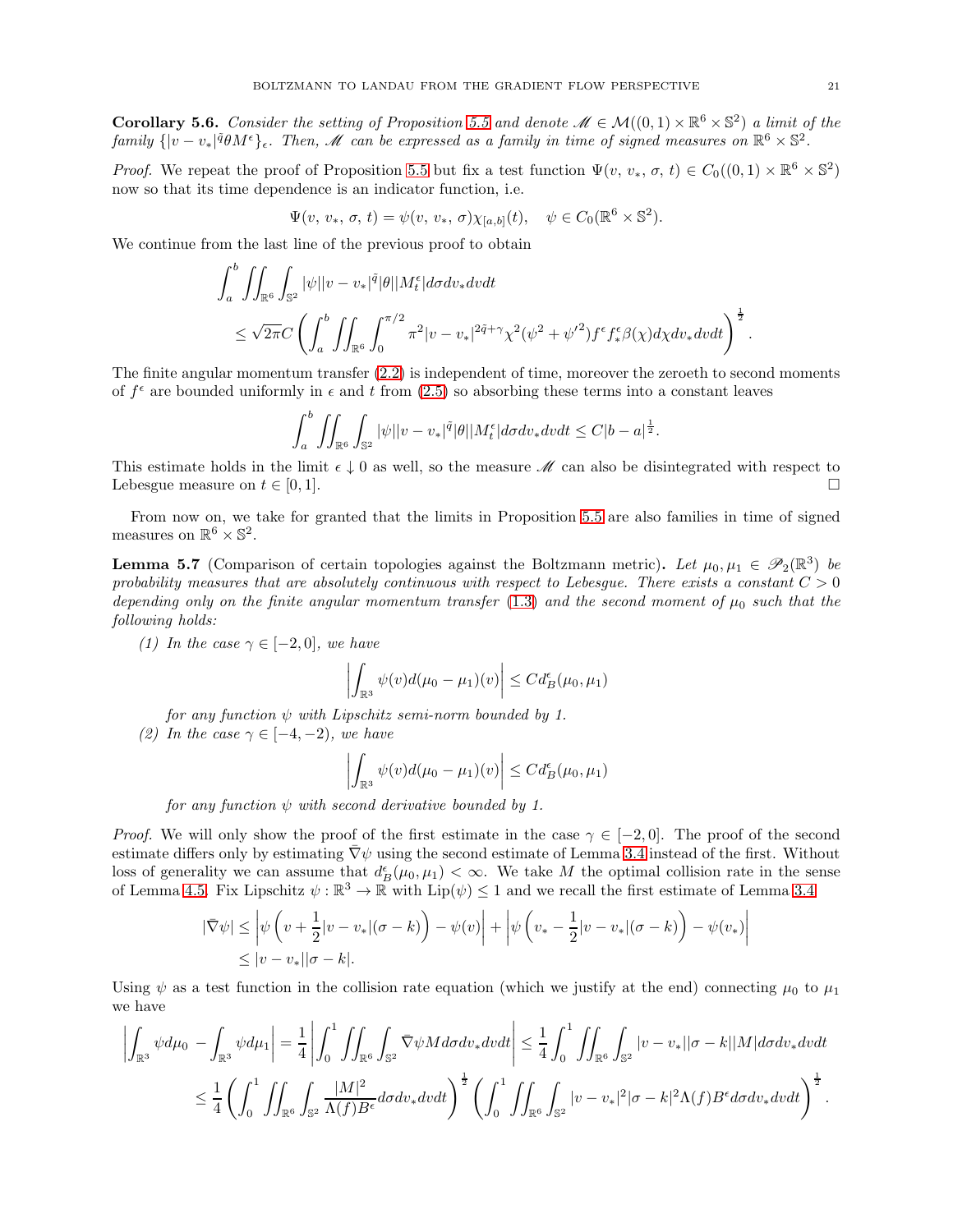**Corollary 5.6.** *Consider the setting of Proposition 5.5 and denote $\mathscr{M} \in \mathcal{M}((0,1) \times \mathbb{R}^6 \times \mathbb{S}^2)$ a limit of the family $\{|v - v_*|^{\tilde{q}} \theta M^\epsilon\}_\epsilon$. Then, $\mathscr{M}$ can be expressed as a family in time of signed measures on $\mathbb{R}^6 \times \mathbb{S}^2$.*

*Proof.* We repeat the proof of Proposition 5.5 but fix a test function $\Psi(v, v_*, \sigma, t) \in C_0((0,1) \times \mathbb{R}^6 \times \mathbb{S}^2)$ now so that its time dependence is an indicator function, i.e.

$$\Psi(v, v_*, \sigma, t) = \psi(v, v_*, \sigma)\chi_{[a,b]}(t), \quad \psi \in C_0(\mathbb{R}^6 \times \mathbb{S}^2).$$

We continue from the last line of the previous proof to obtain

$$\begin{aligned}
&\int_a^b \iint_{\mathbb{R}^6} \int_{\mathbb{S}^2} |\psi||v - v_*|^{\tilde{q}}|\theta||M_t^\epsilon| d\sigma dv_* dv dt \\
&\quad \leq \sqrt{2\pi} C \left( \int_a^b \iint_{\mathbb{R}^6} \int_0^{\pi/2} \pi^2 |v - v_*|^{2\tilde{q}+\gamma} \chi^2 (\psi^2 + \psi'^2) f^\epsilon f_*^\epsilon \beta(\chi) d\chi dv_* dv dt \right)^{\frac{1}{2}}.
\end{aligned}$$

The finite angular momentum transfer (2.2) is independent of time, moreover the zeroeth to second moments of $f^\epsilon$ are bounded uniformly in $\epsilon$ and $t$ from (2.5) so absorbing these terms into a constant leaves

$$\int_a^b \iint_{\mathbb{R}^6} \int_{\mathbb{S}^2} |\psi||v - v_*|^{\tilde{q}}|\theta||M_t^\epsilon| d\sigma dv_* dv dt \leq C|b - a|^{\frac{1}{2}}.$$

This estimate holds in the limit $\epsilon \downarrow 0$ as well, so the measure $\mathscr{M}$ can also be disintegrated with respect to Lebesgue measure on $t \in [0, 1]$. $\square$

From now on, we take for granted that the limits in Proposition 5.5 are also families in time of signed measures on $\mathbb{R}^6 \times \mathbb{S}^2$.

**Lemma 5.7** (Comparison of certain topologies against the Boltzmann metric)**.** *Let $\mu_0, \mu_1 \in \mathscr{P}_2(\mathbb{R}^3)$ be probability measures that are absolutely continuous with respect to Lebesgue. There exists a constant $C > 0$ depending only on the finite angular momentum transfer (1.3) and the second moment of $\mu_0$ such that the following holds:*

*(1) In the case $\gamma \in [-2, 0]$, we have*

$$\left| \int_{\mathbb{R}^3} \psi(v) d(\mu_0 - \mu_1)(v) \right| \leq C d_B^\epsilon(\mu_0, \mu_1)$$

*for any function $\psi$ with Lipschitz semi-norm bounded by 1.*

*(2) In the case $\gamma \in [-4, -2)$, we have*

$$\left| \int_{\mathbb{R}^3} \psi(v) d(\mu_0 - \mu_1)(v) \right| \leq C d_B^\epsilon(\mu_0, \mu_1)$$

*for any function $\psi$ with second derivative bounded by 1.*

*Proof.* We will only show the proof of the first estimate in the case $\gamma \in [-2, 0]$. The proof of the second estimate differs only by estimating $\bar{\nabla}\psi$ using the second estimate of Lemma 3.4 instead of the first. Without loss of generality we can assume that $d_B^\epsilon(\mu_0, \mu_1) < \infty$. We take $M$ the optimal collision rate in the sense of Lemma 4.5. Fix Lipschitz $\psi : \mathbb{R}^3 \to \mathbb{R}$ with $\mathrm{Lip}(\psi) \leq 1$ and we recall the first estimate of Lemma 3.4

$$\begin{aligned}
|\bar{\nabla}\psi| &\leq \left| \psi\left(v + \frac{1}{2}|v - v_*|(\sigma - k)\right) - \psi(v) \right| + \left| \psi\left(v_* - \frac{1}{2}|v - v_*|(\sigma - k)\right) - \psi(v_*) \right| \\
&\leq |v - v_*||\sigma - k|.
\end{aligned}$$

Using $\psi$ as a test function in the collision rate equation (which we justify at the end) connecting $\mu_0$ to $\mu_1$ we have

$$\begin{aligned}
\left| \int_{\mathbb{R}^3} \psi d\mu_0 - \int_{\mathbb{R}^3} \psi d\mu_1 \right| &= \frac{1}{4} \left| \int_0^1 \iint_{\mathbb{R}^6} \int_{\mathbb{S}^2} \bar{\nabla}\psi M d\sigma dv_* dv dt \right| \leq \frac{1}{4} \int_0^1 \iint_{\mathbb{R}^6} \int_{\mathbb{S}^2} |v - v_*||\sigma - k||M| d\sigma dv_* dv dt \\
&\leq \frac{1}{4} \left( \int_0^1 \iint_{\mathbb{R}^6} \int_{\mathbb{S}^2} \frac{|M|^2}{\Lambda(f) B^\epsilon} d\sigma dv_* dv dt \right)^{\frac{1}{2}} \left( \int_0^1 \iint_{\mathbb{R}^6} \int_{\mathbb{S}^2} |v - v_*|^2 |\sigma - k|^2 \Lambda(f) B^\epsilon d\sigma dv_* dv dt \right)^{\frac{1}{2}}.
\end{aligned}$$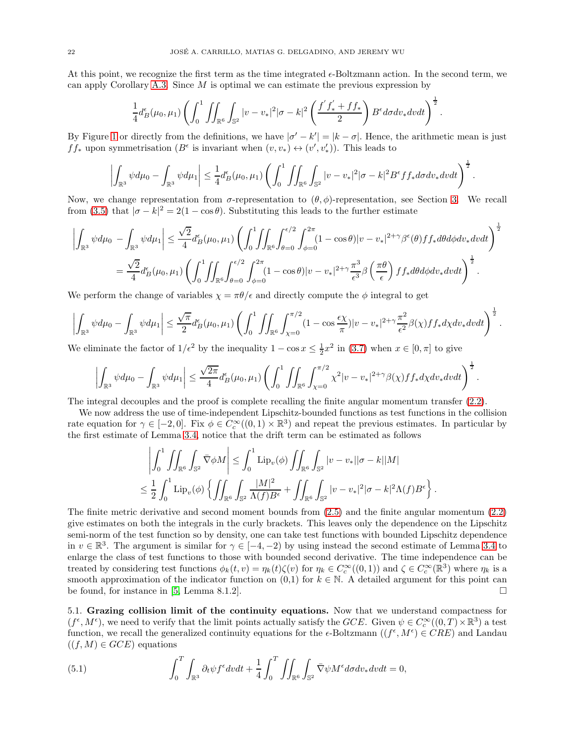At this point, we recognize the first term as the time integrated $\epsilon$-Boltzmann action. In the second term, we can apply Corollary A.3. Since $M$ is optimal we can estimate the previous expression by

$$\frac{1}{4}d_B^\epsilon(\mu_0,\mu_1)\left(\int_0^1\iint_{\mathbb{R}^6}\int_{\mathbb{S}^2}|v-v_*|^2|\sigma-k|^2\left(\frac{f^{'}f^{'}_*+ff_*}{2}\right)B^\epsilon d\sigma dv_* dvdt\right)^{\frac{1}{2}}.$$

By Figure 1 or directly from the definitions, we have $|\sigma'-k'|=|k-\sigma|$. Hence, the arithmetic mean is just $ff_*$ upon symmetrisation ($B^\epsilon$ is invariant when $(v,v_*)\leftrightarrow(v',v_*')$). This leads to

$$\left|\int_{\mathbb{R}^3}\psi d\mu_0-\int_{\mathbb{R}^3}\psi d\mu_1\right|\le\frac{1}{4}d_B^\epsilon(\mu_0,\mu_1)\left(\int_0^1\iint_{\mathbb{R}^6}\int_{\mathbb{S}^2}|v-v_*|^2|\sigma-k|^2B^\epsilon ff_* d\sigma dv_* dvdt\right)^{\frac{1}{2}}.$$

Now, we change representation from $\sigma$-representation to $(\theta,\phi)$-representation, see Section 3. We recall from (3.5) that $|\sigma-k|^2=2(1-\cos\theta)$. Substituting this leads to the further estimate

$$\begin{aligned}\left|\int_{\mathbb{R}^3}\psi d\mu_0-\int_{\mathbb{R}^3}\psi d\mu_1\right|&\le\frac{\sqrt{2}}{4}d_B^\epsilon(\mu_0,\mu_1)\left(\int_0^1\iint_{\mathbb{R}^6}\int_{\theta=0}^{\epsilon/2}\int_{\phi=0}^{2\pi}(1-\cos\theta)|v-v_*|^{2+\gamma}\beta^\epsilon(\theta)ff_*d\theta d\phi dv_*dvdt\right)^{\frac{1}{2}}\\&=\frac{\sqrt{2}}{4}d_B^\epsilon(\mu_0,\mu_1)\left(\int_0^1\iint_{\mathbb{R}^6}\int_{\theta=0}^{\epsilon/2}\int_{\phi=0}^{2\pi}(1-\cos\theta)|v-v_*|^{2+\gamma}\frac{\pi^3}{\epsilon^3}\beta\left(\frac{\pi\theta}{\epsilon}\right)ff_*d\theta d\phi dv_*dvdt\right)^{\frac{1}{2}}.\end{aligned}$$

We perform the change of variables $\chi=\pi\theta/\epsilon$ and directly compute the $\phi$ integral to get

$$\left|\int_{\mathbb{R}^3}\psi d\mu_0-\int_{\mathbb{R}^3}\psi d\mu_1\right|\le\frac{\sqrt{\pi}}{2}d_B^\epsilon(\mu_0,\mu_1)\left(\int_0^1\iint_{\mathbb{R}^6}\int_{\chi=0}^{\pi/2}(1-\cos\frac{\epsilon\chi}{\pi})|v-v_*|^{2+\gamma}\frac{\pi^2}{\epsilon^2}\beta(\chi)ff_*d\chi dv_*dvdt\right)^{\frac{1}{2}}.$$

We eliminate the factor of $1/\epsilon^2$ by the inequality $1-\cos x\le\frac{1}{2}x^2$ in (3.7) when $x\in[0,\pi]$ to give

$$\left|\int_{\mathbb{R}^3}\psi d\mu_0-\int_{\mathbb{R}^3}\psi d\mu_1\right|\le\frac{\sqrt{2\pi}}{4}d_B^\epsilon(\mu_0,\mu_1)\left(\int_0^1\iint_{\mathbb{R}^6}\int_{\chi=0}^{\pi/2}\chi^2|v-v_*|^{2+\gamma}\beta(\chi)ff_*d\chi dv_*dvdt\right)^{\frac{1}{2}}.$$

The integral decouples and the proof is complete recalling the finite angular momentum transfer (2.2).

We now address the use of time-independent Lipschitz-bounded functions as test functions in the collision rate equation for $\gamma\in[-2,0]$. Fix $\phi\in C_c^\infty((0,1)\times\mathbb{R}^3)$ and repeat the previous estimates. In particular by the first estimate of Lemma 3.4, notice that the drift term can be estimated as follows

$$\begin{aligned}&\left|\int_0^1\iint_{\mathbb{R}^6}\int_{\mathbb{S}^2}\bar\nabla\phi M\right|\le\int_0^1\mathrm{Lip}_v(\phi)\iint_{\mathbb{R}^6}\int_{\mathbb{S}^2}|v-v_*||\sigma-k||M|\\&\le\frac{1}{2}\int_0^1\mathrm{Lip}_v(\phi)\left\{\iint_{\mathbb{R}^6}\int_{\mathbb{S}^2}\frac{|M|^2}{\Lambda(f)B^\epsilon}+\iint_{\mathbb{R}^6}\int_{\mathbb{S}^2}|v-v_*|^2|\sigma-k|^2\Lambda(f)B^\epsilon\right\}.\end{aligned}$$

The finite metric derivative and second moment bounds from (2.5) and the finite angular momentum (2.2) give estimates on both the integrals in the curly brackets. This leaves only the dependence on the Lipschitz semi-norm of the test function so by density, one can take test functions with bounded Lipschitz dependence in $v\in\mathbb{R}^3$. The argument is similar for $\gamma\in[-4,-2)$ by using instead the second estimate of Lemma 3.4 to enlarge the class of test functions to those with bounded second derivative. The time independence can be treated by considering test functions $\phi_k(t,v)=\eta_k(t)\zeta(v)$ for $\eta_k\in C_c^\infty((0,1))$ and $\zeta\in C_c^\infty(\mathbb{R}^3)$ where $\eta_k$ is a smooth approximation of the indicator function on (0,1) for $k\in\mathbb{N}$. A detailed argument for this point can be found, for instance in [5, Lemma 8.1.2]. □

5.1. **Grazing collision limit of the continuity equations.** Now that we understand compactness for $(f^\epsilon,M^\epsilon)$, we need to verify that the limit points actually satisfy the $GCE$. Given $\psi\in C_c^\infty((0,T)\times\mathbb{R}^3)$ a test function, we recall the generalized continuity equations for the $\epsilon$-Boltzmann ($(f^\epsilon,M^\epsilon)\in CRE$) and Landau ($(f,M)\in GCE$) equations

$$\int_0^T\int_{\mathbb{R}^3}\partial_t\psi f^\epsilon dvdt+\frac{1}{4}\int_0^T\iint_{\mathbb{R}^6}\int_{\mathbb{S}^2}\bar\nabla\psi M^\epsilon d\sigma dv_*dvdt=0, \tag{5.1}$$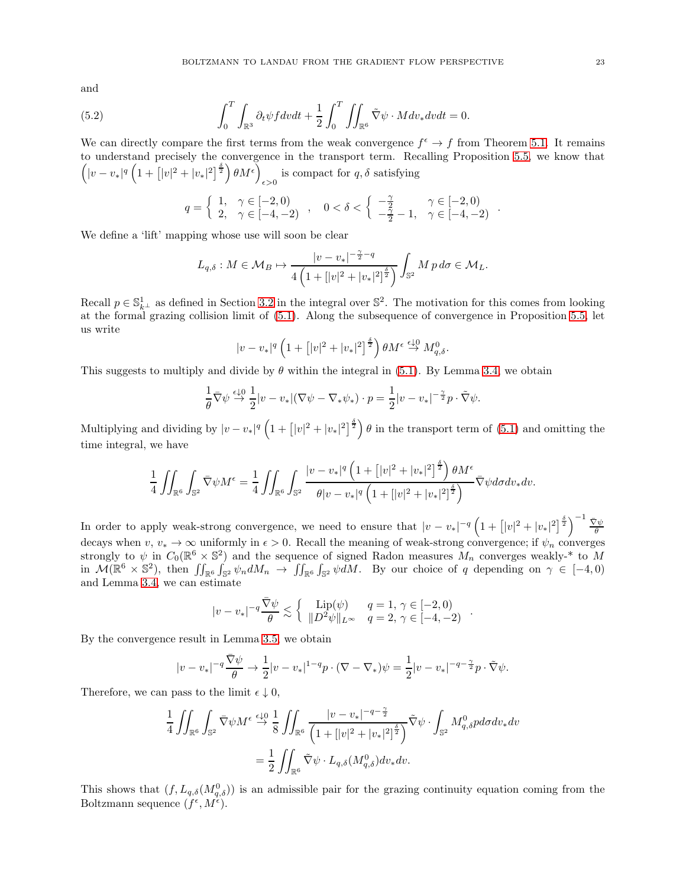and

$$\int_0^T \int_{\mathbb{R}^3} \partial_t \psi f dv dt + \frac{1}{2}\int_0^T \iint_{\mathbb{R}^6} \tilde{\nabla}\psi \cdot M dv_* dv dt = 0. \tag{5.2}$$

We can directly compare the first terms from the weak convergence $f^\epsilon \to f$ from Theorem 5.1. It remains to understand precisely the convergence in the transport term. Recalling Proposition 5.5, we know that $\left(|v-v_*|^q \left(1+\left[|v|^2+|v_*|^2\right]^{\frac{\delta}{2}}\right)\theta M^\epsilon\right)_{\epsilon>0}$ is compact for $q,\delta$ satisfying

$$q = \begin{cases} 1, & \gamma \in [-2,0) \\ 2, & \gamma \in [-4,-2) \end{cases}, \quad 0 < \delta < \begin{cases} -\frac{\gamma}{2} & \gamma \in [-2,0) \\ -\frac{\gamma}{2}-1, & \gamma \in [-4,-2) \end{cases}.$$

We define a 'lift' mapping whose use will soon be clear

$$L_{q,\delta} : M \in \mathcal{M}_B \mapsto \frac{|v-v_*|^{-\frac{\gamma}{2}-q}}{4\left(1+\left[|v|^2+|v_*|^2\right]^{\frac{\delta}{2}}\right)} \int_{\mathbb{S}^2} M\, p\, d\sigma \in \mathcal{M}_L.$$

Recall $p \in \mathbb{S}^1_{k^\perp}$ as defined in Section 3.2 in the integral over $\mathbb{S}^2$. The motivation for this comes from looking at the formal grazing collision limit of (5.1). Along the subsequence of convergence in Proposition 5.5, let us write

$$|v-v_*|^q \left(1+\left[|v|^2+|v_*|^2\right]^{\frac{\delta}{2}}\right)\theta M^\epsilon \overset{\epsilon\downarrow 0}{\rightharpoonup} M^0_{q,\delta}.$$

This suggests to multiply and divide by $\theta$ within the integral in (5.1). By Lemma 3.4, we obtain

$$\frac{1}{\theta}\bar{\nabla}\psi \overset{\epsilon\downarrow 0}{\to} \frac{1}{2}|v-v_*|(\nabla\psi - \nabla_*\psi_*)\cdot p = \frac{1}{2}|v-v_*|^{-\frac{\gamma}{2}} p\cdot\tilde{\nabla}\psi.$$

Multiplying and dividing by $|v-v_*|^q \left(1+\left[|v|^2+|v_*|^2\right]^{\frac{\delta}{2}}\right)\theta$ in the transport term of (5.1) and omitting the time integral, we have

$$\frac{1}{4}\iint_{\mathbb{R}^6}\int_{\mathbb{S}^2} \bar{\nabla}\psi M^\epsilon = \frac{1}{4}\iint_{\mathbb{R}^6}\int_{\mathbb{S}^2} \frac{|v-v_*|^q \left(1+\left[|v|^2+|v_*|^2\right]^{\frac{\delta}{2}}\right)\theta M^\epsilon}{\theta |v-v_*|^q \left(1+\left[|v|^2+|v_*|^2\right]^{\frac{\delta}{2}}\right)} \bar{\nabla}\psi d\sigma dv_* dv.$$

In order to apply weak-strong convergence, we need to ensure that $|v-v_*|^{-q}\left(1+\left[|v|^2+|v_*|^2\right]^{\frac{\delta}{2}}\right)^{-1}\frac{\bar{\nabla}\psi}{\theta}$ decays when $v,\, v_* \to \infty$ uniformly in $\epsilon > 0$. Recall the meaning of weak-strong convergence; if $\psi_n$ converges strongly to $\psi$ in $C_0(\mathbb{R}^6\times\mathbb{S}^2)$ and the sequence of signed Radon measures $M_n$ converges weakly-* to $M$ in $\mathcal{M}(\mathbb{R}^6\times\mathbb{S}^2)$, then $\iint_{\mathbb{R}^6}\int_{\mathbb{S}^2}\psi_n dM_n \to \iint_{\mathbb{R}^6}\int_{\mathbb{S}^2}\psi dM$. By our choice of $q$ depending on $\gamma\in[-4,0)$ and Lemma 3.4, we can estimate

$$|v-v_*|^{-q}\frac{\bar{\nabla}\psi}{\theta} \lesssim \begin{cases} \mathrm{Lip}(\psi) & q=1,\ \gamma\in[-2,0) \\ \|D^2\psi\|_{L^\infty} & q=2,\ \gamma\in[-4,-2) \end{cases}.$$

By the convergence result in Lemma 3.5, we obtain

$$|v-v_*|^{-q}\frac{\bar{\nabla}\psi}{\theta} \to \frac{1}{2}|v-v_*|^{1-q} p\cdot(\nabla-\nabla_*)\psi = \frac{1}{2}|v-v_*|^{-q-\frac{\gamma}{2}} p\cdot\tilde{\nabla}\psi.$$

Therefore, we can pass to the limit $\epsilon\downarrow 0$,

$$\begin{aligned}
\frac{1}{4}\iint_{\mathbb{R}^6}\int_{\mathbb{S}^2}\bar{\nabla}\psi M^\epsilon &\overset{\epsilon\downarrow 0}{\to} \frac{1}{8}\iint_{\mathbb{R}^6} \frac{|v-v_*|^{-q-\frac{\gamma}{2}}}{\left(1+\left[|v|^2+|v_*|^2\right]^{\frac{\delta}{2}}\right)}\tilde{\nabla}\psi\cdot\int_{\mathbb{S}^2} M^0_{q,\delta} p d\sigma dv_* dv \\
&= \frac{1}{2}\iint_{\mathbb{R}^6}\tilde{\nabla}\psi\cdot L_{q,\delta}(M^0_{q,\delta}) dv_* dv.
\end{aligned}$$

This shows that $(f, L_{q,\delta}(M^0_{q,\delta}))$ is an admissible pair for the grazing continuity equation coming from the Boltzmann sequence $(f^\epsilon, M^\epsilon)$.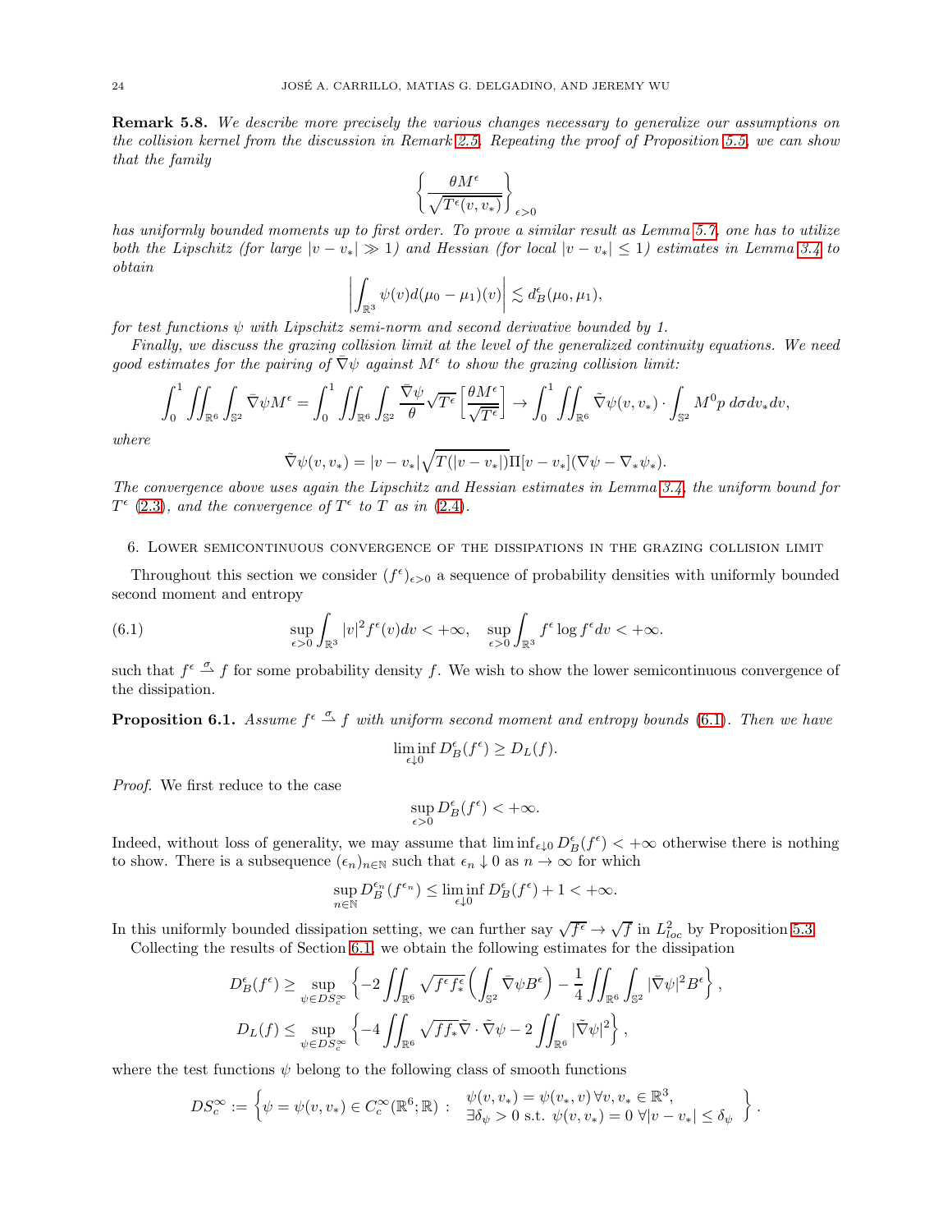**Remark 5.8.** *We describe more precisely the various changes necessary to generalize our assumptions on the collision kernel from the discussion in Remark 2.5. Repeating the proof of Proposition 5.5, we can show that the family*

$$\left\{\frac{\theta M^\epsilon}{\sqrt{T^\epsilon(v,v_*)}}\right\}_{\epsilon>0}$$

*has uniformly bounded moments up to first order. To prove a similar result as Lemma 5.7, one has to utilize both the Lipschitz (for large $|v-v_*|\gg 1$) and Hessian (for local $|v-v_*|\le 1$) estimates in Lemma 3.4 to obtain*

$$\left|\int_{\mathbb{R}^3}\psi(v)d(\mu_0-\mu_1)(v)\right|\lesssim d_B^\epsilon(\mu_0,\mu_1),$$

*for test functions $\psi$ with Lipschitz semi-norm and second derivative bounded by 1.*

*Finally, we discuss the grazing collision limit at the level of the generalized continuity equations. We need good estimates for the pairing of $\bar\nabla\psi$ against $M^\epsilon$ to show the grazing collision limit:*

$$\int_0^1\iint_{\mathbb{R}^6}\int_{\mathbb{S}^2}\bar\nabla\psi M^\epsilon=\int_0^1\iint_{\mathbb{R}^6}\int_{\mathbb{S}^2}\frac{\bar\nabla\psi}{\theta}\sqrt{T^\epsilon}\left[\frac{\theta M^\epsilon}{\sqrt{T^\epsilon}}\right]\to\int_0^1\iint_{\mathbb{R}^6}\tilde\nabla\psi(v,v_*)\cdot\int_{\mathbb{S}^2}M^0p\,d\sigma dv_*dv,$$

*where*

$$\tilde\nabla\psi(v,v_*)=|v-v_*|\sqrt{T(|v-v_*|)}\Pi[v-v_*](\nabla\psi-\nabla_*\psi_*).$$

*The convergence above uses again the Lipschitz and Hessian estimates in Lemma 3.4, the uniform bound for $T^\epsilon$ (2.3), and the convergence of $T^\epsilon$ to $T$ as in (2.4).*

## 6. Lower semicontinuous convergence of the dissipations in the grazing collision limit

Throughout this section we consider $(f^\epsilon)_{\epsilon>0}$ a sequence of probability densities with uniformly bounded second moment and entropy

$$\sup_{\epsilon>0}\int_{\mathbb{R}^3}|v|^2f^\epsilon(v)dv<+\infty,\quad \sup_{\epsilon>0}\int_{\mathbb{R}^3}f^\epsilon\log f^\epsilon dv<+\infty. \tag{6.1}$$

such that $f^\epsilon\overset{\sigma}{\rightharpoonup}f$ for some probability density $f$. We wish to show the lower semicontinuous convergence of the dissipation.

**Proposition 6.1.** *Assume $f^\epsilon\overset{\sigma}{\rightharpoonup}f$ with uniform second moment and entropy bounds (6.1). Then we have*

$$\liminf_{\epsilon\downarrow 0}D_B^\epsilon(f^\epsilon)\ge D_L(f).$$

*Proof.* We first reduce to the case

$$\sup_{\epsilon>0}D_B^\epsilon(f^\epsilon)<+\infty.$$

Indeed, without loss of generality, we may assume that $\liminf_{\epsilon\downarrow 0}D_B^\epsilon(f^\epsilon)<+\infty$ otherwise there is nothing to show. There is a subsequence $(\epsilon_n)_{n\in\mathbb{N}}$ such that $\epsilon_n\downarrow 0$ as $n\to\infty$ for which

$$\sup_{n\in\mathbb{N}}D_B^{\epsilon_n}(f^{\epsilon_n})\le\liminf_{\epsilon\downarrow 0}D_B^\epsilon(f^\epsilon)+1<+\infty.$$

In this uniformly bounded dissipation setting, we can further say $\sqrt{f^\epsilon}\to\sqrt{f}$ in $L^2_{loc}$ by Proposition 5.3.

Collecting the results of Section 6.1, we obtain the following estimates for the dissipation

$$D_B^\epsilon(f^\epsilon)\ge\sup_{\psi\in DS_c^\infty}\left\{-2\iint_{\mathbb{R}^6}\sqrt{f^\epsilon f_*^\epsilon}\left(\int_{\mathbb{S}^2}\bar\nabla\psi B^\epsilon\right)-\frac14\iint_{\mathbb{R}^6}\int_{\mathbb{S}^2}|\bar\nabla\psi|^2B^\epsilon\right\},$$

$$D_L(f)\le\sup_{\psi\in DS_c^\infty}\left\{-4\iint_{\mathbb{R}^6}\sqrt{ff_*}\tilde\nabla\cdot\tilde\nabla\psi-2\iint_{\mathbb{R}^6}|\tilde\nabla\psi|^2\right\},$$

where the test functions $\psi$ belong to the following class of smooth functions

$$DS_c^\infty:=\left\{\psi=\psi(v,v_*)\in C_c^\infty(\mathbb{R}^6;\mathbb{R}):\ \begin{array}{l}\psi(v,v_*)=\psi(v_*,v)\,\forall v,v_*\in\mathbb{R}^3,\\ \exists\delta_\psi>0\text{ s.t. }\psi(v,v_*)=0\ \forall|v-v_*|\le\delta_\psi\end{array}\right\}.$$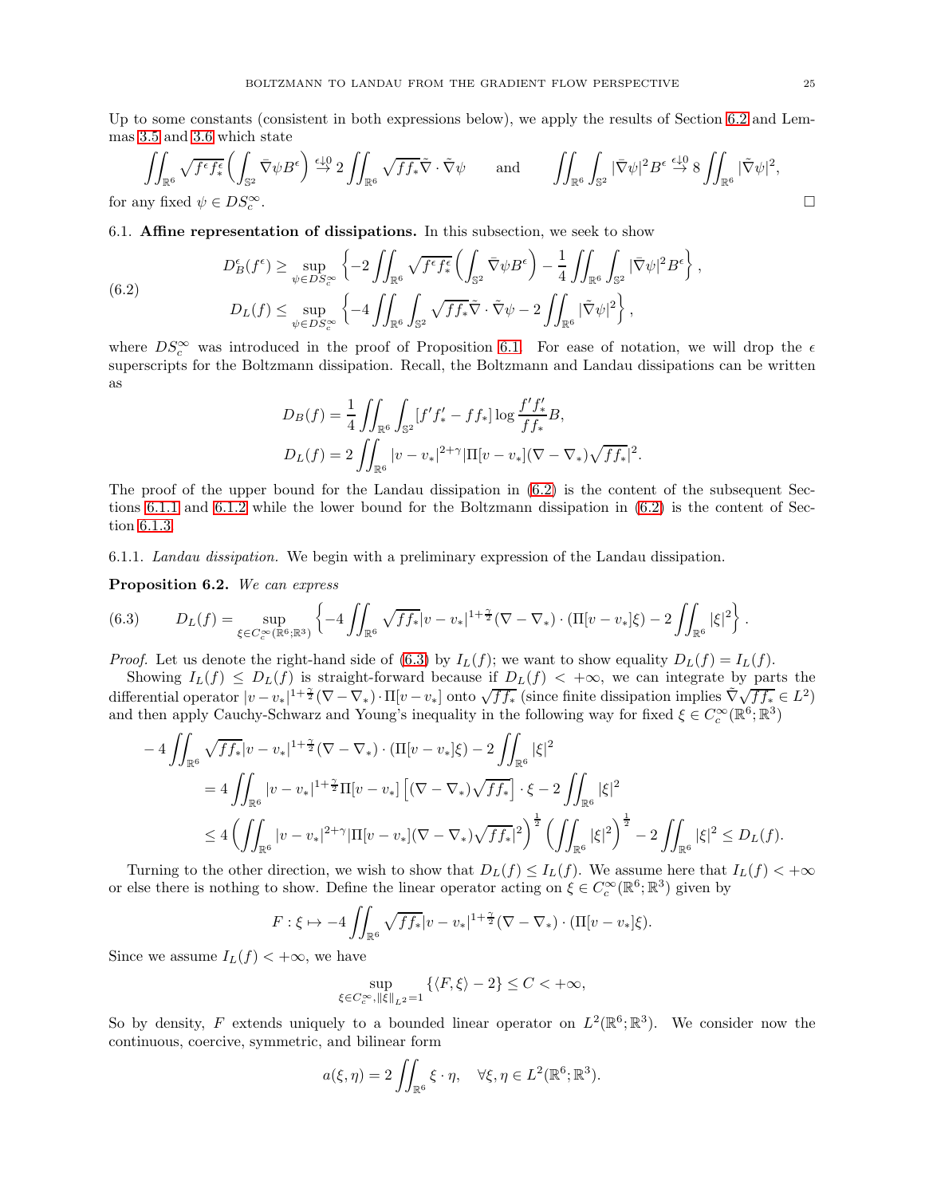Up to some constants (consistent in both expressions below), we apply the results of Section 6.2 and Lemmas 3.5 and 3.6 which state

$$\iint_{\mathbb{R}^6} \sqrt{f^\epsilon f^\epsilon_*}\left(\int_{\mathbb{S}^2} \bar{\nabla}\psi B^\epsilon\right) \overset{\epsilon\downarrow 0}{\to} 2\iint_{\mathbb{R}^6} \sqrt{ff_*}\tilde{\nabla}\cdot\tilde{\nabla}\psi \qquad \text{and} \qquad \iint_{\mathbb{R}^6}\int_{\mathbb{S}^2} |\bar{\nabla}\psi|^2 B^\epsilon \overset{\epsilon\downarrow 0}{\to} 8\iint_{\mathbb{R}^6} |\tilde{\nabla}\psi|^2,$$

for any fixed $\psi \in DS_c^\infty$. □

## 6.1. Affine representation of dissipations.

In this subsection, we seek to show

$$\begin{aligned} D_B^\epsilon(f^\epsilon) &\geq \sup_{\psi\in DS_c^\infty}\left\{-2\iint_{\mathbb{R}^6}\sqrt{f^\epsilon f^\epsilon_*}\left(\int_{\mathbb{S}^2}\bar{\nabla}\psi B^\epsilon\right) - \frac{1}{4}\iint_{\mathbb{R}^6}\int_{\mathbb{S}^2}|\bar{\nabla}\psi|^2 B^\epsilon\right\}, \\ D_L(f) &\leq \sup_{\psi\in DS_c^\infty}\left\{-4\iint_{\mathbb{R}^6}\int_{\mathbb{S}^2}\sqrt{ff_*}\tilde{\nabla}\cdot\tilde{\nabla}\psi - 2\iint_{\mathbb{R}^6}|\tilde{\nabla}\psi|^2\right\}, \end{aligned} \tag{6.2}$$

where $DS_c^\infty$ was introduced in the proof of Proposition 6.1. For ease of notation, we will drop the $\epsilon$ superscripts for the Boltzmann dissipation. Recall, the Boltzmann and Landau dissipations can be written as

$$\begin{aligned} D_B(f) &= \frac{1}{4}\iint_{\mathbb{R}^6}\int_{\mathbb{S}^2}[f'f'_* - ff_*]\log\frac{f'f'_*}{ff_*}B, \\ D_L(f) &= 2\iint_{\mathbb{R}^6}|v-v_*|^{2+\gamma}|\Pi[v-v_*](\nabla-\nabla_*)\sqrt{ff_*}|^2. \end{aligned}$$

The proof of the upper bound for the Landau dissipation in (6.2) is the content of the subsequent Sections 6.1.1 and 6.1.2 while the lower bound for the Boltzmann dissipation in (6.2) is the content of Section 6.1.3.

### 6.1.1. *Landau dissipation.*

We begin with a preliminary expression of the Landau dissipation.

**Proposition 6.2.** *We can express*

$$D_L(f) = \sup_{\xi\in C_c^\infty(\mathbb{R}^6;\mathbb{R}^3)}\left\{-4\iint_{\mathbb{R}^6}\sqrt{ff_*}|v-v_*|^{1+\frac{\gamma}{2}}(\nabla-\nabla_*)\cdot(\Pi[v-v_*]\xi) - 2\iint_{\mathbb{R}^6}|\xi|^2\right\}. \tag{6.3}$$

*Proof.* Let us denote the right-hand side of (6.3) by $I_L(f)$; we want to show equality $D_L(f) = I_L(f)$.

Showing $I_L(f) \leq D_L(f)$ is straight-forward because if $D_L(f) < +\infty$, we can integrate by parts the differential operator $|v-v_*|^{1+\frac{\gamma}{2}}(\nabla-\nabla_*)\cdot\Pi[v-v_*]$ onto $\sqrt{ff_*}$ (since finite dissipation implies $\tilde{\nabla}\sqrt{ff_*}\in L^2$) and then apply Cauchy-Schwarz and Young's inequality in the following way for fixed $\xi\in C_c^\infty(\mathbb{R}^6;\mathbb{R}^3)$

$$\begin{aligned} &-4\iint_{\mathbb{R}^6}\sqrt{ff_*}|v-v_*|^{1+\frac{\gamma}{2}}(\nabla-\nabla_*)\cdot(\Pi[v-v_*]\xi) - 2\iint_{\mathbb{R}^6}|\xi|^2 \\ &\quad = 4\iint_{\mathbb{R}^6}|v-v_*|^{1+\frac{\gamma}{2}}\Pi[v-v_*]\left[(\nabla-\nabla_*)\sqrt{ff_*}\right]\cdot\xi - 2\iint_{\mathbb{R}^6}|\xi|^2 \\ &\quad \leq 4\left(\iint_{\mathbb{R}^6}|v-v_*|^{2+\gamma}|\Pi[v-v_*](\nabla-\nabla_*)\sqrt{ff_*}|^2\right)^{\frac{1}{2}}\left(\iint_{\mathbb{R}^6}|\xi|^2\right)^{\frac{1}{2}} - 2\iint_{\mathbb{R}^6}|\xi|^2 \leq D_L(f). \end{aligned}$$

Turning to the other direction, we wish to show that $D_L(f) \leq I_L(f)$. We assume here that $I_L(f) < +\infty$ or else there is nothing to show. Define the linear operator acting on $\xi\in C_c^\infty(\mathbb{R}^6;\mathbb{R}^3)$ given by

$$F : \xi \mapsto -4\iint_{\mathbb{R}^6}\sqrt{ff_*}|v-v_*|^{1+\frac{\gamma}{2}}(\nabla-\nabla_*)\cdot(\Pi[v-v_*]\xi).$$

Since we assume $I_L(f) < +\infty$, we have

$$\sup_{\xi\in C_c^\infty,\|\xi\|_{L^2}=1}\{\langle F,\xi\rangle - 2\} \leq C < +\infty,$$

So by density, $F$ extends uniquely to a bounded linear operator on $L^2(\mathbb{R}^6;\mathbb{R}^3)$. We consider now the continuous, coercive, symmetric, and bilinear form

$$a(\xi,\eta) = 2\iint_{\mathbb{R}^6}\xi\cdot\eta, \quad \forall \xi,\eta\in L^2(\mathbb{R}^6;\mathbb{R}^3).$$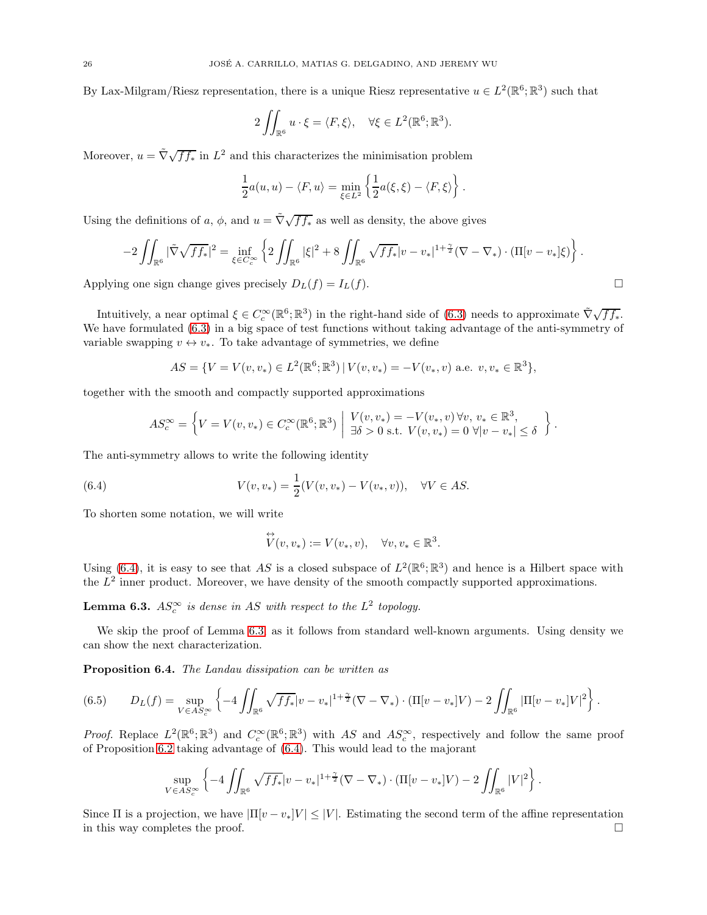By Lax-Milgram/Riesz representation, there is a unique Riesz representative $u \in L^2(\mathbb{R}^6;\mathbb{R}^3)$ such that

$$2\iint_{\mathbb{R}^6} u\cdot\xi = \langle F,\xi\rangle, \quad \forall \xi \in L^2(\mathbb{R}^6;\mathbb{R}^3).$$

Moreover, $u = \tilde{\nabla}\sqrt{ff_*}$ in $L^2$ and this characterizes the minimisation problem

$$\frac{1}{2}a(u,u) - \langle F,u\rangle = \min_{\xi\in L^2}\left\{\frac{1}{2}a(\xi,\xi) - \langle F,\xi\rangle\right\}.$$

Using the definitions of $a$, $\phi$, and $u = \tilde{\nabla}\sqrt{ff_*}$ as well as density, the above gives

$$-2\iint_{\mathbb{R}^6}|\tilde{\nabla}\sqrt{ff_*}|^2 = \inf_{\xi\in C_c^\infty}\left\{2\iint_{\mathbb{R}^6}|\xi|^2 + 8\iint_{\mathbb{R}^6}\sqrt{ff_*}|v-v_*|^{1+\frac{\gamma}{2}}(\nabla-\nabla_*)\cdot(\Pi[v-v_*]\xi)\right\}.$$

Applying one sign change gives precisely $D_L(f) = I_L(f)$. $\square$

Intuitively, a near optimal $\xi \in C_c^\infty(\mathbb{R}^6;\mathbb{R}^3)$ in the right-hand side of (6.3) needs to approximate $\tilde{\nabla}\sqrt{ff_*}$. We have formulated (6.3) in a big space of test functions without taking advantage of the anti-symmetry of variable swapping $v \leftrightarrow v_*$. To take advantage of symmetries, we define

$$AS = \{V = V(v,v_*) \in L^2(\mathbb{R}^6;\mathbb{R}^3)\,|\, V(v,v_*) = -V(v_*,v) \text{ a.e. } v, v_* \in \mathbb{R}^3\},$$

together with the smooth and compactly supported approximations

$$AS_c^\infty = \left\{V = V(v,v_*) \in C_c^\infty(\mathbb{R}^6;\mathbb{R}^3)\;\middle|\; \begin{array}{l} V(v,v_*) = -V(v_*,v)\,\forall v,\, v_* \in \mathbb{R}^3, \\ \exists\delta > 0 \text{ s.t. } V(v,v_*) = 0\;\forall |v-v_*| \le \delta \end{array}\right\}.$$

The anti-symmetry allows to write the following identity

$$V(v,v_*) = \frac{1}{2}(V(v,v_*) - V(v_*,v)), \quad \forall V \in AS. \tag{6.4}$$

To shorten some notation, we will write

$$\overset{\leftrightarrow}{V}(v,v_*) := V(v_*,v), \quad \forall v, v_* \in \mathbb{R}^3.$$

Using (6.4), it is easy to see that $AS$ is a closed subspace of $L^2(\mathbb{R}^6;\mathbb{R}^3)$ and hence is a Hilbert space with the $L^2$ inner product. Moreover, we have density of the smooth compactly supported approximations.

**Lemma 6.3.** *$AS_c^\infty$ is dense in $AS$ with respect to the $L^2$ topology.*

We skip the proof of Lemma 6.3 as it follows from standard well-known arguments. Using density we can show the next characterization.

**Proposition 6.4.** *The Landau dissipation can be written as*

$$D_L(f) = \sup_{V\in AS_c^\infty}\left\{-4\iint_{\mathbb{R}^6}\sqrt{ff_*}|v-v_*|^{1+\frac{\gamma}{2}}(\nabla-\nabla_*)\cdot(\Pi[v-v_*]V) - 2\iint_{\mathbb{R}^6}|\Pi[v-v_*]V|^2\right\}. \tag{6.5}$$

*Proof.* Replace $L^2(\mathbb{R}^6;\mathbb{R}^3)$ and $C_c^\infty(\mathbb{R}^6;\mathbb{R}^3)$ with $AS$ and $AS_c^\infty$, respectively and follow the same proof of Proposition 6.2 taking advantage of (6.4). This would lead to the majorant

$$\sup_{V\in AS_c^\infty}\left\{-4\iint_{\mathbb{R}^6}\sqrt{ff_*}|v-v_*|^{1+\frac{\gamma}{2}}(\nabla-\nabla_*)\cdot(\Pi[v-v_*]V) - 2\iint_{\mathbb{R}^6}|V|^2\right\}.$$

Since $\Pi$ is a projection, we have $|\Pi[v-v_*]V| \le |V|$. Estimating the second term of the affine representation in this way completes the proof. $\square$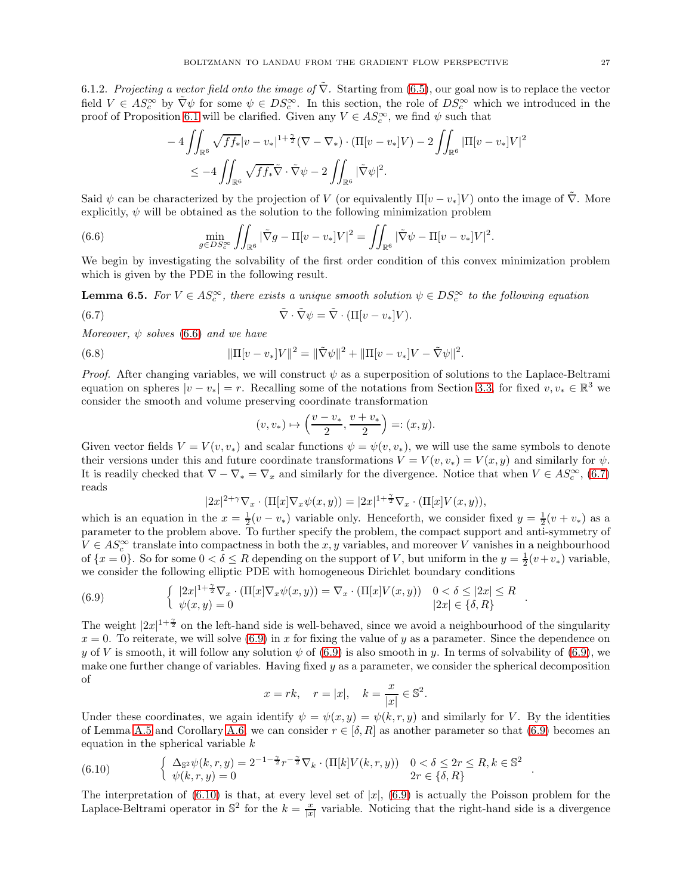6.1.2. *Projecting a vector field onto the image of $\tilde{\nabla}$.* Starting from (6.5), our goal now is to replace the vector field $V \in AS_c^\infty$ by $\tilde{\nabla}\psi$ for some $\psi \in DS_c^\infty$. In this section, the role of $DS_c^\infty$ which we introduced in the proof of Proposition 6.1 will be clarified. Given any $V \in AS_c^\infty$, we find $\psi$ such that

$$
\begin{aligned}
&-4\iint_{\mathbb{R}^6} \sqrt{ff_*}|v-v_*|^{1+\frac{\gamma}{2}}(\nabla - \nabla_*)\cdot(\Pi[v-v_*]V) - 2\iint_{\mathbb{R}^6}|\Pi[v-v_*]V|^2 \\
&\quad \le -4\iint_{\mathbb{R}^6}\sqrt{ff_*}\tilde{\nabla}\cdot\tilde{\nabla}\psi - 2\iint_{\mathbb{R}^6}|\tilde{\nabla}\psi|^2.
\end{aligned}
$$

Said $\psi$ can be characterized by the projection of $V$ (or equivalently $\Pi[v-v_*]V$) onto the image of $\tilde{\nabla}$. More explicitly, $\psi$ will be obtained as the solution to the following minimization problem

$$
\min_{g\in DS_c^\infty}\iint_{\mathbb{R}^6}|\tilde{\nabla}g - \Pi[v-v_*]V|^2 = \iint_{\mathbb{R}^6}|\tilde{\nabla}\psi - \Pi[v-v_*]V|^2. \tag{6.6}
$$

We begin by investigating the solvability of the first order condition of this convex minimization problem which is given by the PDE in the following result.

**Lemma 6.5.** *For $V \in AS_c^\infty$, there exists a unique smooth solution $\psi \in DS_c^\infty$ to the following equation*

$$
\tilde{\nabla}\cdot\tilde{\nabla}\psi = \tilde{\nabla}\cdot(\Pi[v-v_*]V). \tag{6.7}
$$

*Moreover, $\psi$ solves (6.6) and we have*

$$
\|\Pi[v-v_*]V\|^2 = \|\tilde{\nabla}\psi\|^2 + \|\Pi[v-v_*]V - \tilde{\nabla}\psi\|^2. \tag{6.8}
$$

*Proof.* After changing variables, we will construct $\psi$ as a superposition of solutions to the Laplace-Beltrami equation on spheres $|v - v_*| = r$. Recalling some of the notations from Section 3.3, for fixed $v, v_* \in \mathbb{R}^3$ we consider the smooth and volume preserving coordinate transformation

$$
(v, v_*) \mapsto \left(\frac{v-v_*}{2}, \frac{v+v_*}{2}\right) =: (x, y).
$$

Given vector fields $V = V(v, v_*)$ and scalar functions $\psi = \psi(v, v_*)$, we will use the same symbols to denote their versions under this and future coordinate transformations $V = V(v, v_*) = V(x, y)$ and similarly for $\psi$. It is readily checked that $\nabla - \nabla_* = \nabla_x$ and similarly for the divergence. Notice that when $V \in AS_c^\infty$, (6.7) reads

$$
|2x|^{2+\gamma}\nabla_x\cdot(\Pi[x]\nabla_x\psi(x,y)) = |2x|^{1+\frac{\gamma}{2}}\nabla_x\cdot(\Pi[x]V(x,y)),
$$

which is an equation in the $x = \frac{1}{2}(v - v_*)$ variable only. Henceforth, we consider fixed $y = \frac{1}{2}(v + v_*)$ as a parameter to the problem above. To further specify the problem, the compact support and anti-symmetry of $V \in AS_c^\infty$ translate into compactness in both the $x, y$ variables, and moreover $V$ vanishes in a neighbourhood of $\{x = 0\}$. So for some $0 < \delta \le R$ depending on the support of $V$, but uniform in the $y = \frac{1}{2}(v+v_*)$ variable, we consider the following elliptic PDE with homogeneous Dirichlet boundary conditions

$$
\begin{cases}
|2x|^{1+\frac{\gamma}{2}}\nabla_x\cdot(\Pi[x]\nabla_x\psi(x,y)) = \nabla_x\cdot(\Pi[x]V(x,y)) & 0 < \delta \le |2x| \le R \\
\psi(x,y) = 0 & |2x| \in \{\delta, R\}
\end{cases}. \tag{6.9}
$$

The weight $|2x|^{1+\frac{\gamma}{2}}$ on the left-hand side is well-behaved, since we avoid a neighbourhood of the singularity $x = 0$. To reiterate, we will solve (6.9) in $x$ for fixing the value of $y$ as a parameter. Since the dependence on $y$ of $V$ is smooth, it will follow any solution $\psi$ of (6.9) is also smooth in $y$. In terms of solvability of (6.9), we make one further change of variables. Having fixed $y$ as a parameter, we consider the spherical decomposition of

$$
x = rk, \quad r = |x|, \quad k = \frac{x}{|x|} \in \mathbb{S}^2.
$$

Under these coordinates, we again identify $\psi = \psi(x, y) = \psi(k, r, y)$ and similarly for $V$. By the identities of Lemma A.5 and Corollary A.6, we can consider $r \in [\delta, R]$ as another parameter so that (6.9) becomes an equation in the spherical variable $k$

$$
\begin{cases}
\Delta_{\mathbb{S}^2}\psi(k,r,y) = 2^{-1-\frac{\gamma}{2}}r^{-\frac{\gamma}{2}}\nabla_k\cdot(\Pi[k]V(k,r,y)) & 0 < \delta \le 2r \le R, k \in \mathbb{S}^2 \\
\psi(k,r,y) = 0 & 2r \in \{\delta, R\}
\end{cases}. \tag{6.10}
$$

The interpretation of (6.10) is that, at every level set of $|x|$, (6.9) is actually the Poisson problem for the Laplace-Beltrami operator in $\mathbb{S}^2$ for the $k = \frac{x}{|x|}$ variable. Noticing that the right-hand side is a divergence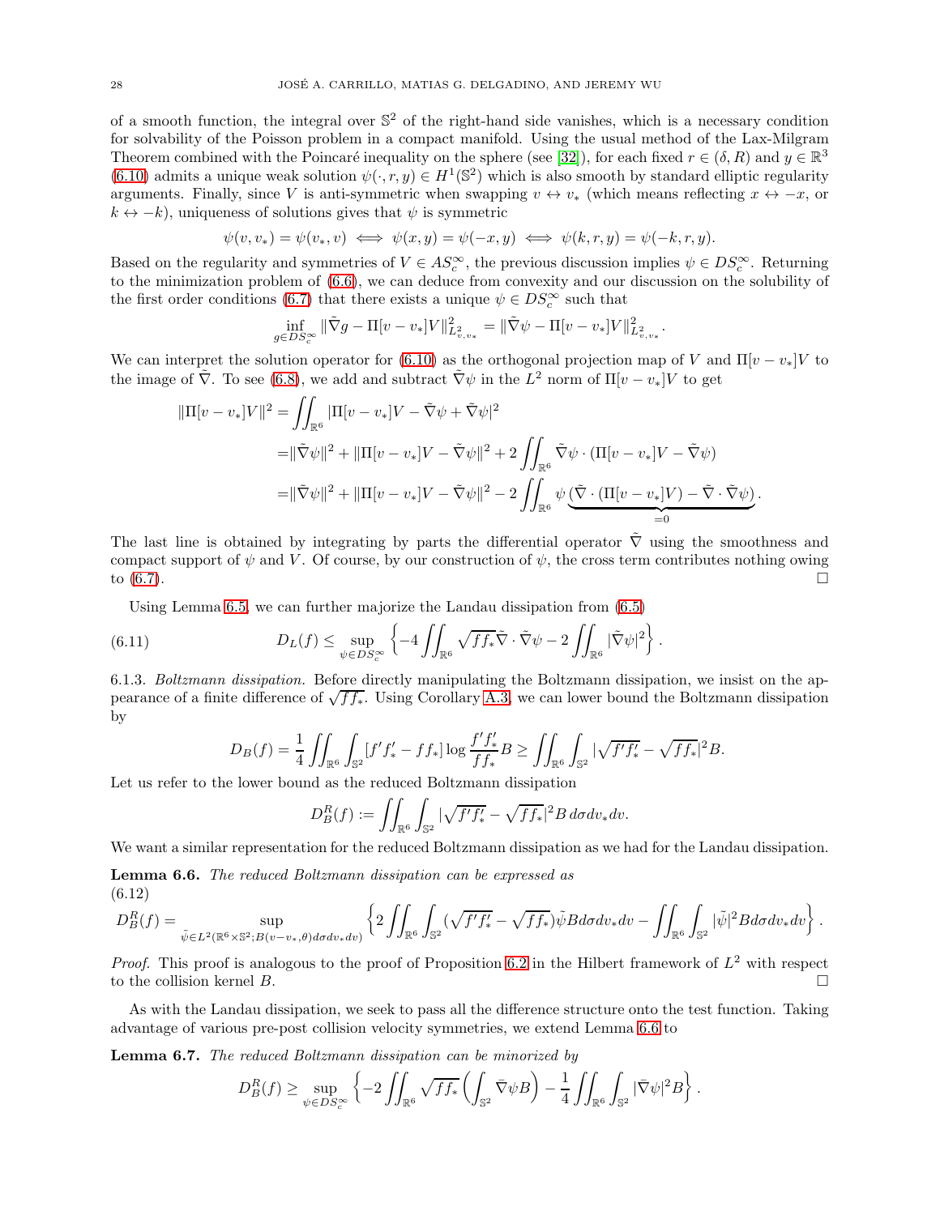of a smooth function, the integral over $\mathbb{S}^2$ of the right-hand side vanishes, which is a necessary condition for solvability of the Poisson problem in a compact manifold. Using the usual method of the Lax-Milgram Theorem combined with the Poincaré inequality on the sphere (see [32]), for each fixed $r \in (\delta, R)$ and $y \in \mathbb{R}^3$ (6.10) admits a unique weak solution $\psi(\cdot, r, y) \in H^1(\mathbb{S}^2)$ which is also smooth by standard elliptic regularity arguments. Finally, since $V$ is anti-symmetric when swapping $v \leftrightarrow v_*$ (which means reflecting $x \leftrightarrow -x$, or $k \leftrightarrow -k$), uniqueness of solutions gives that $\psi$ is symmetric

$$\psi(v, v_*) = \psi(v_*, v) \iff \psi(x, y) = \psi(-x, y) \iff \psi(k, r, y) = \psi(-k, r, y).$$

Based on the regularity and symmetries of $V \in AS_c^\infty$, the previous discussion implies $\psi \in DS_c^\infty$. Returning to the minimization problem of (6.6), we can deduce from convexity and our discussion on the solubility of the first order conditions (6.7) that there exists a unique $\psi \in DS_c^\infty$ such that

$$\inf_{g \in DS_c^\infty} \|\tilde{\nabla} g - \Pi[v - v_*]V\|^2_{L^2_{v,v_*}} = \|\tilde{\nabla}\psi - \Pi[v - v_*]V\|^2_{L^2_{v,v_*}}.$$

We can interpret the solution operator for (6.10) as the orthogonal projection map of $V$ and $\Pi[v - v_*]V$ to the image of $\tilde{\nabla}$. To see (6.8), we add and subtract $\tilde{\nabla}\psi$ in the $L^2$ norm of $\Pi[v - v_*]V$ to get

$$\begin{aligned}
\|\Pi[v - v_*]V\|^2 &= \iint_{\mathbb{R}^6} |\Pi[v - v_*]V - \tilde{\nabla}\psi + \tilde{\nabla}\psi|^2 \\
&= \|\tilde{\nabla}\psi\|^2 + \|\Pi[v - v_*]V - \tilde{\nabla}\psi\|^2 + 2\iint_{\mathbb{R}^6} \tilde{\nabla}\psi \cdot (\Pi[v - v_*]V - \tilde{\nabla}\psi) \\
&= \|\tilde{\nabla}\psi\|^2 + \|\Pi[v - v_*]V - \tilde{\nabla}\psi\|^2 - 2\iint_{\mathbb{R}^6} \psi\, \underbrace{(\tilde{\nabla} \cdot (\Pi[v - v_*]V) - \tilde{\nabla} \cdot \tilde{\nabla}\psi)}_{=0}.
\end{aligned}$$

The last line is obtained by integrating by parts the differential operator $\tilde{\nabla}$ using the smoothness and compact support of $\psi$ and $V$. Of course, by our construction of $\psi$, the cross term contributes nothing owing to (6.7). $\square$

Using Lemma 6.5, we can further majorize the Landau dissipation from (6.5)

$$D_L(f) \leq \sup_{\psi \in DS_c^\infty} \left\{ -4 \iint_{\mathbb{R}^6} \sqrt{ff_*}\tilde{\nabla} \cdot \tilde{\nabla}\psi - 2\iint_{\mathbb{R}^6} |\tilde{\nabla}\psi|^2 \right\}. \tag{6.11}$$

6.1.3. *Boltzmann dissipation.* Before directly manipulating the Boltzmann dissipation, we insist on the appearance of a finite difference of $\sqrt{ff_*}$. Using Corollary A.3, we can lower bound the Boltzmann dissipation by

$$D_B(f) = \frac{1}{4}\iint_{\mathbb{R}^6}\int_{\mathbb{S}^2} [f'f'_* - ff_*] \log \frac{f'f'_*}{ff_*} B \geq \iint_{\mathbb{R}^6}\int_{\mathbb{S}^2} |\sqrt{f'f'_*} - \sqrt{ff_*}|^2 B.$$

Let us refer to the lower bound as the reduced Boltzmann dissipation

$$D_B^R(f) := \iint_{\mathbb{R}^6}\int_{\mathbb{S}^2} |\sqrt{f'f'_*} - \sqrt{ff_*}|^2 B \, d\sigma dv_* dv.$$

We want a similar representation for the reduced Boltzmann dissipation as we had for the Landau dissipation.

**Lemma 6.6.** *The reduced Boltzmann dissipation can be expressed as*

$$D_B^R(f) = \sup_{\tilde{\psi} \in L^2(\mathbb{R}^6 \times \mathbb{S}^2; B(v - v_*, \theta) d\sigma dv_* dv)} \left\{ 2\iint_{\mathbb{R}^6}\int_{\mathbb{S}^2} (\sqrt{f'f'_*} - \sqrt{ff_*})\tilde{\psi} B d\sigma dv_* dv - \iint_{\mathbb{R}^6}\int_{\mathbb{S}^2} |\tilde{\psi}|^2 B d\sigma dv_* dv \right\}. \tag{6.12}$$

*Proof.* This proof is analogous to the proof of Proposition 6.2 in the Hilbert framework of $L^2$ with respect to the collision kernel $B$. $\square$

As with the Landau dissipation, we seek to pass all the difference structure onto the test function. Taking advantage of various pre-post collision velocity symmetries, we extend Lemma 6.6 to

**Lemma 6.7.** *The reduced Boltzmann dissipation can be minorized by*

$$D_B^R(f) \geq \sup_{\psi \in DS_c^\infty} \left\{ -2\iint_{\mathbb{R}^6} \sqrt{ff_*} \left( \int_{\mathbb{S}^2} \bar{\nabla}\psi B \right) - \frac{1}{4}\iint_{\mathbb{R}^6}\int_{\mathbb{S}^2} |\bar{\nabla}\psi|^2 B \right\}.$$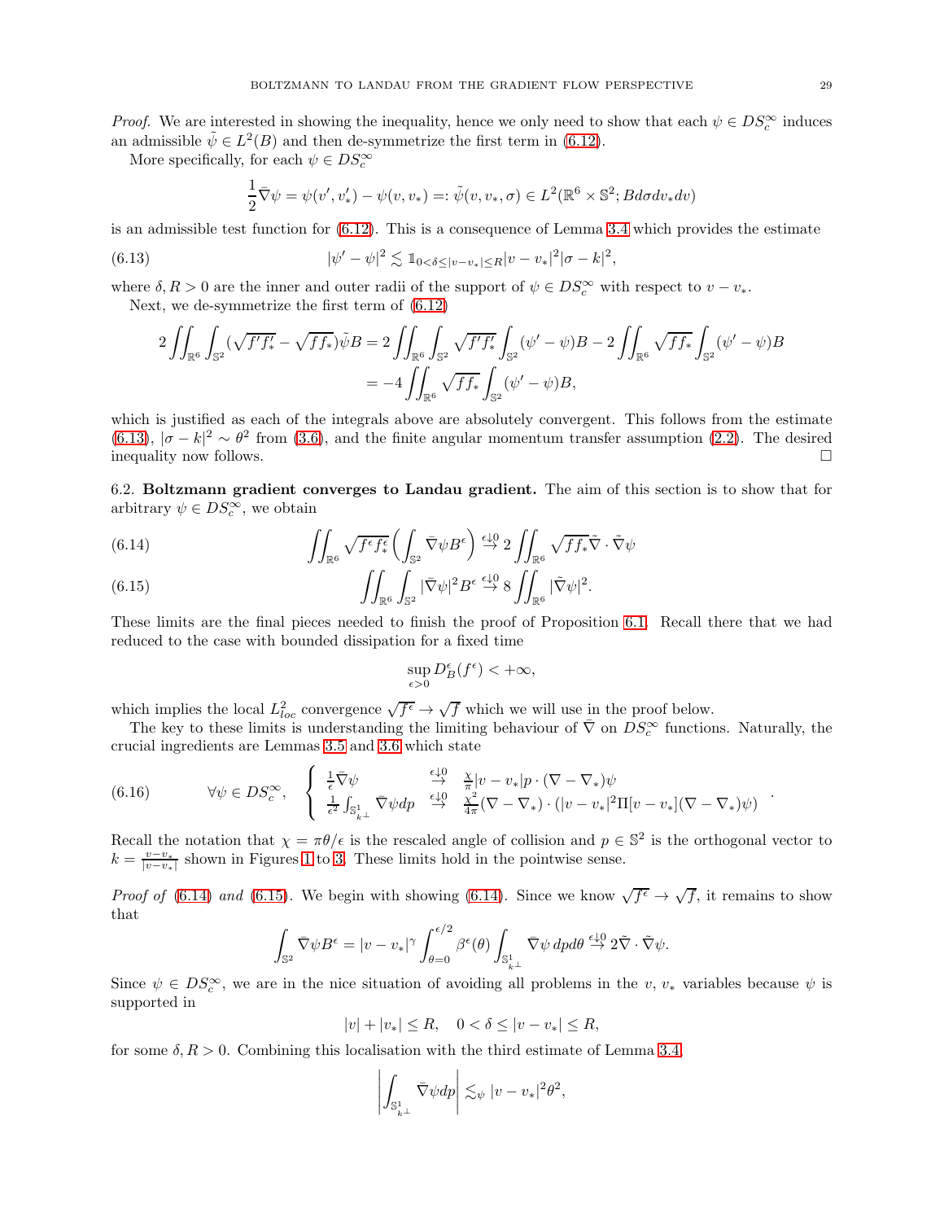*Proof.* We are interested in showing the inequality, hence we only need to show that each $\psi \in DS_c^\infty$ induces an admissible $\tilde{\psi} \in L^2(B)$ and then de-symmetrize the first term in (6.12).

More specifically, for each $\psi \in DS_c^\infty$

$$\frac{1}{2}\bar{\nabla}\psi = \psi(v', v_*') - \psi(v, v_*) =: \tilde{\psi}(v, v_*, \sigma) \in L^2(\mathbb{R}^6 \times \mathbb{S}^2; Bd\sigma dv_* dv)$$

is an admissible test function for (6.12). This is a consequence of Lemma 3.4 which provides the estimate

$$|\psi' - \psi|^2 \lesssim \mathbb{1}_{0<\delta\le|v-v_*|\le R}|v - v_*|^2|\sigma - k|^2, \tag{6.13}$$

where $\delta, R > 0$ are the inner and outer radii of the support of $\psi \in DS_c^\infty$ with respect to $v - v_*$.

Next, we de-symmetrize the first term of (6.12)

$$\begin{aligned}
2\iint_{\mathbb{R}^6}\int_{\mathbb{S}^2}(\sqrt{f'f_*'} - \sqrt{ff_*})\tilde{\psi}B &= 2\iint_{\mathbb{R}^6}\int_{\mathbb{S}^2}\sqrt{f'f_*'}\int_{\mathbb{S}^2}(\psi' - \psi)B - 2\iint_{\mathbb{R}^6}\sqrt{ff_*}\int_{\mathbb{S}^2}(\psi' - \psi)B \\
&= -4\iint_{\mathbb{R}^6}\sqrt{ff_*}\int_{\mathbb{S}^2}(\psi' - \psi)B,
\end{aligned}$$

which is justified as each of the integrals above are absolutely convergent. This follows from the estimate (6.13), $|\sigma - k|^2 \sim \theta^2$ from (3.6), and the finite angular momentum transfer assumption (2.2). The desired inequality now follows. $\square$

6.2. **Boltzmann gradient converges to Landau gradient.** The aim of this section is to show that for arbitrary $\psi \in DS_c^\infty$, we obtain

$$\iint_{\mathbb{R}^6}\sqrt{f^\epsilon f_*^\epsilon}\left(\int_{\mathbb{S}^2}\bar{\nabla}\psi B^\epsilon\right) \overset{\epsilon\downarrow 0}{\to} 2\iint_{\mathbb{R}^6}\sqrt{ff_*}\tilde{\nabla}\cdot\tilde{\nabla}\psi \tag{6.14}$$

$$\iint_{\mathbb{R}^6}\int_{\mathbb{S}^2}|\bar{\nabla}\psi|^2 B^\epsilon \overset{\epsilon\downarrow 0}{\to} 8\iint_{\mathbb{R}^6}|\tilde{\nabla}\psi|^2. \tag{6.15}$$

These limits are the final pieces needed to finish the proof of Proposition 6.1. Recall there that we had reduced to the case with bounded dissipation for a fixed time

$$\sup_{\epsilon>0} D_B^\epsilon(f^\epsilon) < +\infty,$$

which implies the local $L^2_{loc}$ convergence $\sqrt{f^\epsilon} \to \sqrt{f}$ which we will use in the proof below.

The key to these limits is understanding the limiting behaviour of $\bar{\nabla}$ on $DS_c^\infty$ functions. Naturally, the crucial ingredients are Lemmas 3.5 and 3.6 which state

$$\forall \psi \in DS_c^\infty, \quad \left\{\begin{array}{lcl} \frac{1}{\epsilon}\bar{\nabla}\psi & \overset{\epsilon\downarrow 0}{\to} & \frac{\chi}{\pi}|v - v_*|p\cdot(\nabla - \nabla_*)\psi \\ \frac{1}{\epsilon^2}\int_{\mathbb{S}^1_{k^\perp}}\bar{\nabla}\psi dp & \overset{\epsilon\downarrow 0}{\to} & \frac{\chi^2}{4\pi}(\nabla - \nabla_*)\cdot(|v - v_*|^2\Pi[v - v_*](\nabla - \nabla_*)\psi) \end{array}\right. . \tag{6.16}$$

Recall the notation that $\chi = \pi\theta/\epsilon$ is the rescaled angle of collision and $p \in \mathbb{S}^2$ is the orthogonal vector to $k = \frac{v-v_*}{|v-v_*|}$ shown in Figures 1 to 3. These limits hold in the pointwise sense.

*Proof of* (6.14) *and* (6.15). We begin with showing (6.14). Since we know $\sqrt{f^\epsilon} \to \sqrt{f}$, it remains to show that

$$\int_{\mathbb{S}^2}\bar{\nabla}\psi B^\epsilon = |v - v_*|^\gamma\int_{\theta=0}^{\epsilon/2}\beta^\epsilon(\theta)\int_{\mathbb{S}^1_{k^\perp}}\bar{\nabla}\psi\, dpd\theta \overset{\epsilon\downarrow 0}{\to} 2\tilde{\nabla}\cdot\tilde{\nabla}\psi.$$

Since $\psi \in DS_c^\infty$, we are in the nice situation of avoiding all problems in the $v$, $v_*$ variables because $\psi$ is supported in

$$|v| + |v_*| \le R, \quad 0 < \delta \le |v - v_*| \le R,$$

for some $\delta, R > 0$. Combining this localisation with the third estimate of Lemma 3.4,

$$\left|\int_{\mathbb{S}^1_{k^\perp}}\bar{\nabla}\psi dp\right| \lesssim_\psi |v - v_*|^2\theta^2,$$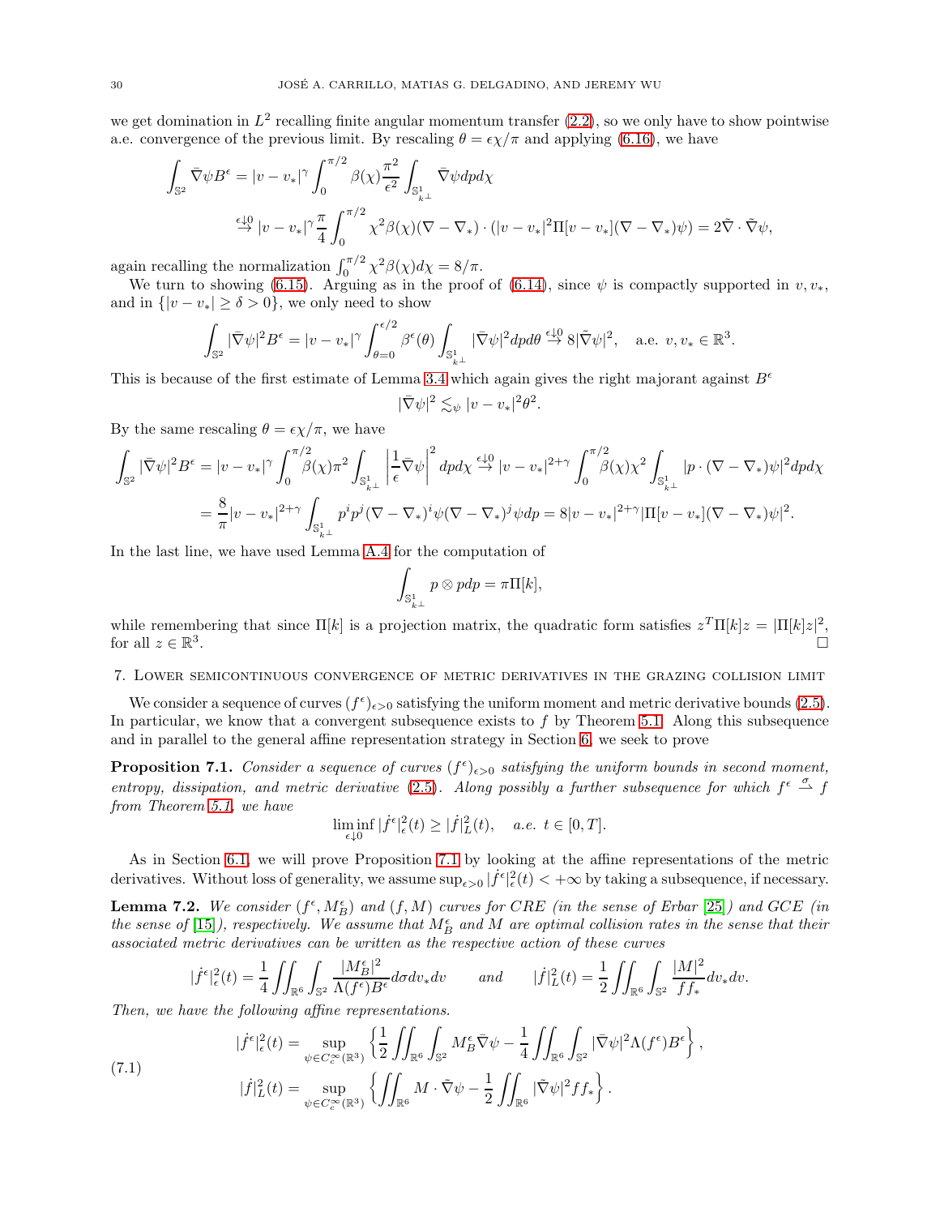we get domination in $L^2$ recalling finite angular momentum transfer (2.2), so we only have to show pointwise a.e. convergence of the previous limit. By rescaling $\theta = \epsilon\chi/\pi$ and applying (6.16), we have

$$\int_{\mathbb{S}^2} \bar{\nabla}\psi B^\epsilon = |v-v_*|^\gamma \int_0^{\pi/2} \beta(\chi)\frac{\pi^2}{\epsilon^2}\int_{\mathbb{S}^1_{k^\perp}} \bar{\nabla}\psi dp d\chi$$

$$\overset{\epsilon\downarrow 0}{\to} |v-v_*|^\gamma \frac{\pi}{4}\int_0^{\pi/2} \chi^2\beta(\chi)(\nabla - \nabla_*)\cdot(|v-v_*|^2\Pi[v-v_*](\nabla-\nabla_*)\psi) = 2\tilde{\nabla}\cdot\tilde{\nabla}\psi,$$

again recalling the normalization $\int_0^{\pi/2}\chi^2\beta(\chi)d\chi = 8/\pi$.

We turn to showing (6.15). Arguing as in the proof of (6.14), since $\psi$ is compactly supported in $v, v_*$, and in $\{|v-v_*|\geq \delta > 0\}$, we only need to show

$$\int_{\mathbb{S}^2}|\bar{\nabla}\psi|^2 B^\epsilon = |v-v_*|^\gamma \int_{\theta=0}^{\epsilon/2}\beta^\epsilon(\theta)\int_{\mathbb{S}^1_{k^\perp}}|\bar{\nabla}\psi|^2 dp d\theta \overset{\epsilon\downarrow 0}{\to} 8|\tilde{\nabla}\psi|^2, \quad \text{a.e. } v, v_* \in \mathbb{R}^3.$$

This is because of the first estimate of Lemma 3.4 which again gives the right majorant against $B^\epsilon$

$$|\bar{\nabla}\psi|^2 \lesssim_\psi |v-v_*|^2\theta^2.$$

By the same rescaling $\theta = \epsilon\chi/\pi$, we have

$$\int_{\mathbb{S}^2}|\bar{\nabla}\psi|^2 B^\epsilon = |v-v_*|^\gamma\int_0^{\pi/2}\beta(\chi)\pi^2\int_{\mathbb{S}^1_{k^\perp}}\left|\frac{1}{\epsilon}\bar{\nabla}\psi\right|^2 dp d\chi \overset{\epsilon\downarrow 0}{\to} |v-v_*|^{2+\gamma}\int_0^{\pi/2}\beta(\chi)\chi^2\int_{\mathbb{S}^1_{k^\perp}}|p\cdot(\nabla-\nabla_*)\psi|^2 dp d\chi$$

$$= \frac{8}{\pi}|v-v_*|^{2+\gamma}\int_{\mathbb{S}^1_{k^\perp}} p^i p^j (\nabla-\nabla_*)^i\psi(\nabla-\nabla_*)^j\psi dp = 8|v-v_*|^{2+\gamma}|\Pi[v-v_*](\nabla-\nabla_*)\psi|^2.$$

In the last line, we have used Lemma A.4 for the computation of

$$\int_{\mathbb{S}^1_{k^\perp}} p\otimes p dp = \pi\Pi[k],$$

while remembering that since $\Pi[k]$ is a projection matrix, the quadratic form satisfies $z^T\Pi[k]z = |\Pi[k]z|^2$, for all $z\in\mathbb{R}^3$. □

## 7. Lower semicontinuous convergence of metric derivatives in the grazing collision limit

We consider a sequence of curves $(f^\epsilon)_{\epsilon>0}$ satisfying the uniform moment and metric derivative bounds (2.5). In particular, we know that a convergent subsequence exists to $f$ by Theorem 5.1. Along this subsequence and in parallel to the general affine representation strategy in Section 6, we seek to prove

**Proposition 7.1.** *Consider a sequence of curves $(f^\epsilon)_{\epsilon>0}$ satisfying the uniform bounds in second moment, entropy, dissipation, and metric derivative (2.5). Along possibly a further subsequence for which $f^\epsilon \overset{\sigma}{\rightharpoonup} f$ from Theorem 5.1, we have*

$$\liminf_{\epsilon\downarrow 0}|\dot{f}^\epsilon|^2_\epsilon(t) \geq |\dot{f}|^2_L(t), \quad \text{a.e. } t\in[0,T].$$

As in Section 6.1, we will prove Proposition 7.1 by looking at the affine representations of the metric derivatives. Without loss of generality, we assume $\sup_{\epsilon>0}|\dot{f}^\epsilon|^2_\epsilon(t) < +\infty$ by taking a subsequence, if necessary.

**Lemma 7.2.** *We consider $(f^\epsilon, M^\epsilon_B)$ and $(f, M)$ curves for CRE (in the sense of Erbar [25]) and GCE (in the sense of [15]), respectively. We assume that $M^\epsilon_B$ and $M$ are optimal collision rates in the sense that their associated metric derivatives can be written as the respective action of these curves*

$$|\dot{f}^\epsilon|^2_\epsilon(t) = \frac{1}{4}\iint_{\mathbb{R}^6}\int_{\mathbb{S}^2}\frac{|M^\epsilon_B|^2}{\Lambda(f^\epsilon)B^\epsilon}d\sigma dv_* dv \qquad \textit{and} \qquad |\dot{f}|^2_L(t) = \frac{1}{2}\iint_{\mathbb{R}^6}\int_{\mathbb{S}^2}\frac{|M|^2}{ff_*}dv_* dv.$$

*Then, we have the following affine representations.*

$$\tag{7.1} \begin{aligned} |\dot{f}^\epsilon|^2_\epsilon(t) &= \sup_{\psi\in C^\infty_c(\mathbb{R}^3)}\left\{\frac{1}{2}\iint_{\mathbb{R}^6}\int_{\mathbb{S}^2}M^\epsilon_B\bar{\nabla}\psi - \frac{1}{4}\iint_{\mathbb{R}^6}\int_{\mathbb{S}^2}|\bar{\nabla}\psi|^2\Lambda(f^\epsilon)B^\epsilon\right\}, \\ |\dot{f}|^2_L(t) &= \sup_{\psi\in C^\infty_c(\mathbb{R}^3)}\left\{\iint_{\mathbb{R}^6}M\cdot\tilde{\nabla}\psi - \frac{1}{2}\iint_{\mathbb{R}^6}|\tilde{\nabla}\psi|^2 ff_*\right\}. \end{aligned}$$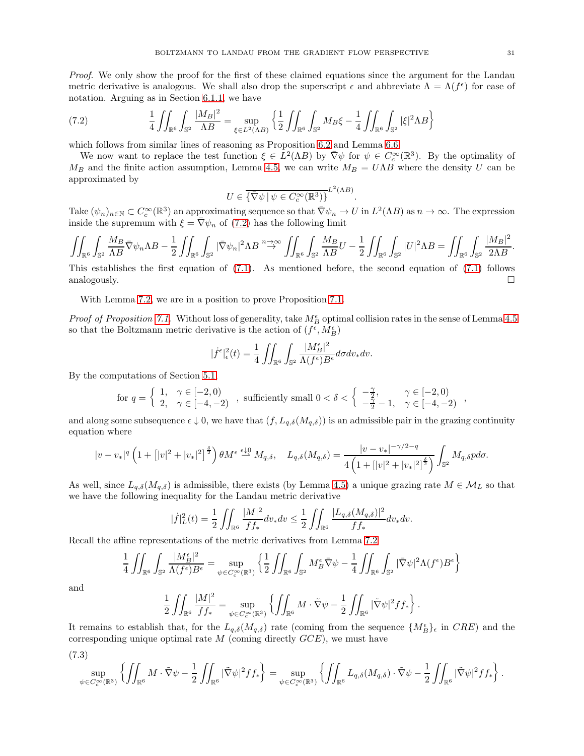*Proof.* We only show the proof for the first of these claimed equations since the argument for the Landau metric derivative is analogous. We shall also drop the superscript $\epsilon$ and abbreviate $\Lambda = \Lambda(f^\epsilon)$ for ease of notation. Arguing as in Section 6.1.1, we have

$$\frac{1}{4}\iint_{\mathbb{R}^6}\int_{\mathbb{S}^2}\frac{|M_B|^2}{\Lambda B} = \sup_{\xi\in L^2(\Lambda B)}\left\{\frac{1}{2}\iint_{\mathbb{R}^6}\int_{\mathbb{S}^2} M_B\xi - \frac{1}{4}\iint_{\mathbb{R}^6}\int_{\mathbb{S}^2}|\xi|^2\Lambda B\right\} \tag{7.2}$$

which follows from similar lines of reasoning as Proposition 6.2 and Lemma 6.6.

We now want to replace the test function $\xi \in L^2(\Lambda B)$ by $\bar{\nabla}\psi$ for $\psi \in C_c^\infty(\mathbb{R}^3)$. By the optimality of $M_B$ and the finite action assumption, Lemma 4.5, we can write $M_B = U\Lambda B$ where the density $U$ can be approximated by

$$U \in \overline{\{\bar{\nabla}\psi \,|\, \psi \in C_c^\infty(\mathbb{R}^3)\}}^{L^2(\Lambda B)}.$$

Take $(\psi_n)_{n\in\mathbb{N}} \subset C_c^\infty(\mathbb{R}^3)$ an approximating sequence so that $\bar{\nabla}\psi_n \to U$ in $L^2(\Lambda B)$ as $n\to\infty$. The expression inside the supremum with $\xi = \bar{\nabla}\psi_n$ of (7.2) has the following limit

$$\iint_{\mathbb{R}^6}\int_{\mathbb{S}^2}\frac{M_B}{\Lambda B}\bar{\nabla}\psi_n\Lambda B - \frac{1}{2}\iint_{\mathbb{R}^6}\int_{\mathbb{S}^2}|\bar{\nabla}\psi_n|^2\Lambda B \overset{n\to\infty}{\to} \iint_{\mathbb{R}^6}\int_{\mathbb{S}^2}\frac{M_B}{\Lambda B}U - \frac{1}{2}\iint_{\mathbb{R}^6}\int_{\mathbb{S}^2}|U|^2\Lambda B = \iint_{\mathbb{R}^6}\int_{\mathbb{S}^2}\frac{|M_B|^2}{2\Lambda B}.$$

This establishes the first equation of (7.1). As mentioned before, the second equation of (7.1) follows analogously. $\square$

With Lemma 7.2, we are in a position to prove Proposition 7.1.

*Proof of Proposition 7.1.* Without loss of generality, take $M_B^\epsilon$ optimal collision rates in the sense of Lemma 4.5 so that the Boltzmann metric derivative is the action of $(f^\epsilon, M_B^\epsilon)$

$$|\dot{f}^\epsilon|_\epsilon^2(t) = \frac{1}{4}\iint_{\mathbb{R}^6}\int_{\mathbb{S}^2}\frac{|M_B^\epsilon|^2}{\Lambda(f^\epsilon)B^\epsilon}d\sigma dv_* dv.$$

By the computations of Section 5.1,

$$\text{for } q = \begin{cases} 1, & \gamma\in[-2,0) \\ 2, & \gamma\in[-4,-2) \end{cases}, \text{ sufficiently small } 0<\delta<\begin{cases} -\frac{\gamma}{2}, & \gamma\in[-2,0) \\ -\frac{\gamma}{2}-1, & \gamma\in[-4,-2) \end{cases},$$

and along some subsequence $\epsilon\downarrow 0$, we have that $(f, L_{q,\delta}(M_{q,\delta}))$ is an admissible pair in the grazing continuity equation where

$$|v-v_*|^q\left(1+\left[|v|^2+|v_*|^2\right]^{\frac{\delta}{2}}\right)\theta M^\epsilon \overset{\epsilon\downarrow 0}{\rightharpoonup} M_{q,\delta}, \quad L_{q,\delta}(M_{q,\delta}) = \frac{|v-v_*|^{-\gamma/2-q}}{4\left(1+\left[|v|^2+|v_*|^2\right]^{\frac{\delta}{2}}\right)}\int_{\mathbb{S}^2}M_{q,\delta}p\,d\sigma.$$

As well, since $L_{q,\delta}(M_{q,\delta})$ is admissible, there exists (by Lemma 4.5) a unique grazing rate $M\in\mathcal{M}_L$ so that we have the following inequality for the Landau metric derivative

$$|\dot{f}|_L^2(t) = \frac{1}{2}\iint_{\mathbb{R}^6}\frac{|M|^2}{ff_*}dv_*dv \le \frac{1}{2}\iint_{\mathbb{R}^6}\frac{|L_{q,\delta}(M_{q,\delta})|^2}{ff_*}dv_*dv.$$

Recall the affine representations of the metric derivatives from Lemma 7.2

$$\frac{1}{4}\iint_{\mathbb{R}^6}\int_{\mathbb{S}^2}\frac{|M_B^\epsilon|^2}{\Lambda(f^\epsilon)B^\epsilon} = \sup_{\psi\in C_c^\infty(\mathbb{R}^3)}\left\{\frac{1}{2}\iint_{\mathbb{R}^6}\int_{\mathbb{S}^2}M_B^\epsilon\bar{\nabla}\psi - \frac{1}{4}\iint_{\mathbb{R}^6}\int_{\mathbb{S}^2}|\bar{\nabla}\psi|^2\Lambda(f^\epsilon)B^\epsilon\right\}$$

and

$$\frac{1}{2}\iint_{\mathbb{R}^6}\frac{|M|^2}{ff_*} = \sup_{\psi\in C_c^\infty(\mathbb{R}^3)}\left\{\iint_{\mathbb{R}^6}M\cdot\tilde{\nabla}\psi - \frac{1}{2}\iint_{\mathbb{R}^6}|\tilde{\nabla}\psi|^2 ff_*\right\}.$$

It remains to establish that, for the $L_{q,\delta}(M_{q,\delta})$ rate (coming from the sequence $\{M_B^\epsilon\}_\epsilon$ in $CRE$) and the corresponding unique optimal rate $M$ (coming directly $GCE$), we must have

$$\sup_{\psi\in C_c^\infty(\mathbb{R}^3)}\left\{\iint_{\mathbb{R}^6}M\cdot\tilde{\nabla}\psi - \frac{1}{2}\iint_{\mathbb{R}^6}|\tilde{\nabla}\psi|^2 ff_*\right\} = \sup_{\psi\in C_c^\infty(\mathbb{R}^3)}\left\{\iint_{\mathbb{R}^6}L_{q,\delta}(M_{q,\delta})\cdot\tilde{\nabla}\psi - \frac{1}{2}\iint_{\mathbb{R}^6}|\tilde{\nabla}\psi|^2 ff_*\right\}. \tag{7.3}$$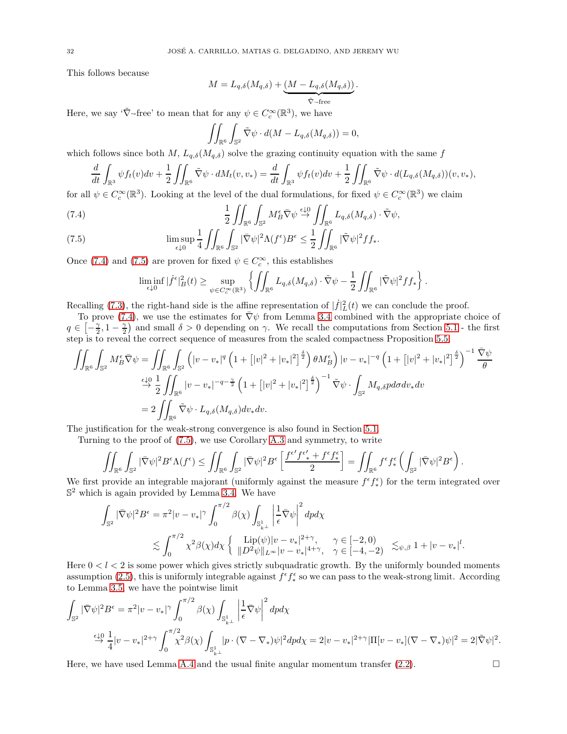This follows because

$$M = L_{q,\delta}(M_{q,\delta}) + \underbrace{(M - L_{q,\delta}(M_{q,\delta}))}_{\tilde{\nabla}\cdot\text{-free}}.$$

Here, we say '$\tilde{\nabla}\cdot$-free' to mean that for any $\psi \in C_c^\infty(\mathbb{R}^3)$, we have

$$\iint_{\mathbb{R}^6} \int_{\mathbb{S}^2} \tilde{\nabla}\psi \cdot d(M - L_{q,\delta}(M_{q,\delta})) = 0,$$

which follows since both $M$, $L_{q,\delta}(M_{q,\delta})$ solve the grazing continuity equation with the same $f$

$$\frac{d}{dt}\int_{\mathbb{R}^3} \psi f_t(v)dv + \frac{1}{2}\iint_{\mathbb{R}^6} \tilde{\nabla}\psi \cdot dM_t(v,v_*) = \frac{d}{dt}\int_{\mathbb{R}^3} \psi f_t(v)dv + \frac{1}{2}\iint_{\mathbb{R}^6} \tilde{\nabla}\psi \cdot d(L_{q,\delta}(M_{q,\delta}))(v,v_*),$$

for all $\psi \in C_c^\infty(\mathbb{R}^3)$. Looking at the level of the dual formulations, for fixed $\psi \in C_c^\infty(\mathbb{R}^3)$ we claim

$$\frac{1}{2}\iint_{\mathbb{R}^6}\int_{\mathbb{S}^2} M_B^\epsilon \bar{\nabla}\psi \overset{\epsilon\downarrow 0}{\to} \iint_{\mathbb{R}^6} L_{q,\delta}(M_{q,\delta}) \cdot \tilde{\nabla}\psi, \tag{7.4}$$

$$\limsup_{\epsilon\downarrow 0} \frac{1}{4}\iint_{\mathbb{R}^6}\int_{\mathbb{S}^2} |\bar{\nabla}\psi|^2 \Lambda(f^\epsilon) B^\epsilon \leq \frac{1}{2}\iint_{\mathbb{R}^6} |\tilde{\nabla}\psi|^2 f f_*. \tag{7.5}$$

Once (7.4) and (7.5) are proven for fixed $\psi \in C_c^\infty$, this establishes

$$\liminf_{\epsilon\downarrow 0} |\dot{f}^\epsilon|_B^2(t) \geq \sup_{\psi \in C_c^\infty(\mathbb{R}^3)} \left\{ \iint_{\mathbb{R}^6} L_{q,\delta}(M_{q,\delta}) \cdot \tilde{\nabla}\psi - \frac{1}{2}\iint_{\mathbb{R}^6} |\tilde{\nabla}\psi|^2 f f_* \right\}.$$

Recalling (7.3), the right-hand side is the affine representation of $|\dot{f}|_L^2(t)$ we can conclude the proof.

To prove (7.4), we use the estimates for $\bar{\nabla}\psi$ from Lemma 3.4 combined with the appropriate choice of $q \in \left[-\frac{\gamma}{2}, 1 - \frac{\gamma}{2}\right)$ and small $\delta > 0$ depending on $\gamma$. We recall the computations from Section 5.1 - the first step is to reveal the correct sequence of measures from the scaled compactness Proposition 5.5.

$$\begin{aligned}
\iint_{\mathbb{R}^6}\int_{\mathbb{S}^2} M_B^\epsilon \bar{\nabla}\psi &= \iint_{\mathbb{R}^6}\int_{\mathbb{S}^2} \left(|v-v_*|^q \left(1 + \left[|v|^2 + |v_*|^2\right]^{\frac{\delta}{2}}\right)\theta M_B^\epsilon\right) |v-v_*|^{-q}\left(1 + \left[|v|^2+|v_*|^2\right]^{\frac{\delta}{2}}\right)^{-1} \frac{\bar{\nabla}\psi}{\theta} \\
&\overset{\epsilon\downarrow 0}{\to} \frac{1}{2}\iint_{\mathbb{R}^6} |v-v_*|^{-q-\frac{\gamma}{2}}\left(1 + \left[|v|^2+|v_*|^2\right]^{\frac{\delta}{2}}\right)^{-1} \tilde{\nabla}\psi \cdot \int_{\mathbb{S}^2} M_{q,\delta} p d\sigma dv_* dv \\
&= 2\iint_{\mathbb{R}^6} \tilde{\nabla}\psi \cdot L_{q,\delta}(M_{q,\delta}) dv_* dv.
\end{aligned}$$

The justification for the weak-strong convergence is also found in Section 5.1.

Turning to the proof of (7.5), we use Corollary A.3 and symmetry, to write

$$\iint_{\mathbb{R}^6}\int_{\mathbb{S}^2} |\bar{\nabla}\psi|^2 B^\epsilon \Lambda(f^\epsilon) \leq \iint_{\mathbb{R}^6}\int_{\mathbb{S}^2} |\bar{\nabla}\psi|^2 B^\epsilon \left[\frac{f^{\epsilon\prime} f^{\epsilon\prime}_* + f^\epsilon f^\epsilon_*}{2}\right] = \iint_{\mathbb{R}^6} f^\epsilon f^\epsilon_* \left(\int_{\mathbb{S}^2} |\bar{\nabla}\psi|^2 B^\epsilon\right).$$

We first provide an integrable majorant (uniformly against the measure $f^\epsilon f^\epsilon_*$) for the term integrated over $\mathbb{S}^2$ which is again provided by Lemma 3.4. We have

$$\begin{aligned}
\int_{\mathbb{S}^2} |\bar{\nabla}\psi|^2 B^\epsilon &= \pi^2 |v-v_*|^\gamma \int_0^{\pi/2} \beta(\chi) \int_{\mathbb{S}^1_{k^\perp}} \left|\frac{1}{\epsilon}\bar{\nabla}\psi\right|^2 dp d\chi \\
&\lesssim \int_0^{\pi/2} \chi^2 \beta(\chi) d\chi \begin{cases} \mathrm{Lip}(\psi)|v-v_*|^{2+\gamma}, & \gamma \in [-2,0) \\ \|D^2\psi\|_{L^\infty}|v-v_*|^{4+\gamma}, & \gamma \in [-4,-2) \end{cases} \lesssim_{\psi,\beta} 1 + |v-v_*|^l.
\end{aligned}$$

Here $0 < l < 2$ is some power which gives strictly subquadratic growth. By the uniformly bounded moments assumption (2.5), this is uniformly integrable against $f^\epsilon f^\epsilon_*$ so we can pass to the weak-strong limit. According to Lemma 3.5, we have the pointwise limit

$$\begin{aligned}
\int_{\mathbb{S}^2} |\bar{\nabla}\psi|^2 B^\epsilon &= \pi^2 |v-v_*|^\gamma \int_0^{\pi/2} \beta(\chi) \int_{\mathbb{S}^1_{k^\perp}} \left|\frac{1}{\epsilon}\bar{\nabla}\psi\right|^2 dp d\chi \\
&\overset{\epsilon\downarrow 0}{\to} \frac{1}{4}|v-v_*|^{2+\gamma} \int_0^{\pi/2} \chi^2 \beta(\chi) \int_{\mathbb{S}^1_{k^\perp}} |p \cdot (\nabla - \nabla_*)\psi|^2 dp d\chi = 2|v-v_*|^{2+\gamma} |\Pi[v-v_*](\nabla - \nabla_*)\psi|^2 = 2|\tilde{\nabla}\psi|^2.
\end{aligned}$$

Here, we have used Lemma A.4 and the usual finite angular momentum transfer (2.2). $\square$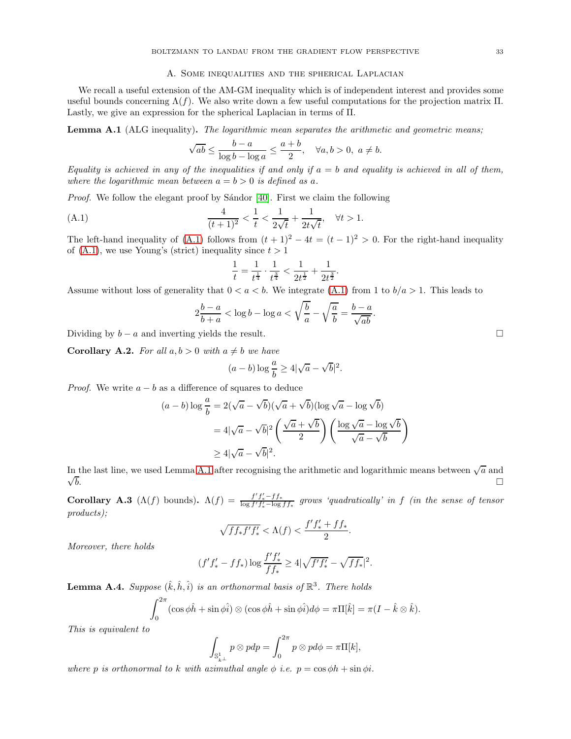## A. Some inequalities and the spherical Laplacian

We recall a useful extension of the AM-GM inequality which is of independent interest and provides some useful bounds concerning $\Lambda(f)$. We also write down a few useful computations for the projection matrix $\Pi$. Lastly, we give an expression for the spherical Laplacian in terms of $\Pi$.

**Lemma A.1** (ALG inequality)**.** *The logarithmic mean separates the arithmetic and geometric means;*

$$\sqrt{ab} \leq \frac{b-a}{\log b - \log a} \leq \frac{a+b}{2}, \quad \forall a, b > 0,\ a \neq b.$$

*Equality is achieved in any of the inequalities if and only if $a = b$ and equality is achieved in all of them, where the logarithmic mean between $a = b > 0$ is defined as $a$.*

*Proof.* We follow the elegant proof by Sándor [40]. First we claim the following

$$\frac{4}{(t+1)^2} < \frac{1}{t} < \frac{1}{2\sqrt{t}} + \frac{1}{2t\sqrt{t}}, \quad \forall t > 1. \tag{A.1}$$

The left-hand inequality of (A.1) follows from $(t+1)^2 - 4t = (t-1)^2 > 0$. For the right-hand inequality of (A.1), we use Young's (strict) inequality since $t > 1$

$$\frac{1}{t} = \frac{1}{t^{\frac{1}{4}}} \cdot \frac{1}{t^{\frac{3}{4}}} < \frac{1}{2t^{\frac{1}{2}}} + \frac{1}{2t^{\frac{3}{2}}}.$$

Assume without loss of generality that $0 < a < b$. We integrate (A.1) from 1 to $b/a > 1$. This leads to

$$2\frac{b-a}{b+a} < \log b - \log a < \sqrt{\frac{b}{a}} - \sqrt{\frac{a}{b}} = \frac{b-a}{\sqrt{ab}}.$$

Dividing by $b - a$ and inverting yields the result. □

**Corollary A.2.** *For all $a, b > 0$ with $a \neq b$ we have*

$$(a-b)\log\frac{a}{b} \geq 4|\sqrt{a} - \sqrt{b}|^2.$$

*Proof.* We write $a - b$ as a difference of squares to deduce

$$\begin{aligned}
(a-b)\log\frac{a}{b} &= 2(\sqrt{a} - \sqrt{b})(\sqrt{a} + \sqrt{b})(\log\sqrt{a} - \log\sqrt{b}) \\
&= 4|\sqrt{a} - \sqrt{b}|^2 \left(\frac{\sqrt{a} + \sqrt{b}}{2}\right)\left(\frac{\log\sqrt{a} - \log\sqrt{b}}{\sqrt{a} - \sqrt{b}}\right) \\
&\geq 4|\sqrt{a} - \sqrt{b}|^2.
\end{aligned}$$

In the last line, we used Lemma A.1 after recognising the arithmetic and logarithmic means between $\sqrt{a}$ and $\sqrt{b}$. □

**Corollary A.3** ($\Lambda(f)$ bounds)**.** $\Lambda(f) = \frac{f'f'_* - ff_*}{\log f'f'_* - \log ff_*}$ *grows 'quadratically' in $f$ (in the sense of tensor products);*

$$\sqrt{ff_*f'f'_*} < \Lambda(f) < \frac{f'f'_* + ff_*}{2}.$$

*Moreover, there holds*

$$(f'f'_* - ff_*)\log\frac{f'f'_*}{ff_*} \geq 4|\sqrt{f'f'_*} - \sqrt{ff_*}|^2.$$

**Lemma A.4.** *Suppose $(\hat{k}, \hat{h}, \hat{i})$ is an orthonormal basis of $\mathbb{R}^3$. There holds*

$$\int_0^{2\pi} (\cos\phi\hat{h} + \sin\phi\hat{i}) \otimes (\cos\phi\hat{h} + \sin\phi\hat{i}) d\phi = \pi\Pi[\hat{k}] = \pi(I - \hat{k} \otimes \hat{k}).$$

*This is equivalent to*

$$\int_{\mathbb{S}^1_{k^\perp}} p \otimes p dp = \int_0^{2\pi} p \otimes p d\phi = \pi\Pi[k],$$

*where $p$ is orthonormal to $k$ with azimuthal angle $\phi$ i.e. $p = \cos\phi h + \sin\phi i$.*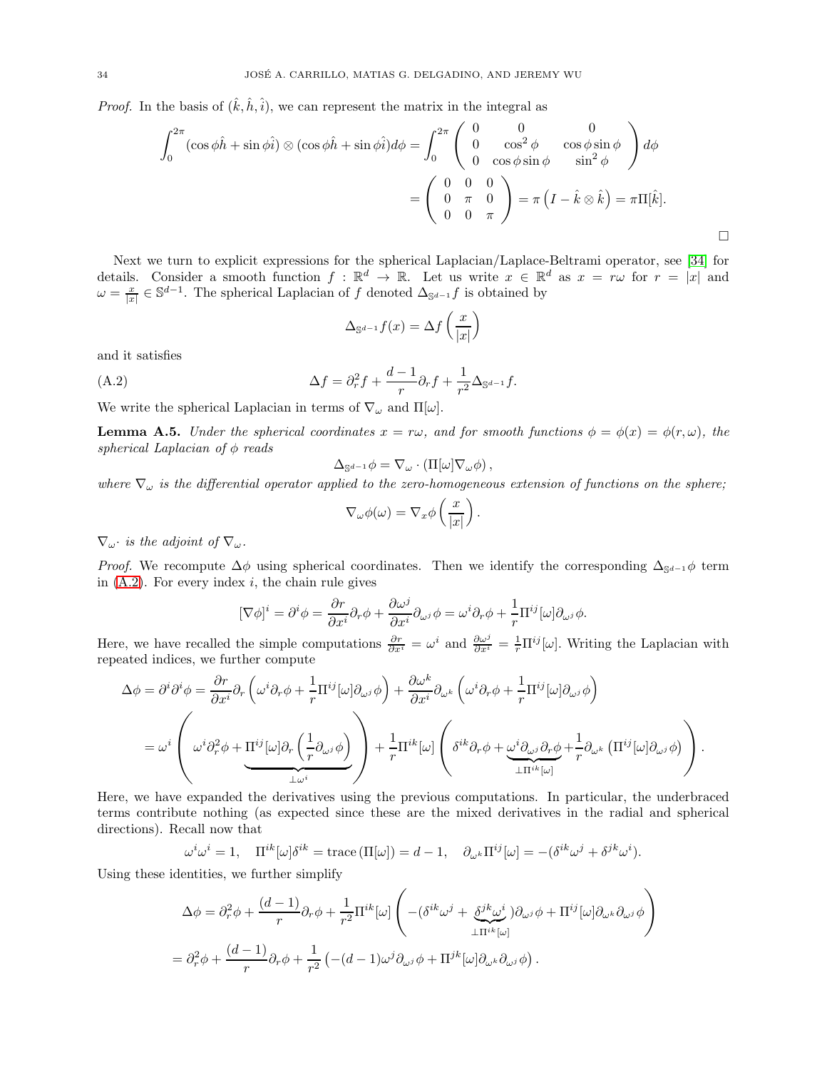*Proof.* In the basis of $(\hat{k}, \hat{h}, \hat{i})$, we can represent the matrix in the integral as

$$
\int_0^{2\pi} (\cos\phi \hat{h} + \sin\phi \hat{i}) \otimes (\cos\phi \hat{h} + \sin\phi \hat{i}) d\phi = \int_0^{2\pi} \begin{pmatrix} 0 & 0 & 0 \\ 0 & \cos^2\phi & \cos\phi\sin\phi \\ 0 & \cos\phi\sin\phi & \sin^2\phi \end{pmatrix} d\phi
$$

$$
= \begin{pmatrix} 0 & 0 & 0 \\ 0 & \pi & 0 \\ 0 & 0 & \pi \end{pmatrix} = \pi \left( I - \hat{k} \otimes \hat{k} \right) = \pi \Pi[\hat{k}].
$$

□

Next we turn to explicit expressions for the spherical Laplacian/Laplace-Beltrami operator, see [34] for details. Consider a smooth function $f : \mathbb{R}^d \to \mathbb{R}$. Let us write $x \in \mathbb{R}^d$ as $x = r\omega$ for $r = |x|$ and $\omega = \frac{x}{|x|} \in \mathbb{S}^{d-1}$. The spherical Laplacian of $f$ denoted $\Delta_{\mathbb{S}^{d-1}} f$ is obtained by

$$
\Delta_{\mathbb{S}^{d-1}} f(x) = \Delta f \left( \frac{x}{|x|} \right)
$$

and it satisfies

$$
\Delta f = \partial_r^2 f + \frac{d-1}{r} \partial_r f + \frac{1}{r^2} \Delta_{\mathbb{S}^{d-1}} f. \tag{A.2}
$$

We write the spherical Laplacian in terms of $\nabla_\omega$ and $\Pi[\omega]$.

**Lemma A.5.** *Under the spherical coordinates $x = r\omega$, and for smooth functions $\phi = \phi(x) = \phi(r, \omega)$, the spherical Laplacian of $\phi$ reads*

$$
\Delta_{\mathbb{S}^{d-1}} \phi = \nabla_\omega \cdot (\Pi[\omega] \nabla_\omega \phi),
$$

*where $\nabla_\omega$ is the differential operator applied to the zero-homogeneous extension of functions on the sphere;*

$$
\nabla_\omega \phi(\omega) = \nabla_x \phi \left( \frac{x}{|x|} \right).
$$

*$\nabla_\omega \cdot$ is the adjoint of $\nabla_\omega$.*

*Proof.* We recompute $\Delta\phi$ using spherical coordinates. Then we identify the corresponding $\Delta_{\mathbb{S}^{d-1}}\phi$ term in (A.2). For every index $i$, the chain rule gives

$$
[\nabla \phi]^i = \partial^i \phi = \frac{\partial r}{\partial x^i} \partial_r \phi + \frac{\partial \omega^j}{\partial x^i} \partial_{\omega^j} \phi = \omega^i \partial_r \phi + \frac{1}{r} \Pi^{ij}[\omega] \partial_{\omega^j} \phi.
$$

Here, we have recalled the simple computations $\frac{\partial r}{\partial x^i} = \omega^i$ and $\frac{\partial \omega^j}{\partial x^i} = \frac{1}{r} \Pi^{ij}[\omega]$. Writing the Laplacian with repeated indices, we further compute

$$
\Delta \phi = \partial^i \partial^i \phi = \frac{\partial r}{\partial x^i} \partial_r \left( \omega^i \partial_r \phi + \frac{1}{r} \Pi^{ij}[\omega] \partial_{\omega^j} \phi \right) + \frac{\partial \omega^k}{\partial x^i} \partial_{\omega^k} \left( \omega^i \partial_r \phi + \frac{1}{r} \Pi^{ij}[\omega] \partial_{\omega^j} \phi \right)
$$

$$
= \omega^i \left( \omega^i \partial_r^2 \phi + \underbrace{\Pi^{ij}[\omega] \partial_r \left( \frac{1}{r} \partial_{\omega^j} \phi \right)}_{\perp \omega^i} \right) + \frac{1}{r} \Pi^{ik}[\omega] \left( \delta^{ik} \partial_r \phi + \underbrace{\omega^i \partial_{\omega^j} \partial_r \phi}_{\perp \Pi^{ik}[\omega]} + \frac{1}{r} \partial_{\omega^k} \left( \Pi^{ij}[\omega] \partial_{\omega^j} \phi \right) \right).
$$

Here, we have expanded the derivatives using the previous computations. In particular, the underbraced terms contribute nothing (as expected since these are the mixed derivatives in the radial and spherical directions). Recall now that

$$
\omega^i \omega^i = 1, \quad \Pi^{ik}[\omega] \delta^{ik} = \operatorname{trace}(\Pi[\omega]) = d - 1, \quad \partial_{\omega^k} \Pi^{ij}[\omega] = -(\delta^{ik} \omega^j + \delta^{jk} \omega^i).
$$

Using these identities, we further simplify

$$
\Delta \phi = \partial_r^2 \phi + \frac{(d-1)}{r} \partial_r \phi + \frac{1}{r^2} \Pi^{ik}[\omega] \left( -(\delta^{ik} \omega^j + \underbrace{\delta^{jk} \omega^i}_{\perp \Pi^{ik}[\omega]}) \partial_{\omega^j} \phi + \Pi^{ij}[\omega] \partial_{\omega^k} \partial_{\omega^j} \phi \right)
$$

$$
= \partial_r^2 \phi + \frac{(d-1)}{r} \partial_r \phi + \frac{1}{r^2} \left( -(d-1) \omega^j \partial_{\omega^j} \phi + \Pi^{jk}[\omega] \partial_{\omega^k} \partial_{\omega^j} \phi \right).
$$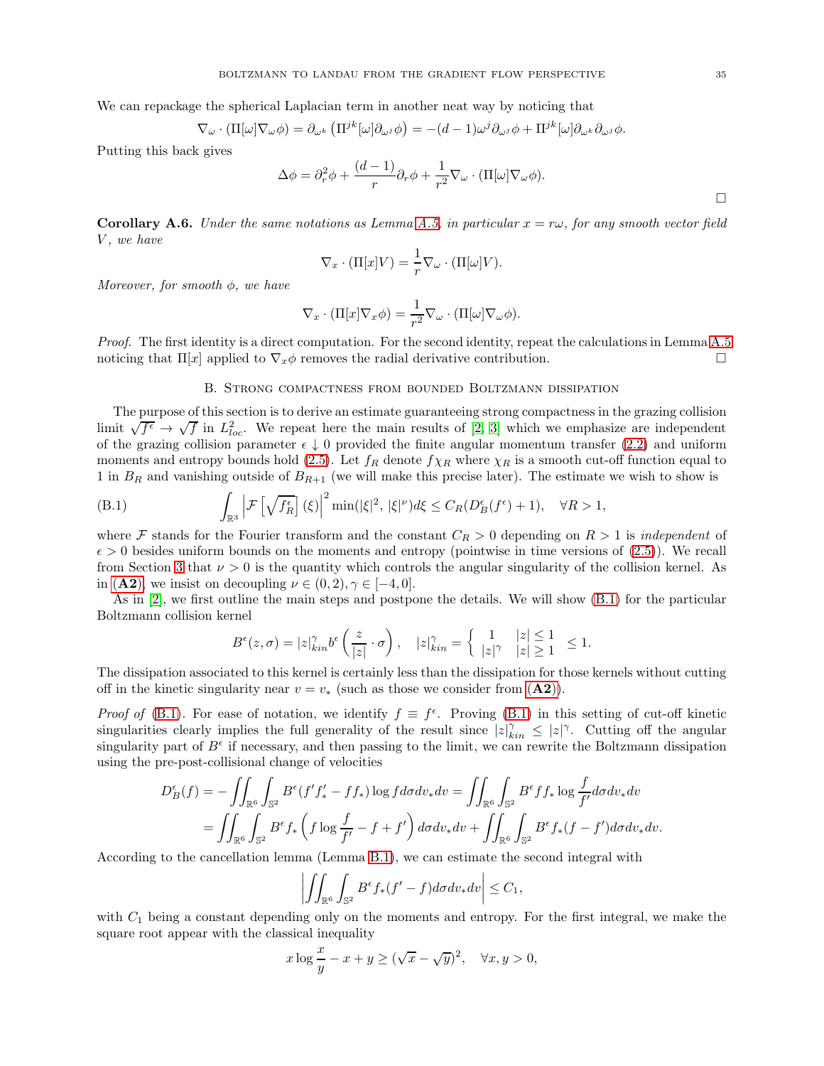We can repackage the spherical Laplacian term in another neat way by noticing that

$$\nabla_\omega \cdot \left(\Pi[\omega]\nabla_\omega \phi\right) = \partial_{\omega^k}\left(\Pi^{jk}[\omega]\partial_{\omega^j}\phi\right) = -(d-1)\omega^j\partial_{\omega^j}\phi + \Pi^{jk}[\omega]\partial_{\omega^k}\partial_{\omega^j}\phi.$$

Putting this back gives

$$\Delta\phi = \partial_r^2\phi + \frac{(d-1)}{r}\partial_r\phi + \frac{1}{r^2}\nabla_\omega \cdot (\Pi[\omega]\nabla_\omega\phi).$$

$\square$

**Corollary A.6.** *Under the same notations as Lemma A.5, in particular $x = r\omega$, for any smooth vector field $V$, we have*

$$\nabla_x \cdot (\Pi[x]V) = \frac{1}{r}\nabla_\omega \cdot (\Pi[\omega]V).$$

*Moreover, for smooth $\phi$, we have*

$$\nabla_x \cdot (\Pi[x]\nabla_x\phi) = \frac{1}{r^2}\nabla_\omega \cdot (\Pi[\omega]\nabla_\omega\phi).$$

*Proof.* The first identity is a direct computation. For the second identity, repeat the calculations in Lemma A.5 noticing that $\Pi[x]$ applied to $\nabla_x\phi$ removes the radial derivative contribution. $\square$

## B. Strong compactness from bounded Boltzmann dissipation

The purpose of this section is to derive an estimate guaranteeing strong compactness in the grazing collision limit $\sqrt{f^\epsilon} \to \sqrt{f}$ in $L^2_{loc}$. We repeat here the main results of [2, 3] which we emphasize are independent of the grazing collision parameter $\epsilon \downarrow 0$ provided the finite angular momentum transfer (2.2) and uniform moments and entropy bounds hold (2.5). Let $f_R$ denote $f\chi_R$ where $\chi_R$ is a smooth cut-off function equal to 1 in $B_R$ and vanishing outside of $B_{R+1}$ (we will make this precise later). The estimate we wish to show is

$$\int_{\mathbb{R}^3} \left|\mathcal{F}\left[\sqrt{f_R^\epsilon}\right](\xi)\right|^2 \min(|\xi|^2, |\xi|^\nu)d\xi \le C_R(D_B^\epsilon(f^\epsilon) + 1), \quad \forall R > 1, \tag{B.1}$$

where $\mathcal{F}$ stands for the Fourier transform and the constant $C_R > 0$ depending on $R > 1$ is *independent* of $\epsilon > 0$ besides uniform bounds on the moments and entropy (pointwise in time versions of (2.5)). We recall from Section 3 that $\nu > 0$ is the quantity which controls the angular singularity of the collision kernel. As in **(A2)**, we insist on decoupling $\nu \in (0, 2), \gamma \in [-4, 0]$.

As in [2], we first outline the main steps and postpone the details. We will show (B.1) for the particular Boltzmann collision kernel

$$B^\epsilon(z, \sigma) = |z|^\gamma_{kin} b^\epsilon\left(\frac{z}{|z|}\cdot\sigma\right), \quad |z|^\gamma_{kin} = \begin{cases} 1 & |z| \le 1 \\ |z|^\gamma & |z| \ge 1 \end{cases} \le 1.$$

The dissipation associated to this kernel is certainly less than the dissipation for those kernels without cutting off in the kinetic singularity near $v = v_*$ (such as those we consider from **(A2)**).

*Proof of* (B.1). For ease of notation, we identify $f \equiv f^\epsilon$. Proving (B.1) in this setting of cut-off kinetic singularities clearly implies the full generality of the result since $|z|^\gamma_{kin} \le |z|^\gamma$. Cutting off the angular singularity part of $B^\epsilon$ if necessary, and then passing to the limit, we can rewrite the Boltzmann dissipation using the pre-post-collisional change of velocities

$$\begin{aligned} D_B^\epsilon(f) &= -\iint_{\mathbb{R}^6}\int_{\mathbb{S}^2} B^\epsilon(f'f'_* - ff_*)\log f d\sigma dv_* dv = \iint_{\mathbb{R}^6}\int_{\mathbb{S}^2} B^\epsilon ff_*\log\frac{f}{f'}d\sigma dv_* dv \\ &= \iint_{\mathbb{R}^6}\int_{\mathbb{S}^2} B^\epsilon f_*\left(f\log\frac{f}{f'} - f + f'\right)d\sigma dv_* dv + \iint_{\mathbb{R}^6}\int_{\mathbb{S}^2} B^\epsilon f_*(f - f')d\sigma dv_* dv. \end{aligned}$$

According to the cancellation lemma (Lemma B.1), we can estimate the second integral with

$$\left|\iint_{\mathbb{R}^6}\int_{\mathbb{S}^2} B^\epsilon f_*(f' - f)d\sigma dv_* dv\right| \le C_1,$$

with $C_1$ being a constant depending only on the moments and entropy. For the first integral, we make the square root appear with the classical inequality

$$x\log\frac{x}{y} - x + y \ge (\sqrt{x} - \sqrt{y})^2, \quad \forall x, y > 0,$$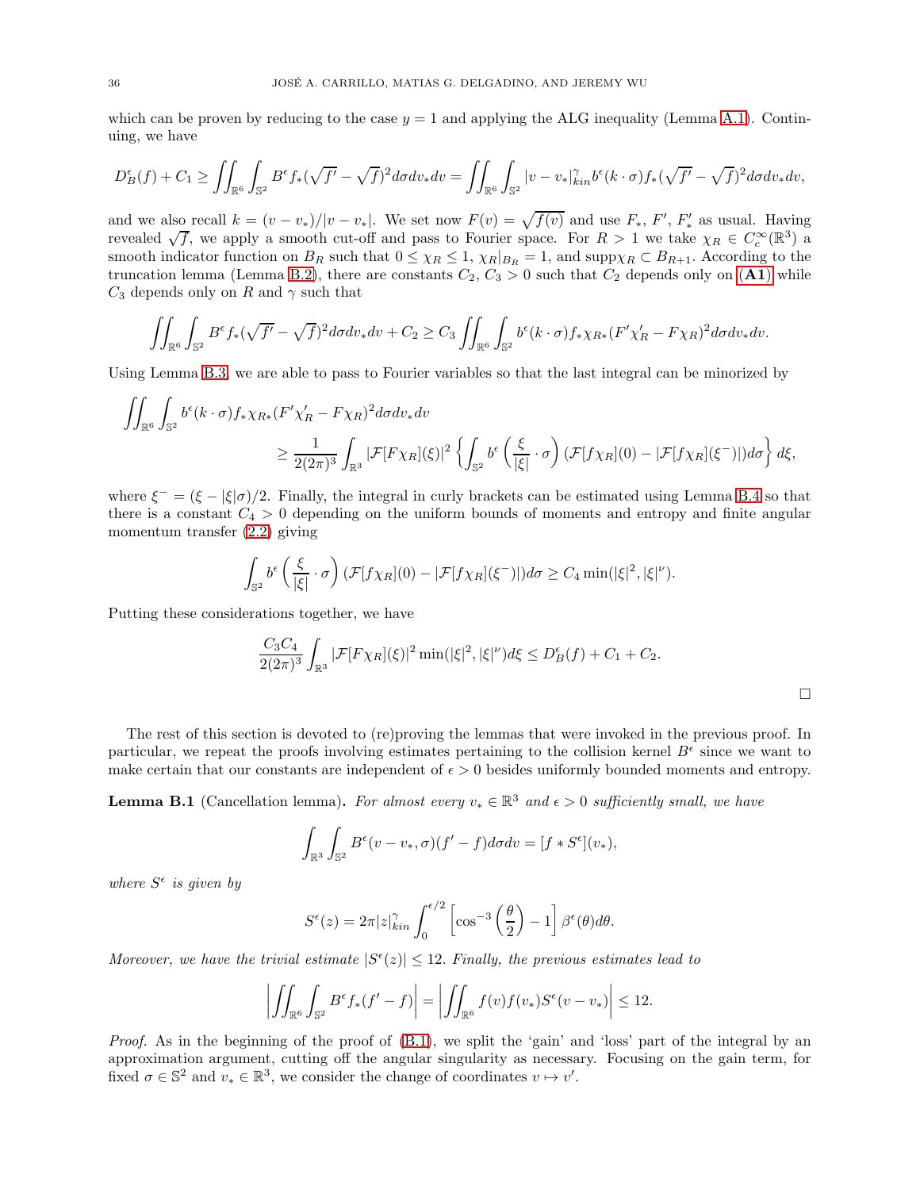which can be proven by reducing to the case $y = 1$ and applying the ALG inequality (Lemma A.1). Continuing, we have

$$D_B^\epsilon(f) + C_1 \geq \iint_{\mathbb{R}^6} \int_{\mathbb{S}^2} B^\epsilon f_* (\sqrt{f'} - \sqrt{f})^2 d\sigma dv_* dv = \iint_{\mathbb{R}^6} \int_{\mathbb{S}^2} |v - v_*|_{kin}^\gamma b^\epsilon (k \cdot \sigma) f_* (\sqrt{f'} - \sqrt{f})^2 d\sigma dv_* dv,$$

and we also recall $k = (v - v_*)/|v - v_*|$. We set now $F(v) = \sqrt{f(v)}$ and use $F_*$, $F'$, $F'_*$ as usual. Having revealed $\sqrt{f}$, we apply a smooth cut-off and pass to Fourier space. For $R > 1$ we take $\chi_R \in C_c^\infty(\mathbb{R}^3)$ a smooth indicator function on $B_R$ such that $0 \leq \chi_R \leq 1$, $\chi_R|_{B_R} = 1$, and $\mathrm{supp}\chi_R \subset B_{R+1}$. According to the truncation lemma (Lemma B.2), there are constants $C_2, C_3 > 0$ such that $C_2$ depends only on (**A1**) while $C_3$ depends only on $R$ and $\gamma$ such that

$$\iint_{\mathbb{R}^6} \int_{\mathbb{S}^2} B^\epsilon f_* (\sqrt{f'} - \sqrt{f})^2 d\sigma dv_* dv + C_2 \geq C_3 \iint_{\mathbb{R}^6} \int_{\mathbb{S}^2} b^\epsilon (k \cdot \sigma) f_* \chi_{R*} (F' \chi'_R - F \chi_R)^2 d\sigma dv_* dv.$$

Using Lemma B.3, we are able to pass to Fourier variables so that the last integral can be minorized by

$$\iint_{\mathbb{R}^6} \int_{\mathbb{S}^2} b^\epsilon (k \cdot \sigma) f_* \chi_{R*} (F' \chi'_R - F \chi_R)^2 d\sigma dv_* dv$$
$$\geq \frac{1}{2(2\pi)^3} \int_{\mathbb{R}^3} |\mathcal{F}[F\chi_R](\xi)|^2 \left\{ \int_{\mathbb{S}^2} b^\epsilon \left( \frac{\xi}{|\xi|} \cdot \sigma \right) (\mathcal{F}[f\chi_R](0) - |\mathcal{F}[f\chi_R](\xi^-)|) d\sigma \right\} d\xi,$$

where $\xi^- = (\xi - |\xi|\sigma)/2$. Finally, the integral in curly brackets can be estimated using Lemma B.4 so that there is a constant $C_4 > 0$ depending on the uniform bounds of moments and entropy and finite angular momentum transfer (2.2) giving

$$\int_{\mathbb{S}^2} b^\epsilon \left( \frac{\xi}{|\xi|} \cdot \sigma \right) (\mathcal{F}[f\chi_R](0) - |\mathcal{F}[f\chi_R](\xi^-)|) d\sigma \geq C_4 \min(|\xi|^2, |\xi|^\nu).$$

Putting these considerations together, we have

$$\frac{C_3 C_4}{2(2\pi)^3} \int_{\mathbb{R}^3} |\mathcal{F}[F\chi_R](\xi)|^2 \min(|\xi|^2, |\xi|^\nu) d\xi \leq D_B^\epsilon(f) + C_1 + C_2.$$

□

The rest of this section is devoted to (re)proving the lemmas that were invoked in the previous proof. In particular, we repeat the proofs involving estimates pertaining to the collision kernel $B^\epsilon$ since we want to make certain that our constants are independent of $\epsilon > 0$ besides uniformly bounded moments and entropy.

**Lemma B.1** (Cancellation lemma). *For almost every $v_* \in \mathbb{R}^3$ and $\epsilon > 0$ sufficiently small, we have*

$$\int_{\mathbb{R}^3} \int_{\mathbb{S}^2} B^\epsilon (v - v_*, \sigma)(f' - f) d\sigma dv = [f * S^\epsilon](v_*),$$

*where $S^\epsilon$ is given by*

$$S^\epsilon(z) = 2\pi |z|_{kin}^\gamma \int_0^{\epsilon/2} \left[ \cos^{-3}\left(\frac{\theta}{2}\right) - 1 \right] \beta^\epsilon(\theta) d\theta.$$

*Moreover, we have the trivial estimate $|S^\epsilon(z)| \leq 12$. Finally, the previous estimates lead to*

$$\left| \iint_{\mathbb{R}^6} \int_{\mathbb{S}^2} B^\epsilon f_* (f' - f) \right| = \left| \iint_{\mathbb{R}^6} f(v) f(v_*) S^\epsilon (v - v_*) \right| \leq 12.$$

*Proof.* As in the beginning of the proof of (B.1), we split the 'gain' and 'loss' part of the integral by an approximation argument, cutting off the angular singularity as necessary. Focusing on the gain term, for fixed $\sigma \in \mathbb{S}^2$ and $v_* \in \mathbb{R}^3$, we consider the change of coordinates $v \mapsto v'$.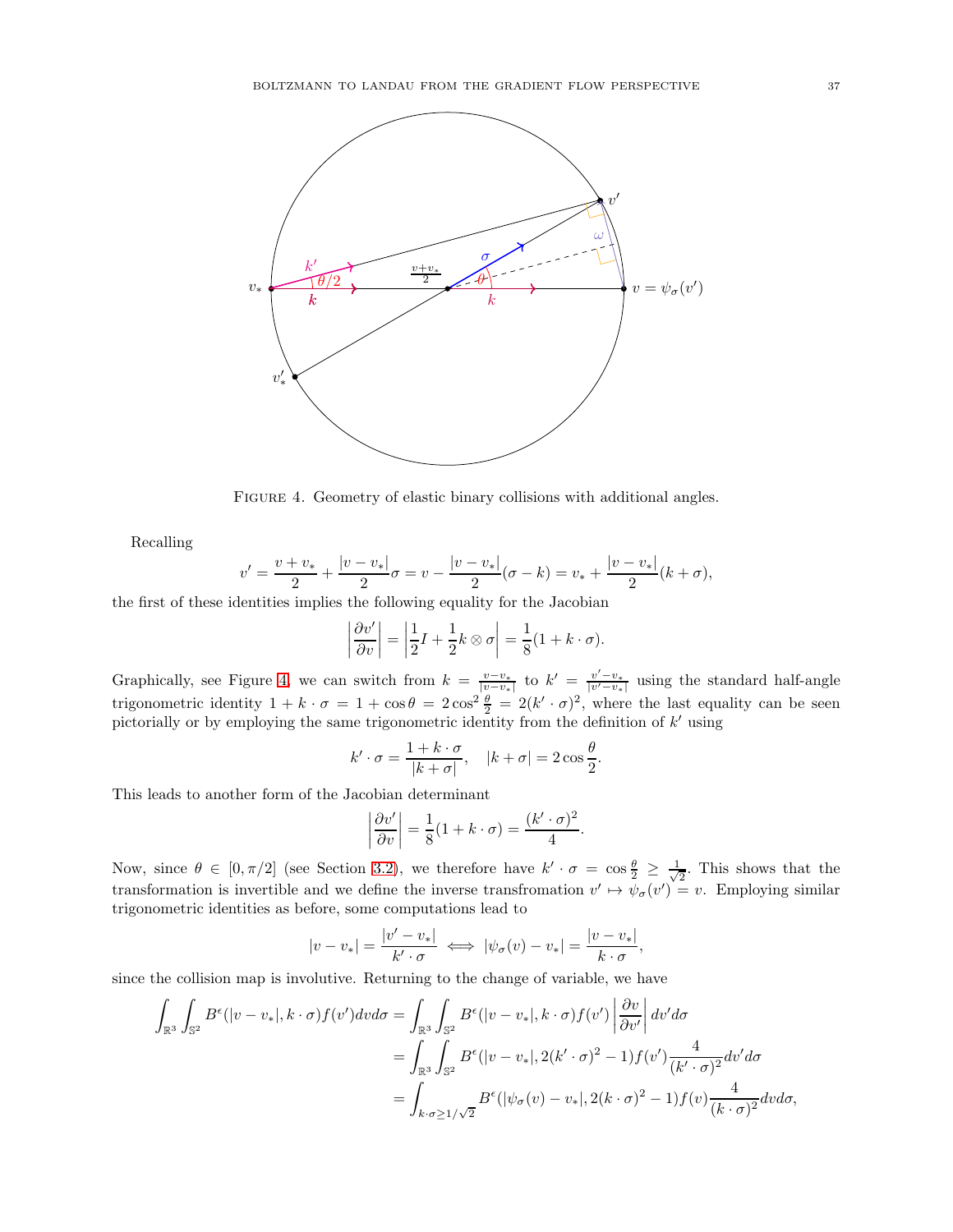FIGURE 4. Geometry of elastic binary collisions with additional angles.

Recalling

$$v' = \frac{v+v_*}{2} + \frac{|v-v_*|}{2}\sigma = v - \frac{|v-v_*|}{2}(\sigma - k) = v_* + \frac{|v-v_*|}{2}(k+\sigma),$$

the first of these identities implies the following equality for the Jacobian

$$\left|\frac{\partial v'}{\partial v}\right| = \left|\frac{1}{2}I + \frac{1}{2}k\otimes\sigma\right| = \frac{1}{8}(1+k\cdot\sigma).$$

Graphically, see Figure 4, we can switch from $k = \frac{v-v_*}{|v-v_*|}$ to $k' = \frac{v'-v_*}{|v'-v_*|}$ using the standard half-angle trigonometric identity $1 + k\cdot\sigma = 1+\cos\theta = 2\cos^2\frac{\theta}{2} = 2(k'\cdot\sigma)^2$, where the last equality can be seen pictorially or by employing the same trigonometric identity from the definition of $k'$ using

$$k'\cdot\sigma = \frac{1+k\cdot\sigma}{|k+\sigma|}, \quad |k+\sigma| = 2\cos\frac{\theta}{2}.$$

This leads to another form of the Jacobian determinant

$$\left|\frac{\partial v'}{\partial v}\right| = \frac{1}{8}(1+k\cdot\sigma) = \frac{(k'\cdot\sigma)^2}{4}.$$

Now, since $\theta \in [0,\pi/2]$ (see Section 3.2), we therefore have $k'\cdot\sigma = \cos\frac{\theta}{2} \geq \frac{1}{\sqrt{2}}$. This shows that the transformation is invertible and we define the inverse transfromation $v' \mapsto \psi_\sigma(v') = v$. Employing similar trigonometric identities as before, some computations lead to

$$|v-v_*| = \frac{|v'-v_*|}{k'\cdot\sigma} \iff |\psi_\sigma(v) - v_*| = \frac{|v-v_*|}{k\cdot\sigma},$$

since the collision map is involutive. Returning to the change of variable, we have

$$\begin{aligned}
\int_{\mathbb{R}^3}\int_{\mathbb{S}^2} B^\epsilon(|v-v_*|, k\cdot\sigma) f(v') dv d\sigma &= \int_{\mathbb{R}^3}\int_{\mathbb{S}^2} B^\epsilon(|v-v_*|, k\cdot\sigma) f(v') \left|\frac{\partial v}{\partial v'}\right| dv' d\sigma \\
&= \int_{\mathbb{R}^3}\int_{\mathbb{S}^2} B^\epsilon(|v-v_*|, 2(k'\cdot\sigma)^2 - 1) f(v') \frac{4}{(k'\cdot\sigma)^2} dv' d\sigma \\
&= \int_{k\cdot\sigma \geq 1/\sqrt{2}} B^\epsilon(|\psi_\sigma(v) - v_*|, 2(k\cdot\sigma)^2 - 1) f(v) \frac{4}{(k\cdot\sigma)^2} dv d\sigma,
\end{aligned}$$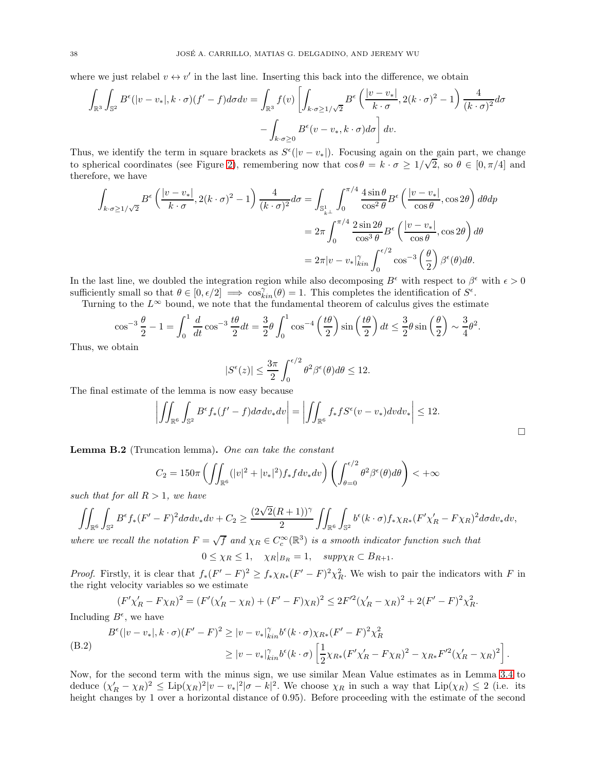where we just relabel $v \leftrightarrow v'$ in the last line. Inserting this back into the difference, we obtain

$$\int_{\mathbb{R}^3}\int_{\mathbb{S}^2} B^\epsilon(|v-v_*|, k\cdot\sigma)(f'-f)d\sigma dv = \int_{\mathbb{R}^3} f(v)\left[\int_{k\cdot\sigma\geq 1/\sqrt{2}} B^\epsilon\left(\frac{|v-v_*|}{k\cdot\sigma}, 2(k\cdot\sigma)^2-1\right)\frac{4}{(k\cdot\sigma)^2}d\sigma \right.$$
$$\left. - \int_{k\cdot\sigma\geq 0} B^\epsilon(v-v_*, k\cdot\sigma)d\sigma\right] dv.$$

Thus, we identify the term in square brackets as $S^\epsilon(|v-v_*|)$. Focusing again on the gain part, we change to spherical coordinates (see Figure 2), remembering now that $\cos\theta = k\cdot\sigma \geq 1/\sqrt{2}$, so $\theta\in[0,\pi/4]$ and therefore, we have

$$\begin{aligned}
\int_{k\cdot\sigma\geq 1/\sqrt{2}} B^\epsilon\left(\frac{|v-v_*|}{k\cdot\sigma}, 2(k\cdot\sigma)^2-1\right)\frac{4}{(k\cdot\sigma)^2}d\sigma &= \int_{\mathbb{S}^1_{k^\perp}}\int_0^{\pi/4} \frac{4\sin\theta}{\cos^2\theta} B^\epsilon\left(\frac{|v-v_*|}{\cos\theta}, \cos 2\theta\right) d\theta dp \\
&= 2\pi\int_0^{\pi/4} \frac{2\sin 2\theta}{\cos^3\theta} B^\epsilon\left(\frac{|v-v_*|}{\cos\theta}, \cos 2\theta\right) d\theta \\
&= 2\pi|v-v_*|^\gamma_{kin}\int_0^{\epsilon/2} \cos^{-3}\left(\frac{\theta}{2}\right)\beta^\epsilon(\theta)d\theta.
\end{aligned}$$

In the last line, we doubled the integration region while also decomposing $B^\epsilon$ with respect to $\beta^\epsilon$ with $\epsilon>0$ sufficiently small so that $\theta\in[0,\epsilon/2] \implies \cos^\gamma_{kin}(\theta)=1$. This completes the identification of $S^\epsilon$.

Turning to the $L^\infty$ bound, we note that the fundamental theorem of calculus gives the estimate

$$\cos^{-3}\frac{\theta}{2} - 1 = \int_0^1 \frac{d}{dt}\cos^{-3}\frac{t\theta}{2}dt = \frac{3}{2}\theta\int_0^1 \cos^{-4}\left(\frac{t\theta}{2}\right)\sin\left(\frac{t\theta}{2}\right)dt \leq \frac{3}{2}\theta\sin\left(\frac{\theta}{2}\right) \sim \frac{3}{4}\theta^2.$$

Thus, we obtain

$$|S^\epsilon(z)| \leq \frac{3\pi}{2}\int_0^{\epsilon/2}\theta^2\beta^\epsilon(\theta)d\theta \leq 12.$$

The final estimate of the lemma is now easy because

$$\left|\iint_{\mathbb{R}^6}\int_{\mathbb{S}^2} B^\epsilon f_*(f'-f)d\sigma dv_* dv\right| = \left|\iint_{\mathbb{R}^6} f_* f S^\epsilon(v-v_*)dv dv_*\right| \leq 12.$$

$\square$

**Lemma B.2** (Truncation lemma)**.** *One can take the constant*

$$C_2 = 150\pi\left(\iint_{\mathbb{R}^6}(|v|^2+|v_*|^2)f_* f dv_* dv\right)\left(\int_{\theta=0}^{\epsilon/2}\theta^2\beta^\epsilon(\theta)d\theta\right) < +\infty$$

*such that for all $R>1$, we have*

$$\iint_{\mathbb{R}^6}\int_{\mathbb{S}^2} B^\epsilon f_*(F'-F)^2 d\sigma dv_* dv + C_2 \geq \frac{(2\sqrt{2}(R+1))^\gamma}{2}\iint_{\mathbb{R}^6}\int_{\mathbb{S}^2} b^\epsilon(k\cdot\sigma)f_*\chi_{R*}(F'\chi_R' - F\chi_R)^2 d\sigma dv_* dv,$$

*where we recall the notation $F=\sqrt{f}$ and $\chi_R\in C_c^\infty(\mathbb{R}^3)$ is a smooth indicator function such that*

$$0\leq \chi_R\leq 1, \quad \chi_R|_{B_R}=1, \quad supp\chi_R\subset B_{R+1}.$$

*Proof.* Firstly, it is clear that $f_*(F'-F)^2 \geq f_*\chi_{R*}(F'-F)^2\chi_R^2$. We wish to pair the indicators with $F$ in the right velocity variables so we estimate

$$(F'\chi_R' - F\chi_R)^2 = (F'(\chi_R'-\chi_R) + (F'-F)\chi_R)^2 \leq 2F'^2(\chi_R'-\chi_R)^2 + 2(F'-F)^2\chi_R^2.$$

Including $B^\epsilon$, we have

$$\begin{aligned}
B^\epsilon(|v-v_*|, k\cdot\sigma)(F'-F)^2 &\geq |v-v_*|^\gamma_{kin} b^\epsilon(k\cdot\sigma)\chi_{R*}(F'-F)^2\chi_R^2 \\
&\geq |v-v_*|^\gamma_{kin} b^\epsilon(k\cdot\sigma)\left[\frac{1}{2}\chi_{R*}(F'\chi_R'-F\chi_R)^2 - \chi_{R*}F'^2(\chi_R'-\chi_R)^2\right].
\end{aligned} \tag{B.2}$$

Now, for the second term with the minus sign, we use similar Mean Value estimates as in Lemma 3.4 to deduce $(\chi_R'-\chi_R)^2 \leq \mathrm{Lip}(\chi_R)^2|v-v_*|^2|\sigma-k|^2$. We choose $\chi_R$ in such a way that $\mathrm{Lip}(\chi_R)\leq 2$ (i.e. its height changes by 1 over a horizontal distance of 0.95). Before proceeding with the estimate of the second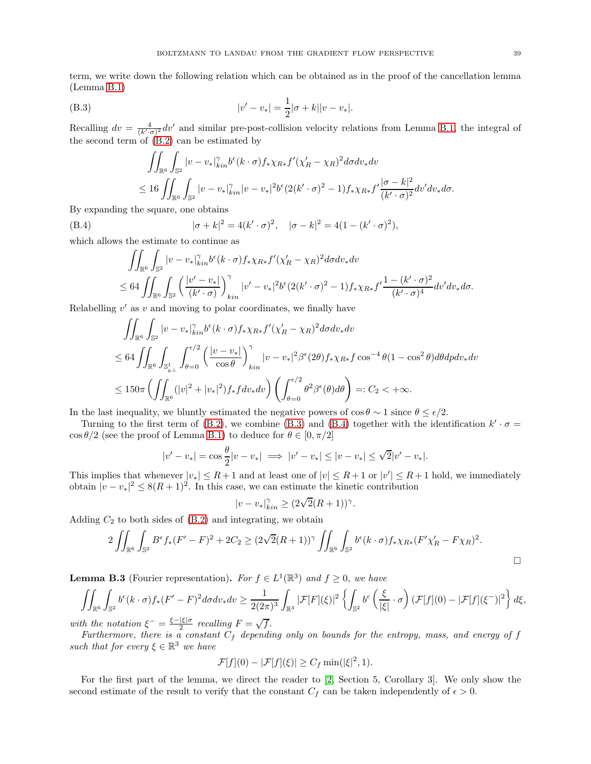term, we write down the following relation which can be obtained as in the proof of the cancellation lemma (Lemma B.1)

$$|v' - v_*| = \frac{1}{2}|\sigma + k||v - v_*|. \tag{B.3}$$

Recalling $dv = \frac{4}{(k'\cdot\sigma)^2}dv'$ and similar pre-post-collision velocity relations from Lemma B.1, the integral of the second term of (B.2) can be estimated by

$$\begin{aligned}
&\iint_{\mathbb{R}^6}\int_{\mathbb{S}^2} |v-v_*|_{kin}^{\gamma} b^\epsilon(k\cdot\sigma) f_*\chi_{R*} f'(\chi_R' - \chi_R)^2 d\sigma dv_* dv \\
&\le 16 \iint_{\mathbb{R}^6}\int_{\mathbb{S}^2} |v-v_*|_{kin}^{\gamma}|v-v_*|^2 b^\epsilon(2(k'\cdot\sigma)^2-1) f_*\chi_{R*} f' \frac{|\sigma-k|^2}{(k'\cdot\sigma)^2} dv' dv_* d\sigma.
\end{aligned}$$

By expanding the square, one obtains

$$|\sigma + k|^2 = 4(k'\cdot\sigma)^2, \quad |\sigma - k|^2 = 4(1-(k'\cdot\sigma)^2), \tag{B.4}$$

which allows the estimate to continue as

$$\begin{aligned}
&\iint_{\mathbb{R}^6}\int_{\mathbb{S}^2} |v-v_*|_{kin}^{\gamma} b^\epsilon(k\cdot\sigma) f_*\chi_{R*} f'(\chi_R' - \chi_R)^2 d\sigma dv_* dv \\
&\le 64 \iint_{\mathbb{R}^6}\int_{\mathbb{S}^2} \left(\frac{|v'-v_*|}{(k'\cdot\sigma)}\right)_{kin}^{\gamma} |v'-v_*|^2 b^\epsilon(2(k'\cdot\sigma)^2-1) f_*\chi_{R*} f' \frac{1-(k'\cdot\sigma)^2}{(k'\cdot\sigma)^4} dv' dv_* d\sigma.
\end{aligned}$$

Relabelling $v'$ as $v$ and moving to polar coordinates, we finally have

$$\begin{aligned}
&\iint_{\mathbb{R}^6}\int_{\mathbb{S}^2} |v-v_*|_{kin}^{\gamma} b^\epsilon(k\cdot\sigma) f_*\chi_{R*} f'(\chi_R' - \chi_R)^2 d\sigma dv_* dv \\
&\le 64 \iint_{\mathbb{R}^6}\int_{\mathbb{S}^1_{k^\perp}}\int_{\theta=0}^{\epsilon/2} \left(\frac{|v-v_*|}{\cos\theta}\right)_{kin}^{\gamma} |v-v_*|^2 \beta^\epsilon(2\theta) f_*\chi_{R*} f \cos^{-4}\theta(1-\cos^2\theta) d\theta dp dv_* dv \\
&\le 150\pi \left(\iint_{\mathbb{R}^6}(|v|^2+|v_*|^2) f_* f dv_* dv\right)\left(\int_{\theta=0}^{\epsilon/2}\theta^2\beta^\epsilon(\theta)d\theta\right) =: C_2 < +\infty.
\end{aligned}$$

In the last inequality, we bluntly estimated the negative powers of $\cos\theta \sim 1$ since $\theta \le \epsilon/2$.

Turning to the first term of (B.2), we combine (B.3) and (B.4) together with the identification $k'\cdot\sigma = \cos\theta/2$ (see the proof of Lemma B.1) to deduce for $\theta \in [0,\pi/2]$

$$|v'-v_*| = \cos\frac{\theta}{2}|v-v_*| \implies |v'-v_*| \le |v-v_*| \le \sqrt{2}|v'-v_*|.$$

This implies that whenever $|v_*| \le R+1$ and at least one of $|v| \le R+1$ or $|v'| \le R+1$ hold, we immediately obtain $|v-v_*|^2 \le 8(R+1)^2$. In this case, we can estimate the kinetic contribution

$$|v-v_*|_{kin}^{\gamma} \ge (2\sqrt{2}(R+1))^\gamma.$$

Adding $C_2$ to both sides of (B.2) and integrating, we obtain

$$2\iint_{\mathbb{R}^6}\int_{\mathbb{S}^2} B^\epsilon f_*(F'-F)^2 + 2C_2 \ge (2\sqrt{2}(R+1))^\gamma \iint_{\mathbb{R}^6}\int_{\mathbb{S}^2} b^\epsilon(k\cdot\sigma) f_*\chi_{R*}(F'\chi_R' - F\chi_R)^2.$$

$\square$

**Lemma B.3** (Fourier representation)**.** *For $f \in L^1(\mathbb{R}^3)$ and $f \ge 0$, we have*

$$\iint_{\mathbb{R}^6}\int_{\mathbb{S}^2} b^\epsilon(k\cdot\sigma) f_*(F'-F)^2 d\sigma dv_* dv \ge \frac{1}{2(2\pi)^3}\int_{\mathbb{R}^3}|\mathcal{F}[F](\xi)|^2\left\{\int_{\mathbb{S}^2} b^\epsilon\left(\frac{\xi}{|\xi|}\cdot\sigma\right)(\mathcal{F}[f](0) - |\mathcal{F}[f](\xi^-)|^2\right\}d\xi,$$

*with the notation $\xi^- = \frac{\xi - |\xi|\sigma}{2}$ recalling $F = \sqrt{f}$.*

*Furthermore, there is a constant $C_f$ depending only on bounds for the entropy, mass, and energy of $f$ such that for every $\xi \in \mathbb{R}^3$ we have*

$$\mathcal{F}[f](0) - |\mathcal{F}[f](\xi)| \ge C_f \min(|\xi|^2, 1).$$

For the first part of the lemma, we direct the reader to [2, Section 5, Corollary 3]. We only show the second estimate of the result to verify that the constant $C_f$ can be taken independently of $\epsilon > 0$.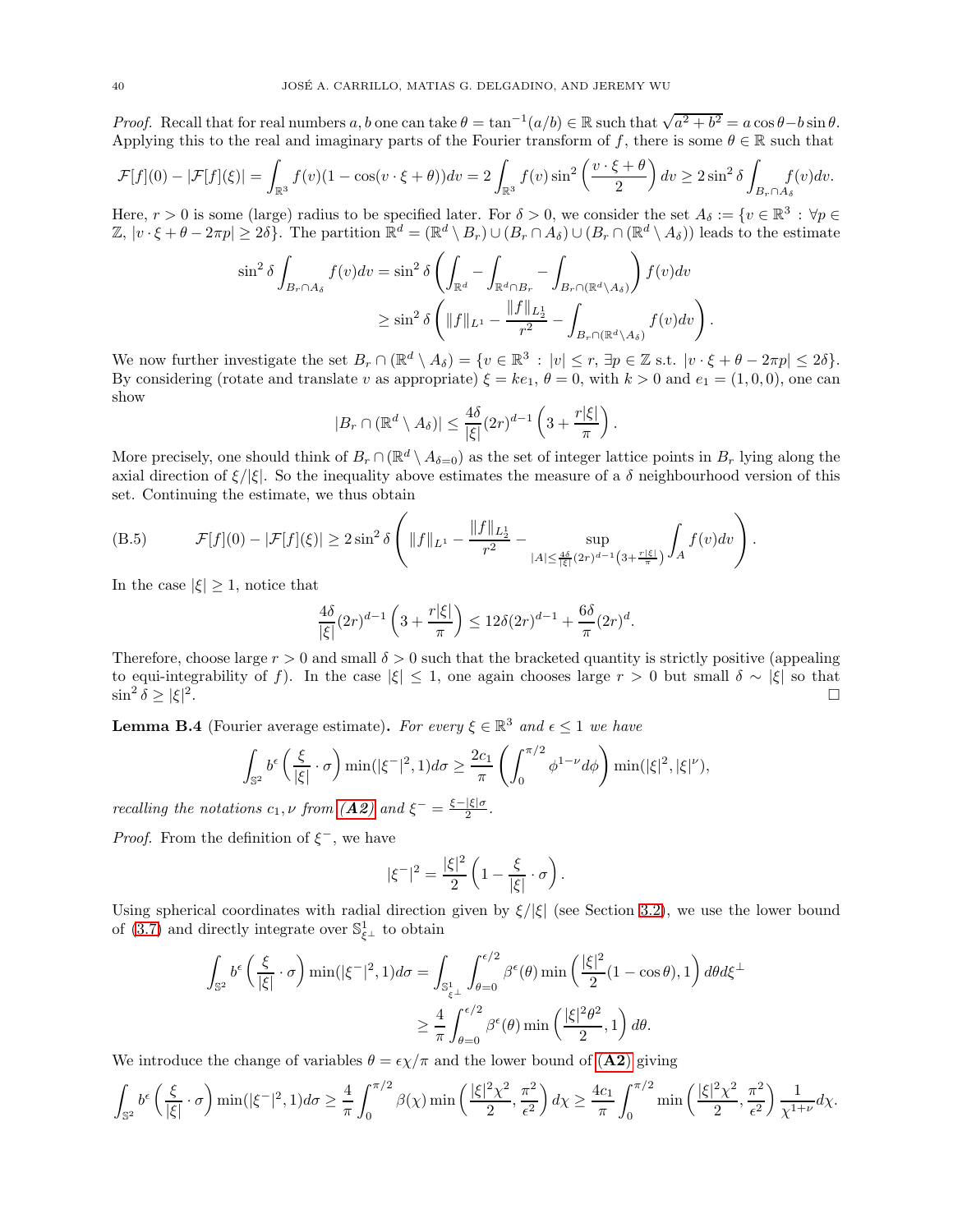*Proof.* Recall that for real numbers $a, b$ one can take $\theta = \tan^{-1}(a/b) \in \mathbb{R}$ such that $\sqrt{a^2+b^2} = a\cos\theta - b\sin\theta$. Applying this to the real and imaginary parts of the Fourier transform of $f$, there is some $\theta \in \mathbb{R}$ such that

$$\mathcal{F}[f](0) - |\mathcal{F}[f](\xi)| = \int_{\mathbb{R}^3} f(v)(1-\cos(v\cdot\xi+\theta))dv = 2\int_{\mathbb{R}^3} f(v)\sin^2\left(\frac{v\cdot\xi+\theta}{2}\right)dv \geq 2\sin^2\delta\int_{B_r\cap A_\delta} f(v)dv.$$

Here, $r > 0$ is some (large) radius to be specified later. For $\delta > 0$, we consider the set $A_\delta := \{v \in \mathbb{R}^3 : \forall p \in \mathbb{Z},\ |v\cdot\xi+\theta-2\pi p| \geq 2\delta\}$. The partition $\mathbb{R}^d = (\mathbb{R}^d \setminus B_r) \cup (B_r \cap A_\delta) \cup (B_r \cap (\mathbb{R}^d \setminus A_\delta))$ leads to the estimate

$$\begin{aligned}
\sin^2\delta\int_{B_r\cap A_\delta} f(v)dv &= \sin^2\delta\left(\int_{\mathbb{R}^d} - \int_{\mathbb{R}^d\cap B_r} - \int_{B_r\cap(\mathbb{R}^d\setminus A_\delta)}\right)f(v)dv \\
&\geq \sin^2\delta\left(\|f\|_{L^1} - \frac{\|f\|_{L^1_2}}{r^2} - \int_{B_r\cap(\mathbb{R}^d\setminus A_\delta)} f(v)dv\right).
\end{aligned}$$

We now further investigate the set $B_r \cap (\mathbb{R}^d \setminus A_\delta) = \{v \in \mathbb{R}^3 : |v| \leq r,\ \exists p \in \mathbb{Z} \text{ s.t. } |v\cdot\xi+\theta-2\pi p| \leq 2\delta\}$. By considering (rotate and translate $v$ as appropriate) $\xi = ke_1$, $\theta = 0$, with $k > 0$ and $e_1 = (1,0,0)$, one can show

$$|B_r \cap (\mathbb{R}^d \setminus A_\delta)| \leq \frac{4\delta}{|\xi|}(2r)^{d-1}\left(3 + \frac{r|\xi|}{\pi}\right).$$

More precisely, one should think of $B_r \cap (\mathbb{R}^d \setminus A_{\delta=0})$ as the set of integer lattice points in $B_r$ lying along the axial direction of $\xi/|\xi|$. So the inequality above estimates the measure of a $\delta$ neighbourhood version of this set. Continuing the estimate, we thus obtain

$$\mathcal{F}[f](0) - |\mathcal{F}[f](\xi)| \geq 2\sin^2\delta\left(\|f\|_{L^1} - \frac{\|f\|_{L^1_2}}{r^2} - \sup_{|A|\leq\frac{4\delta}{|\xi|}(2r)^{d-1}\left(3+\frac{r|\xi|}{\pi}\right)}\int_A f(v)dv\right). \tag{B.5}$$

In the case $|\xi| \geq 1$, notice that

$$\frac{4\delta}{|\xi|}(2r)^{d-1}\left(3 + \frac{r|\xi|}{\pi}\right) \leq 12\delta(2r)^{d-1} + \frac{6\delta}{\pi}(2r)^d.$$

Therefore, choose large $r > 0$ and small $\delta > 0$ such that the bracketed quantity is strictly positive (appealing to equi-integrability of $f$). In the case $|\xi| \leq 1$, one again chooses large $r > 0$ but small $\delta \sim |\xi|$ so that $\sin^2\delta \geq |\xi|^2$. □

**Lemma B.4** (Fourier average estimate)**.** *For every $\xi \in \mathbb{R}^3$ and $\epsilon \leq 1$ we have*

$$\int_{\mathbb{S}^2} b^\epsilon\left(\frac{\xi}{|\xi|}\cdot\sigma\right)\min(|\xi^-|^2, 1)d\sigma \geq \frac{2c_1}{\pi}\left(\int_0^{\pi/2}\phi^{1-\nu}d\phi\right)\min(|\xi|^2, |\xi|^\nu),$$

*recalling the notations $c_1, \nu$ from **(A2)** and $\xi^- = \frac{\xi-|\xi|\sigma}{2}$.*

*Proof.* From the definition of $\xi^-$, we have

$$|\xi^-|^2 = \frac{|\xi|^2}{2}\left(1 - \frac{\xi}{|\xi|}\cdot\sigma\right).$$

Using spherical coordinates with radial direction given by $\xi/|\xi|$ (see Section 3.2), we use the lower bound of (3.7) and directly integrate over $\mathbb{S}^1_{\xi^\perp}$ to obtain

$$\begin{aligned}
\int_{\mathbb{S}^2} b^\epsilon\left(\frac{\xi}{|\xi|}\cdot\sigma\right)\min(|\xi^-|^2, 1)d\sigma &= \int_{\mathbb{S}^1_{\xi^\perp}}\int_{\theta=0}^{\epsilon/2}\beta^\epsilon(\theta)\min\left(\frac{|\xi|^2}{2}(1-\cos\theta), 1\right)d\theta d\xi^\perp \\
&\geq \frac{4}{\pi}\int_{\theta=0}^{\epsilon/2}\beta^\epsilon(\theta)\min\left(\frac{|\xi|^2\theta^2}{2}, 1\right)d\theta.
\end{aligned}$$

We introduce the change of variables $\theta = \epsilon\chi/\pi$ and the lower bound of **(A2)** giving

$$\int_{\mathbb{S}^2} b^\epsilon\left(\frac{\xi}{|\xi|}\cdot\sigma\right)\min(|\xi^-|^2, 1)d\sigma \geq \frac{4}{\pi}\int_0^{\pi/2}\beta(\chi)\min\left(\frac{|\xi|^2\chi^2}{2}, \frac{\pi^2}{\epsilon^2}\right)d\chi \geq \frac{4c_1}{\pi}\int_0^{\pi/2}\min\left(\frac{|\xi|^2\chi^2}{2}, \frac{\pi^2}{\epsilon^2}\right)\frac{1}{\chi^{1+\nu}}d\chi.$$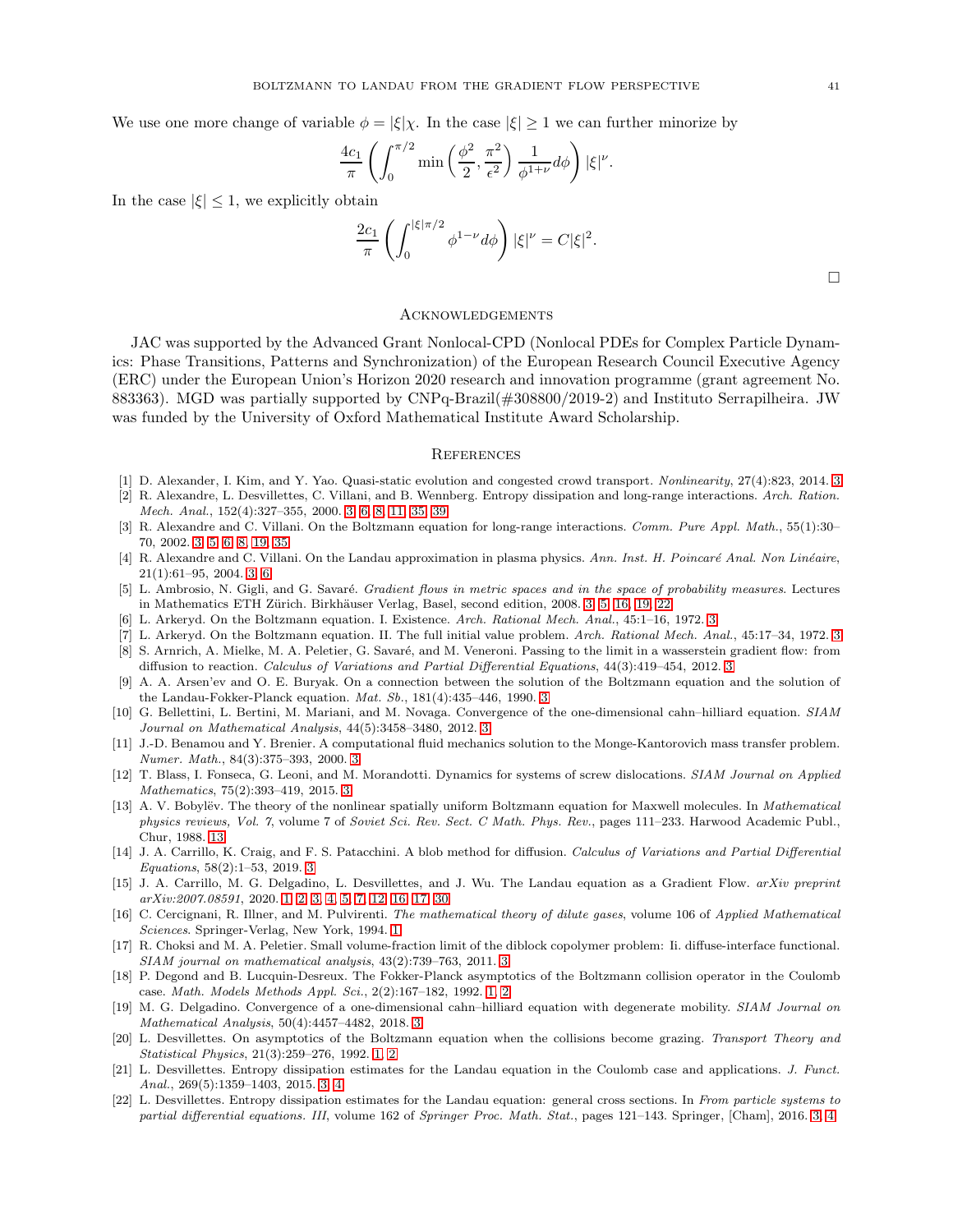We use one more change of variable $\phi = |\xi|\chi$. In the case $|\xi| \geq 1$ we can further minorize by

$$\frac{4c_1}{\pi}\left(\int_0^{\pi/2} \min\left(\frac{\phi^2}{2}, \frac{\pi^2}{\epsilon^2}\right)\frac{1}{\phi^{1+\nu}}d\phi\right)|\xi|^\nu.$$

In the case $|\xi| \leq 1$, we explicitly obtain

$$\frac{2c_1}{\pi}\left(\int_0^{|\xi|\pi/2} \phi^{1-\nu}d\phi\right)|\xi|^\nu = C|\xi|^2.$$

□

## Acknowledgements

JAC was supported by the Advanced Grant Nonlocal-CPD (Nonlocal PDEs for Complex Particle Dynamics: Phase Transitions, Patterns and Synchronization) of the European Research Council Executive Agency (ERC) under the European Union's Horizon 2020 research and innovation programme (grant agreement No. 883363). MGD was partially supported by CNPq-Brazil(#308800/2019-2) and Instituto Serrapilheira. JW was funded by the University of Oxford Mathematical Institute Award Scholarship.

## References

[1] D. Alexander, I. Kim, and Y. Yao. Quasi-static evolution and congested crowd transport. *Nonlinearity*, 27(4):823, 2014. 3

[2] R. Alexandre, L. Desvillettes, C. Villani, and B. Wennberg. Entropy dissipation and long-range interactions. *Arch. Ration. Mech. Anal.*, 152(4):327–355, 2000. 3, 6, 8, 11, 35, 39

[3] R. Alexandre and C. Villani. On the Boltzmann equation for long-range interactions. *Comm. Pure Appl. Math.*, 55(1):30–70, 2002. 3, 5, 6, 8, 19, 35

[4] R. Alexandre and C. Villani. On the Landau approximation in plasma physics. *Ann. Inst. H. Poincaré Anal. Non Linéaire*, 21(1):61–95, 2004. 3, 6

[5] L. Ambrosio, N. Gigli, and G. Savaré. *Gradient flows in metric spaces and in the space of probability measures*. Lectures in Mathematics ETH Zürich. Birkhäuser Verlag, Basel, second edition, 2008. 3, 5, 16, 19, 22

[6] L. Arkeryd. On the Boltzmann equation. I. Existence. *Arch. Rational Mech. Anal.*, 45:1–16, 1972. 3

[7] L. Arkeryd. On the Boltzmann equation. II. The full initial value problem. *Arch. Rational Mech. Anal.*, 45:17–34, 1972. 3

[8] S. Arnrich, A. Mielke, M. A. Peletier, G. Savaré, and M. Veneroni. Passing to the limit in a wasserstein gradient flow: from diffusion to reaction. *Calculus of Variations and Partial Differential Equations*, 44(3):419–454, 2012. 3

[9] A. A. Arsen'ev and O. E. Buryak. On a connection between the solution of the Boltzmann equation and the solution of the Landau-Fokker-Planck equation. *Mat. Sb.*, 181(4):435–446, 1990. 3

[10] G. Bellettini, L. Bertini, M. Mariani, and M. Novaga. Convergence of the one-dimensional cahn–hilliard equation. *SIAM Journal on Mathematical Analysis*, 44(5):3458–3480, 2012. 3

[11] J.-D. Benamou and Y. Brenier. A computational fluid mechanics solution to the Monge-Kantorovich mass transfer problem. *Numer. Math.*, 84(3):375–393, 2000. 3

[12] T. Blass, I. Fonseca, G. Leoni, and M. Morandotti. Dynamics for systems of screw dislocations. *SIAM Journal on Applied Mathematics*, 75(2):393–419, 2015. 3

[13] A. V. Bobylëv. The theory of the nonlinear spatially uniform Boltzmann equation for Maxwell molecules. In *Mathematical physics reviews, Vol. 7*, volume 7 of *Soviet Sci. Rev. Sect. C Math. Phys. Rev.*, pages 111–233. Harwood Academic Publ., Chur, 1988. 13

[14] J. A. Carrillo, K. Craig, and F. S. Patacchini. A blob method for diffusion. *Calculus of Variations and Partial Differential Equations*, 58(2):1–53, 2019. 3

[15] J. A. Carrillo, M. G. Delgadino, L. Desvillettes, and J. Wu. The Landau equation as a Gradient Flow. *arXiv preprint arXiv:2007.08591*, 2020. 1, 2, 3, 4, 5, 7, 12, 16, 17, 30

[16] C. Cercignani, R. Illner, and M. Pulvirenti. *The mathematical theory of dilute gases*, volume 106 of *Applied Mathematical Sciences*. Springer-Verlag, New York, 1994. 1

[17] R. Choksi and M. A. Peletier. Small volume-fraction limit of the diblock copolymer problem: Ii. diffuse-interface functional. *SIAM journal on mathematical analysis*, 43(2):739–763, 2011. 3

[18] P. Degond and B. Lucquin-Desreux. The Fokker-Planck asymptotics of the Boltzmann collision operator in the Coulomb case. *Math. Models Methods Appl. Sci.*, 2(2):167–182, 1992. 1, 2

[19] M. G. Delgadino. Convergence of a one-dimensional cahn–hilliard equation with degenerate mobility. *SIAM Journal on Mathematical Analysis*, 50(4):4457–4482, 2018. 3

[20] L. Desvillettes. On asymptotics of the Boltzmann equation when the collisions become grazing. *Transport Theory and Statistical Physics*, 21(3):259–276, 1992. 1, 2

[21] L. Desvillettes. Entropy dissipation estimates for the Landau equation in the Coulomb case and applications. *J. Funct. Anal.*, 269(5):1359–1403, 2015. 3, 4

[22] L. Desvillettes. Entropy dissipation estimates for the Landau equation: general cross sections. In *From particle systems to partial differential equations. III*, volume 162 of *Springer Proc. Math. Stat.*, pages 121–143. Springer, [Cham], 2016. 3, 4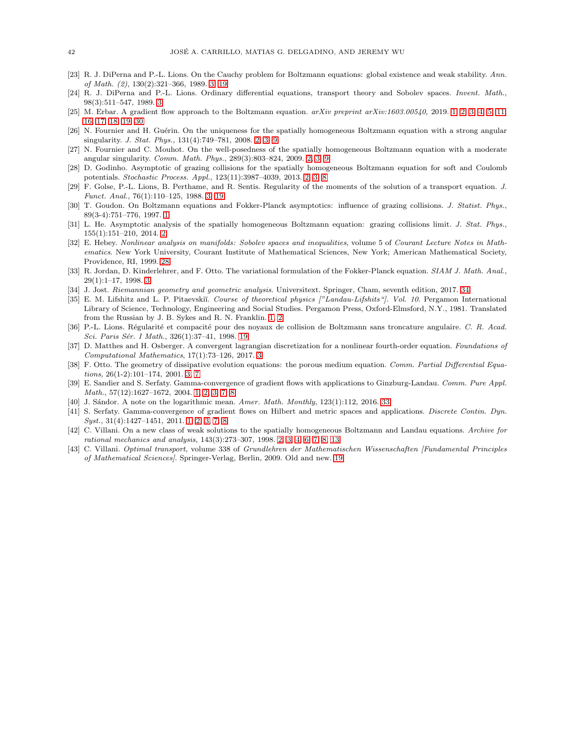- [23] R. J. DiPerna and P.-L. Lions. On the Cauchy problem for Boltzmann equations: global existence and weak stability. *Ann. of Math. (2)*, 130(2):321–366, 1989. 3, 19
- [24] R. J. DiPerna and P.-L. Lions. Ordinary differential equations, transport theory and Sobolev spaces. *Invent. Math.*, 98(3):511–547, 1989. 3
- [25] M. Erbar. A gradient flow approach to the Boltzmann equation. *arXiv preprint arXiv:1603.00540*, 2019. 1, 2, 3, 4, 5, 11, 16, 17, 18, 19, 30
- [26] N. Fournier and H. Guérin. On the uniqueness for the spatially homogeneous Boltzmann equation with a strong angular singularity. *J. Stat. Phys.*, 131(4):749–781, 2008. 2, 3, 9
- [27] N. Fournier and C. Mouhot. On the well-posedness of the spatially homogeneous Boltzmann equation with a moderate angular singularity. *Comm. Math. Phys.*, 289(3):803–824, 2009. 2, 3, 9
- [28] D. Godinho. Asymptotic of grazing collisions for the spatially homogeneous Boltzmann equation for soft and Coulomb potentials. *Stochastic Process. Appl.*, 123(11):3987–4039, 2013. 2, 3, 8
- [29] F. Golse, P.-L. Lions, B. Perthame, and R. Sentis. Regularity of the moments of the solution of a transport equation. *J. Funct. Anal.*, 76(1):110–125, 1988. 3, 19
- [30] T. Goudon. On Boltzmann equations and Fokker-Planck asymptotics: influence of grazing collisions. *J. Statist. Phys.*, 89(3-4):751–776, 1997. 1
- [31] L. He. Asymptotic analysis of the spatially homogeneous Boltzmann equation: grazing collisions limit. *J. Stat. Phys.*, 155(1):151–210, 2014. 2
- [32] E. Hebey. *Nonlinear analysis on manifolds: Sobolev spaces and inequalities*, volume 5 of *Courant Lecture Notes in Mathematics*. New York University, Courant Institute of Mathematical Sciences, New York; American Mathematical Society, Providence, RI, 1999. 28
- [33] R. Jordan, D. Kinderlehrer, and F. Otto. The variational formulation of the Fokker-Planck equation. *SIAM J. Math. Anal.*, 29(1):1–17, 1998. 3
- [34] J. Jost. *Riemannian geometry and geometric analysis*. Universitext. Springer, Cham, seventh edition, 2017. 34
- [35] E. M. Lifshitz and L. P. Pitaevskiĭ. *Course of theoretical physics ["Landau-Lifshits"]. Vol. 10*. Pergamon International Library of Science, Technology, Engineering and Social Studies. Pergamon Press, Oxford-Elmsford, N.Y., 1981. Translated from the Russian by J. B. Sykes and R. N. Franklin. 1, 2
- [36] P.-L. Lions. Régularité et compacité pour des noyaux de collision de Boltzmann sans troncature angulaire. *C. R. Acad. Sci. Paris Sér. I Math.*, 326(1):37–41, 1998. 19
- [37] D. Matthes and H. Osberger. A convergent lagrangian discretization for a nonlinear fourth-order equation. *Foundations of Computational Mathematics*, 17(1):73–126, 2017. 3
- [38] F. Otto. The geometry of dissipative evolution equations: the porous medium equation. *Comm. Partial Differential Equations*, 26(1-2):101–174, 2001. 3, 7
- [39] E. Sandier and S. Serfaty. Gamma-convergence of gradient flows with applications to Ginzburg-Landau. *Comm. Pure Appl. Math.*, 57(12):1627–1672, 2004. 1, 2, 3, 7, 8
- [40] J. Sándor. A note on the logarithmic mean. *Amer. Math. Monthly*, 123(1):112, 2016. 33
- [41] S. Serfaty. Gamma-convergence of gradient flows on Hilbert and metric spaces and applications. *Discrete Contin. Dyn. Syst.*, 31(4):1427–1451, 2011. 1, 2, 3, 7, 8
- [42] C. Villani. On a new class of weak solutions to the spatially homogeneous Boltzmann and Landau equations. *Archive for rational mechanics and analysis*, 143(3):273–307, 1998. 2, 3, 4, 6, 7, 8, 13
- [43] C. Villani. *Optimal transport*, volume 338 of *Grundlehren der Mathematischen Wissenschaften [Fundamental Principles of Mathematical Sciences]*. Springer-Verlag, Berlin, 2009. Old and new. 19